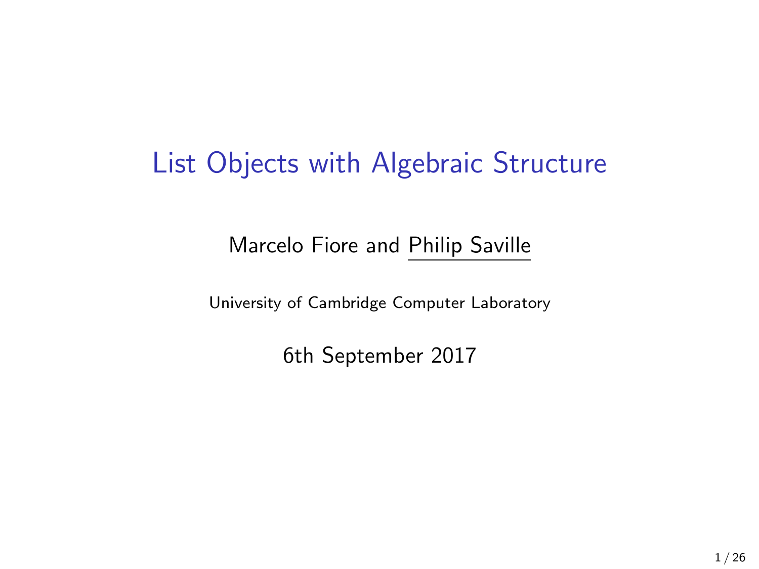# List Objects with Algebraic Structure

Marcelo Fiore and Philip Saville

University of Cambridge Computer Laboratory

6th September 2017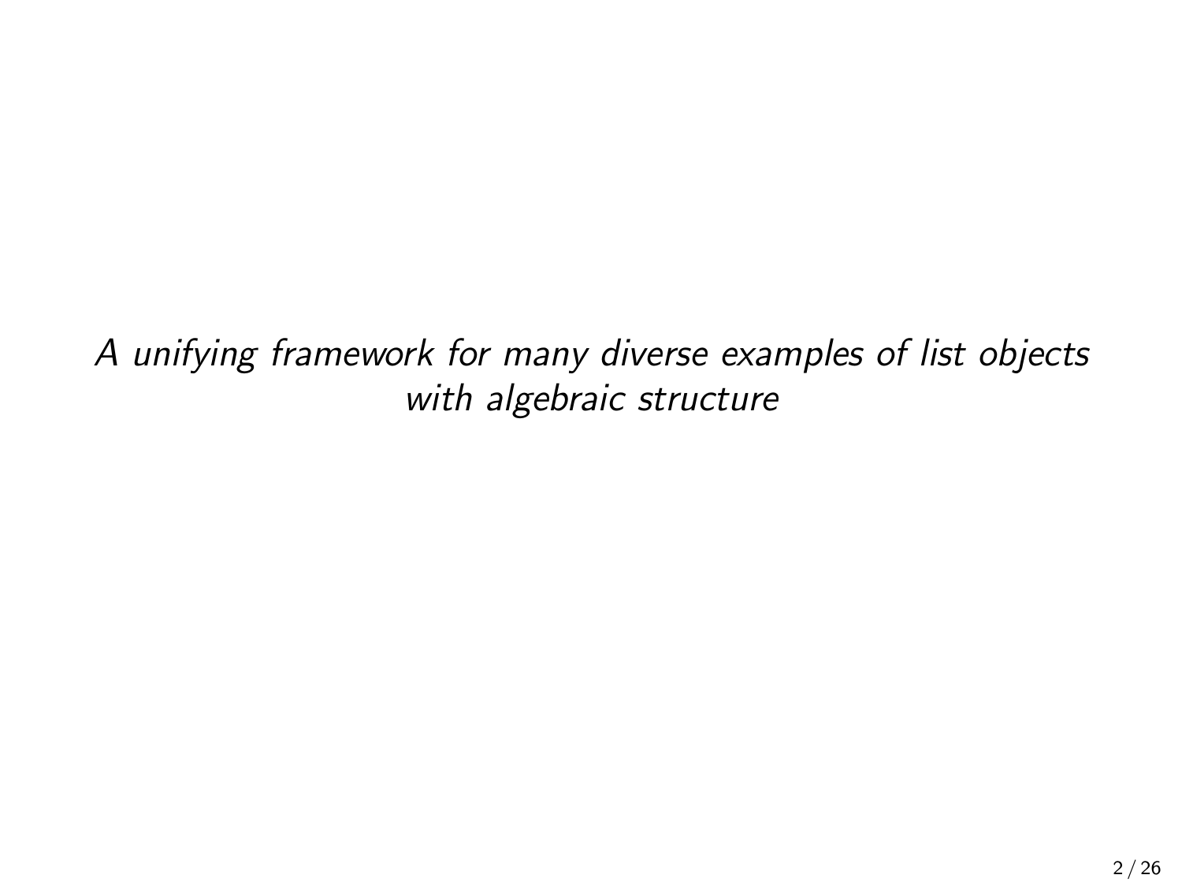*A unifying framework for many diverse examples of list objects with algebraic structure*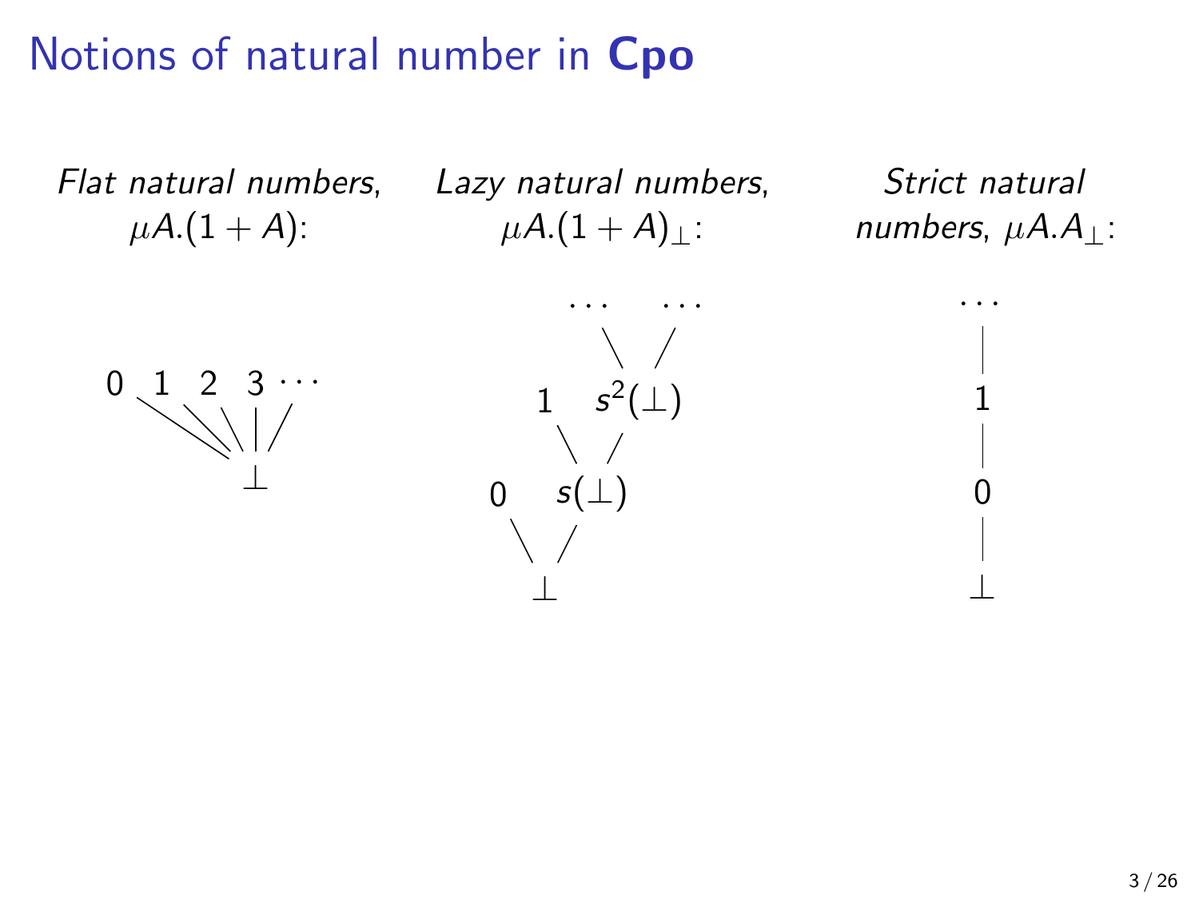# Notions of natural number in **Cpo**

*Flat natural numbers*, $\mu A.(1 + A)$:

$0 \quad 1 \quad 2 \quad 3 \; \cdots$

$\bot$

*Lazy natural numbers*, $\mu A.(1 + A)_\bot$:

$\ldots \quad \ldots$

$1 \quad s^2(\bot)$

$0 \quad s(\bot)$

$\bot$

*Strict natural numbers*, $\mu A.A_\bot$:

$\ldots$

$1$

$0$

$\bot$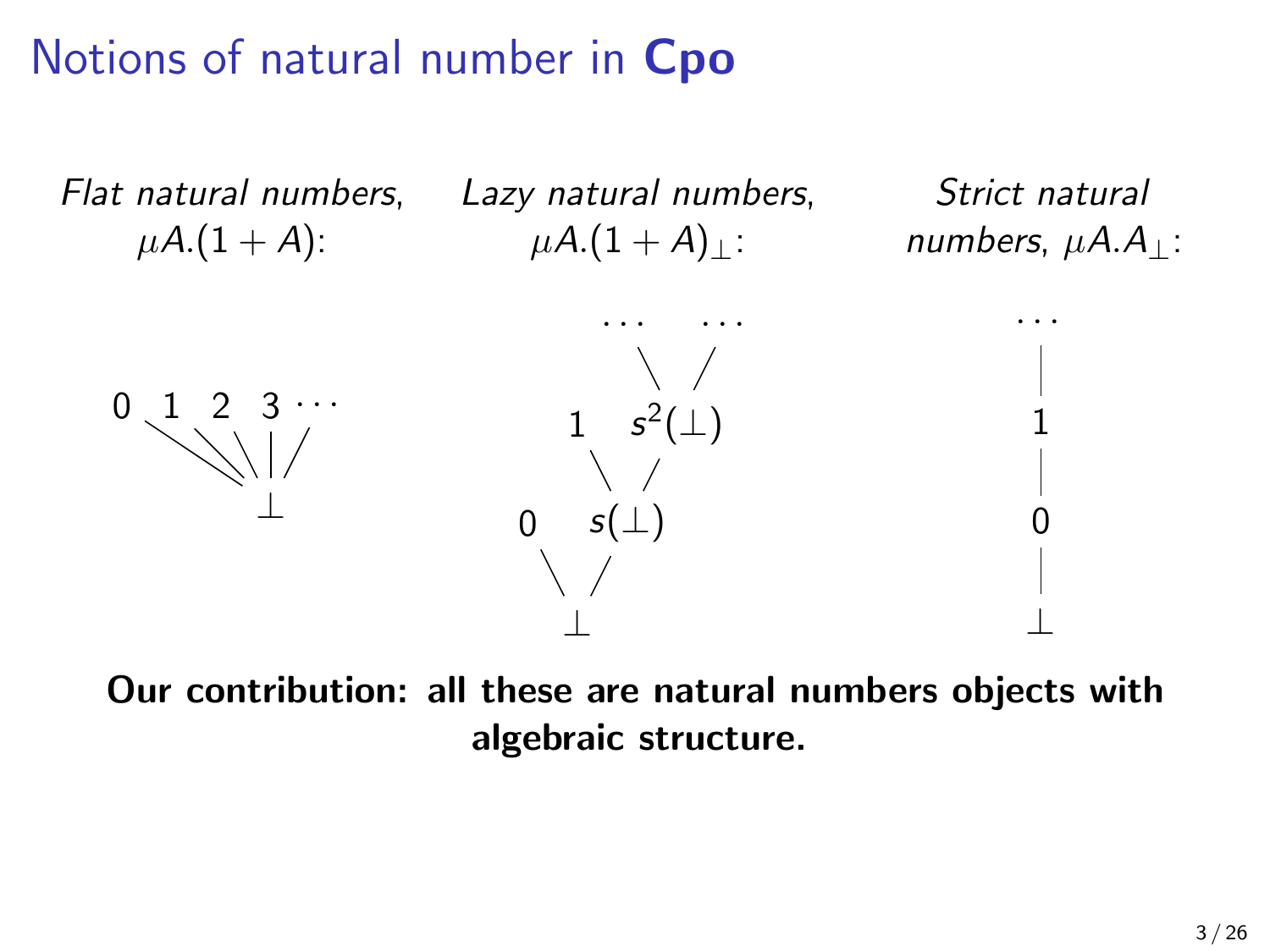# Notions of natural number in **Cpo**

*Flat natural numbers*, $\mu A.(1 + A)$:

$0 \quad 1 \quad 2 \quad 3 \cdots$

$\bot$

*Lazy natural numbers*, $\mu A.(1 + A)_\bot$:

$\cdots \quad \cdots$

$1 \quad s^2(\bot)$

$0 \quad s(\bot)$

$\bot$

*Strict natural numbers*, $\mu A.A_\bot$:

$\cdots$

$1$

$0$

$\bot$

**Our contribution: all these are natural numbers objects with algebraic structure.**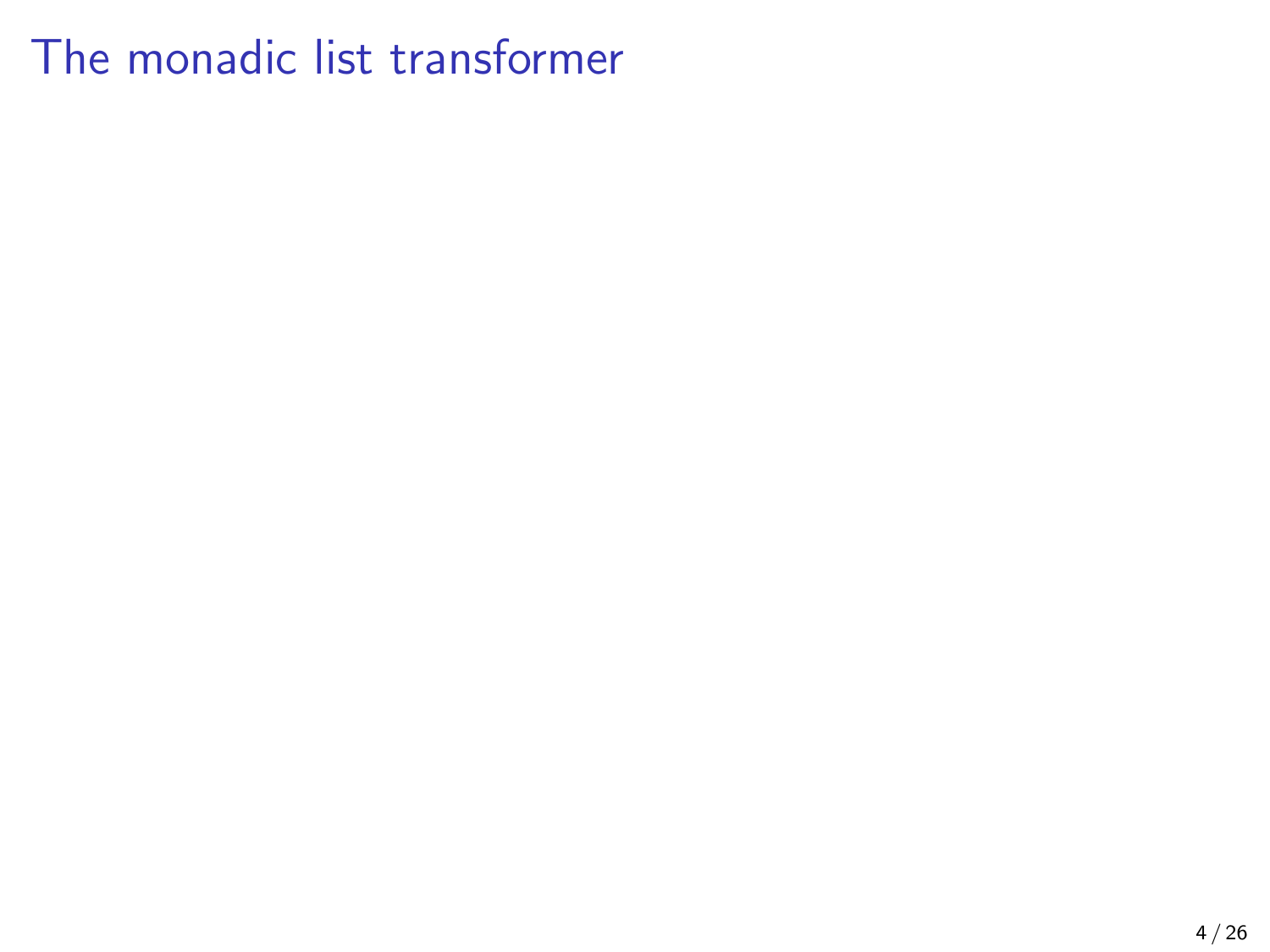# The monadic list transformer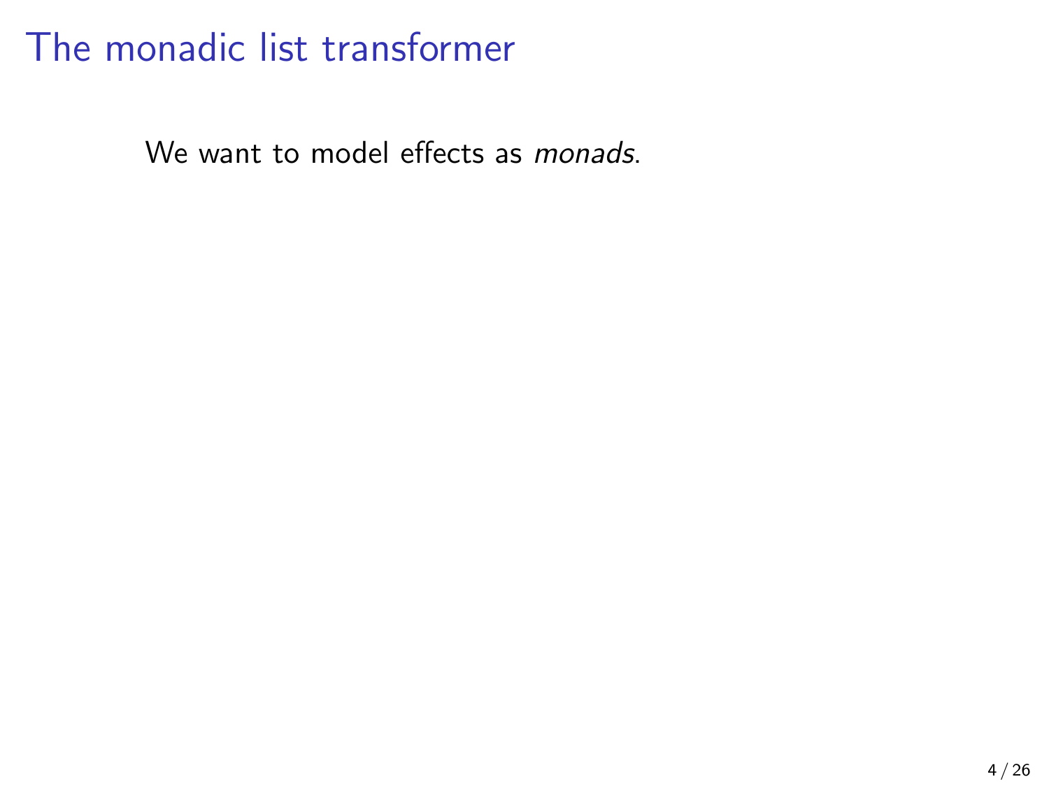# The monadic list transformer

We want to model effects as *monads*.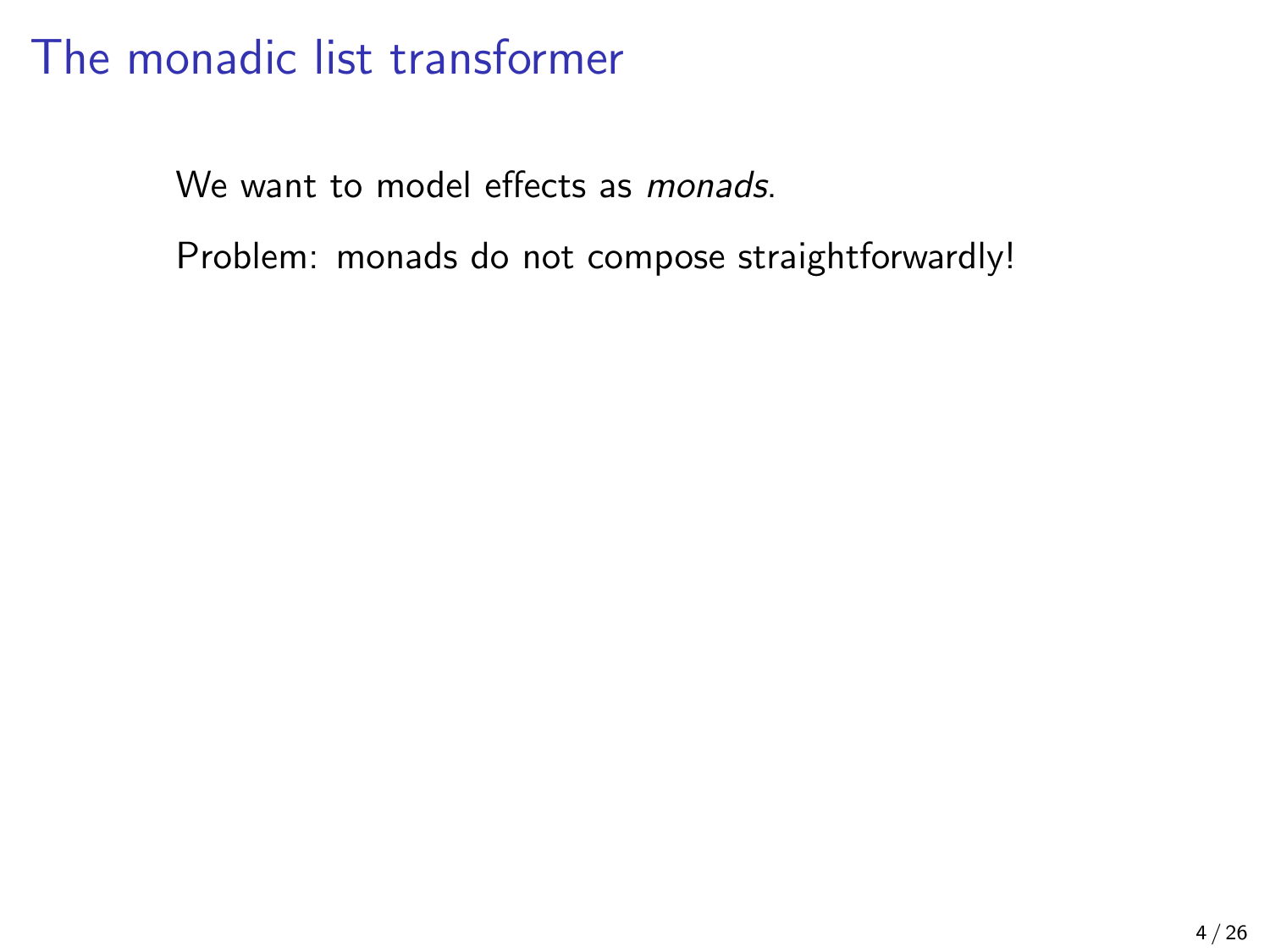# The monadic list transformer

We want to model effects as *monads*.

Problem: monads do not compose straightforwardly!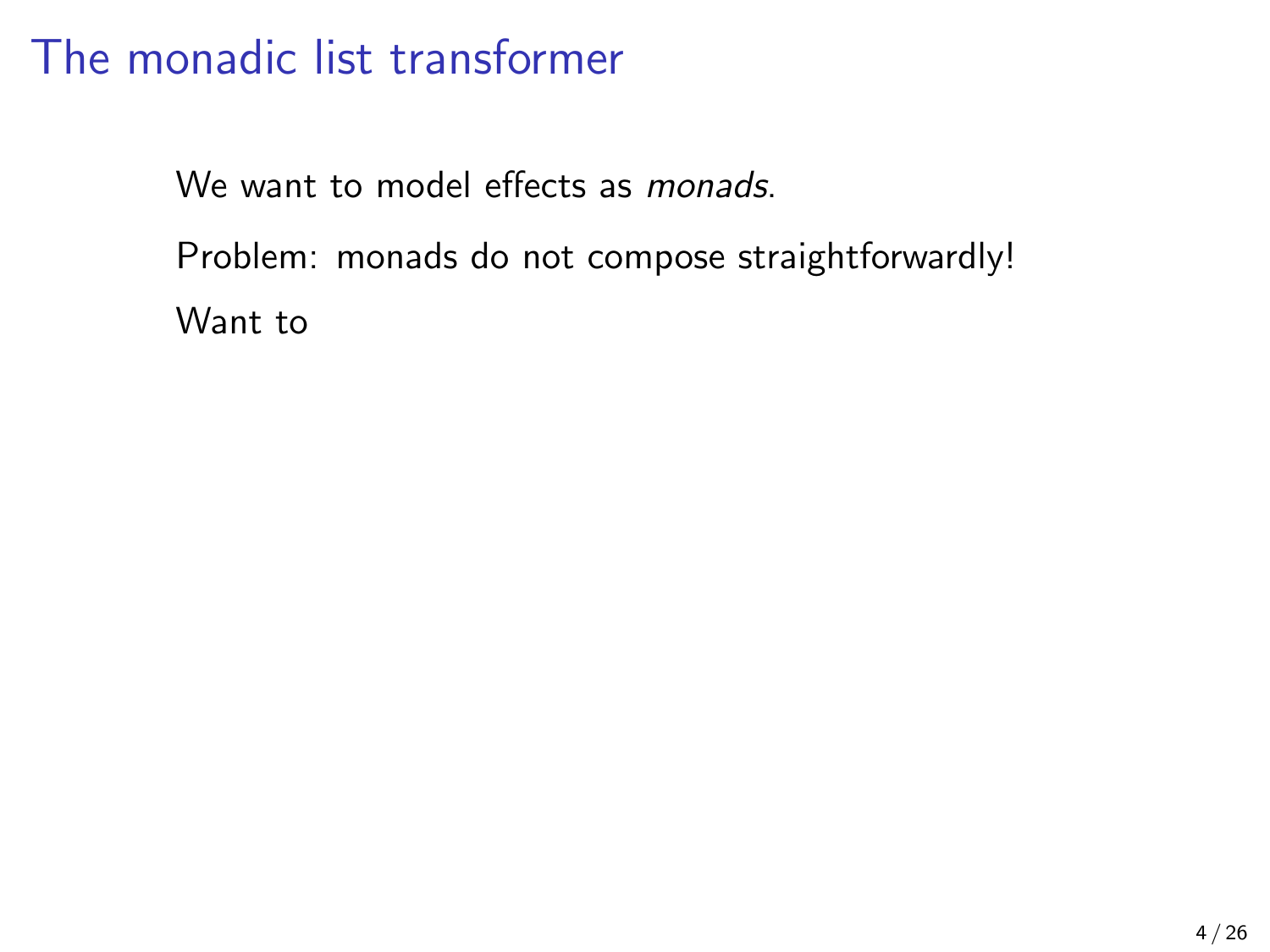# The monadic list transformer

We want to model effects as *monads*.

Problem: monads do not compose straightforwardly!

Want to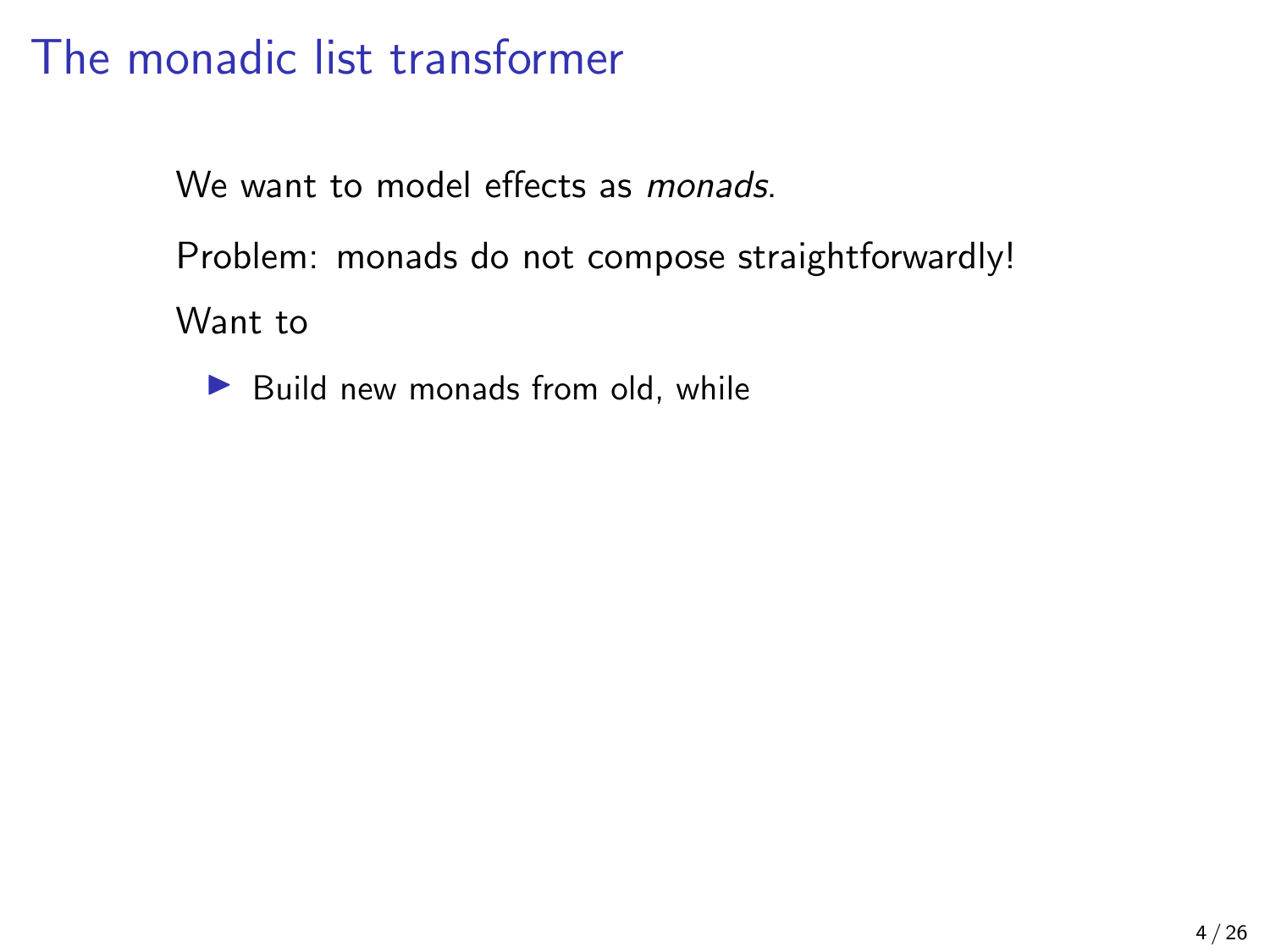# The monadic list transformer

We want to model effects as *monads*.

Problem: monads do not compose straightforwardly!

Want to

- Build new monads from old, while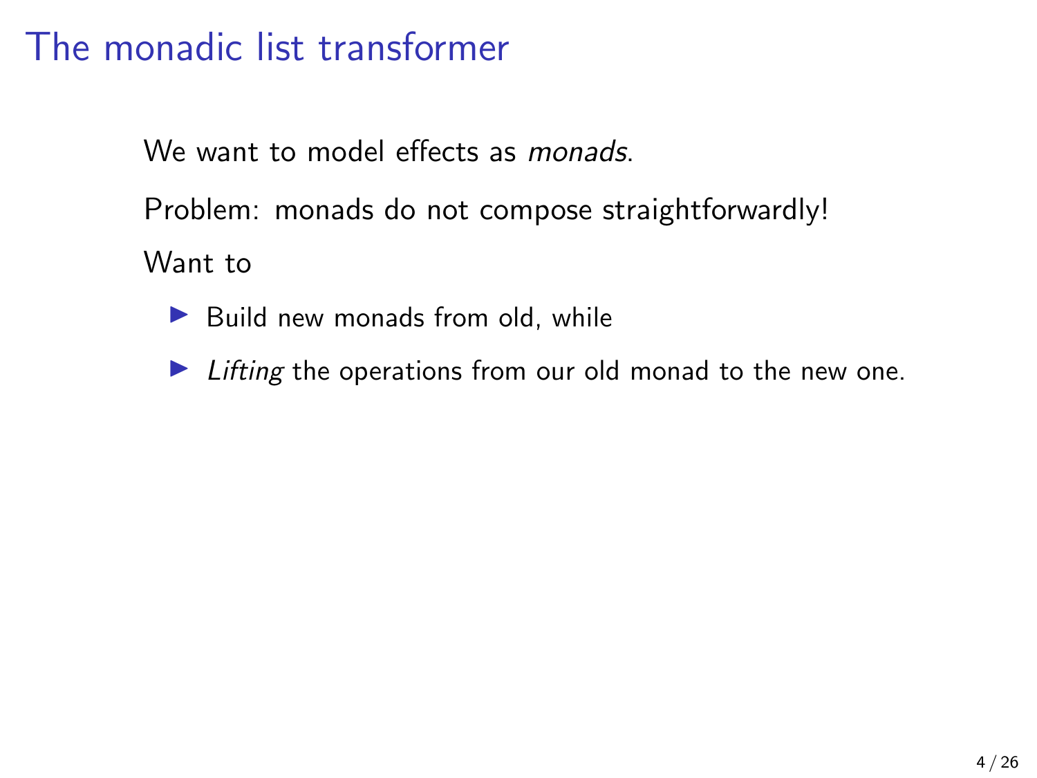# The monadic list transformer

We want to model effects as *monads*.

Problem: monads do not compose straightforwardly!

Want to

- Build new monads from old, while
- *Lifting* the operations from our old monad to the new one.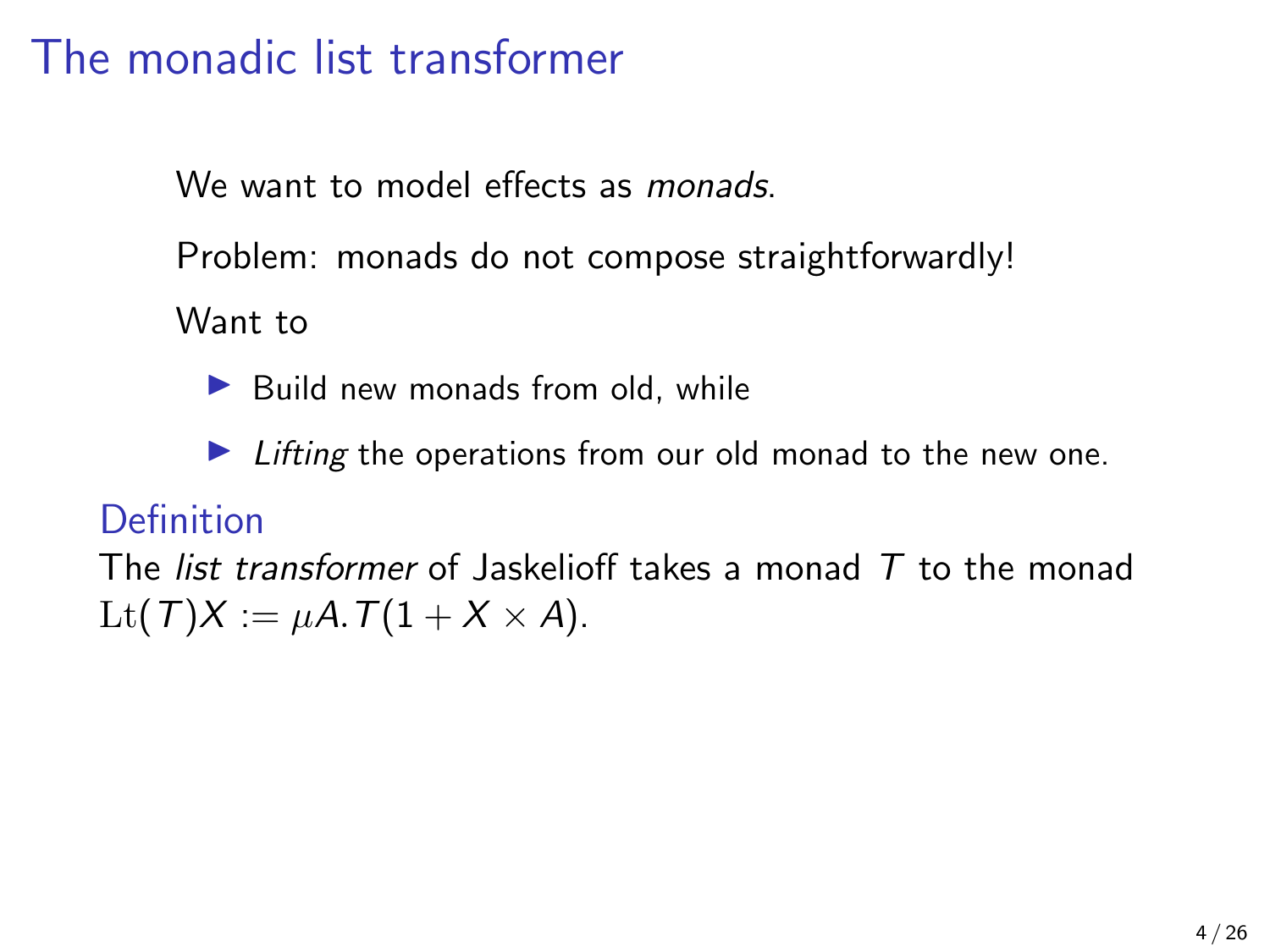# The monadic list transformer

We want to model effects as *monads*.

Problem: monads do not compose straightforwardly!

Want to

- Build new monads from old, while
- *Lifting* the operations from our old monad to the new one.

## Definition

The *list transformer* of Jaskelioff takes a monad $T$ to the monad $\mathrm{Lt}(T)X := \mu A. T(1 + X \times A)$.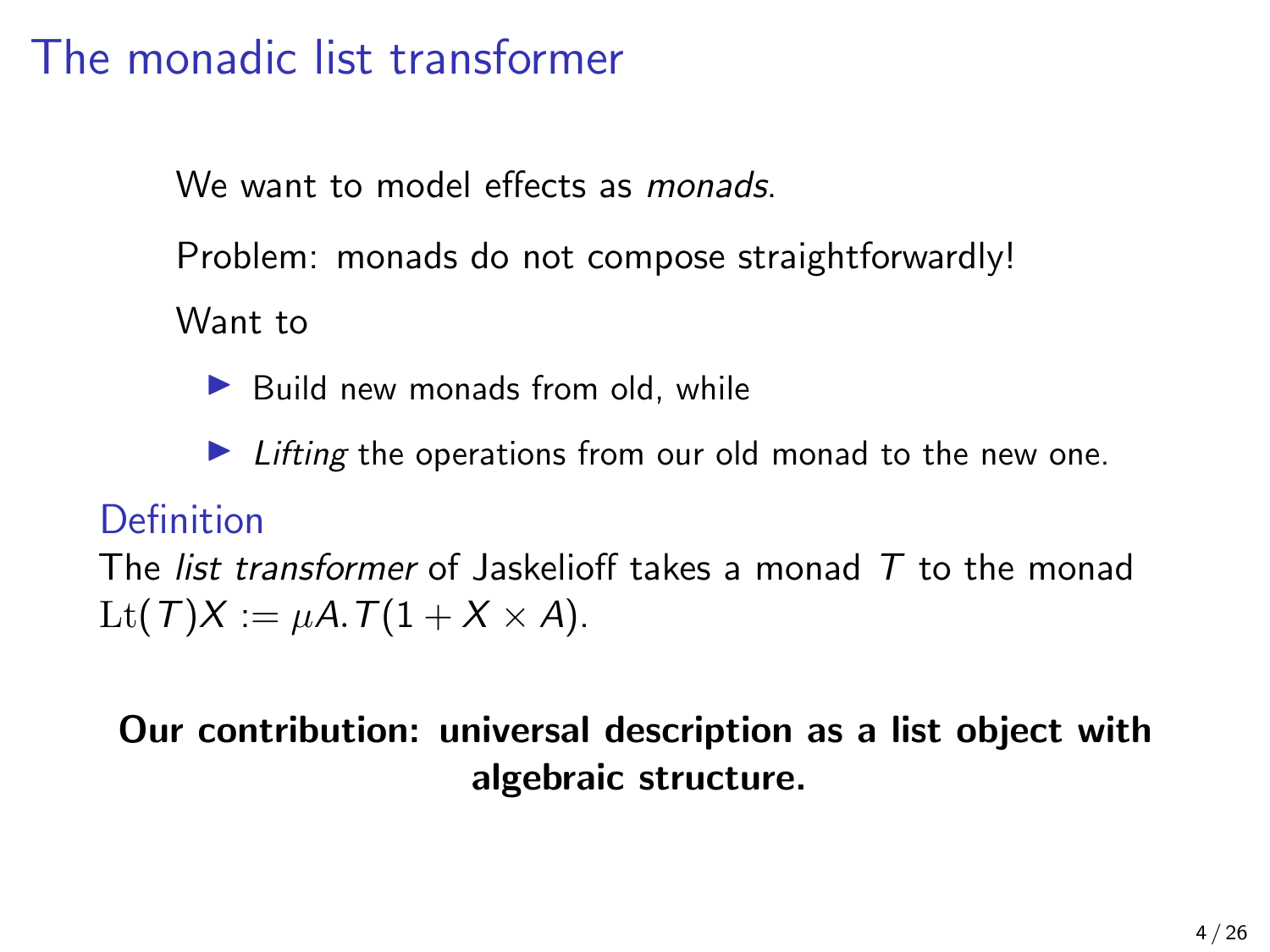# The monadic list transformer

We want to model effects as *monads*.

Problem: monads do not compose straightforwardly!

Want to

- Build new monads from old, while
- *Lifting* the operations from our old monad to the new one.

## Definition

The *list transformer* of Jaskelioff takes a monad $T$ to the monad $\mathrm{Lt}(T)X := \mu A. T(1 + X \times A)$.

**Our contribution: universal description as a list object with algebraic structure.**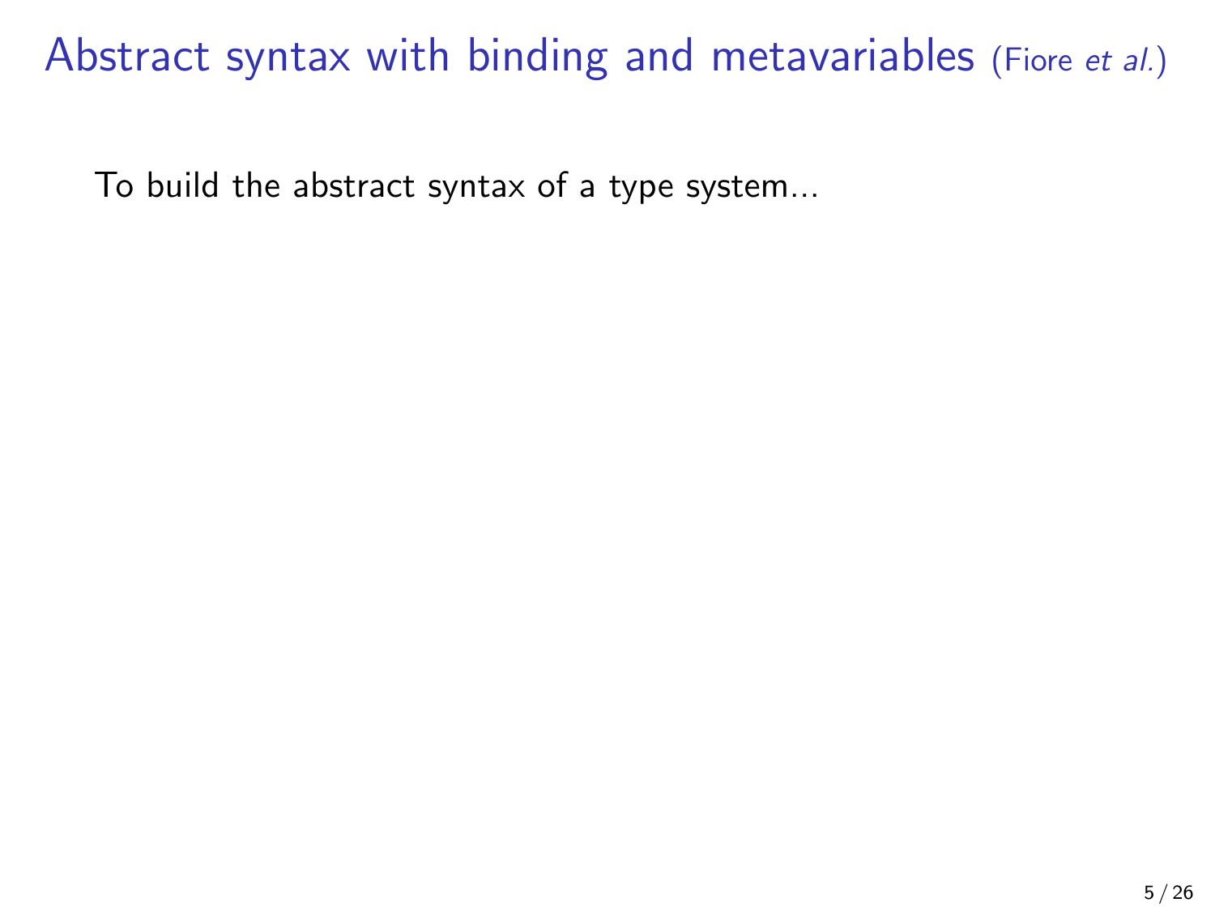# Abstract syntax with binding and metavariables (Fiore *et al.*)

To build the abstract syntax of a type system...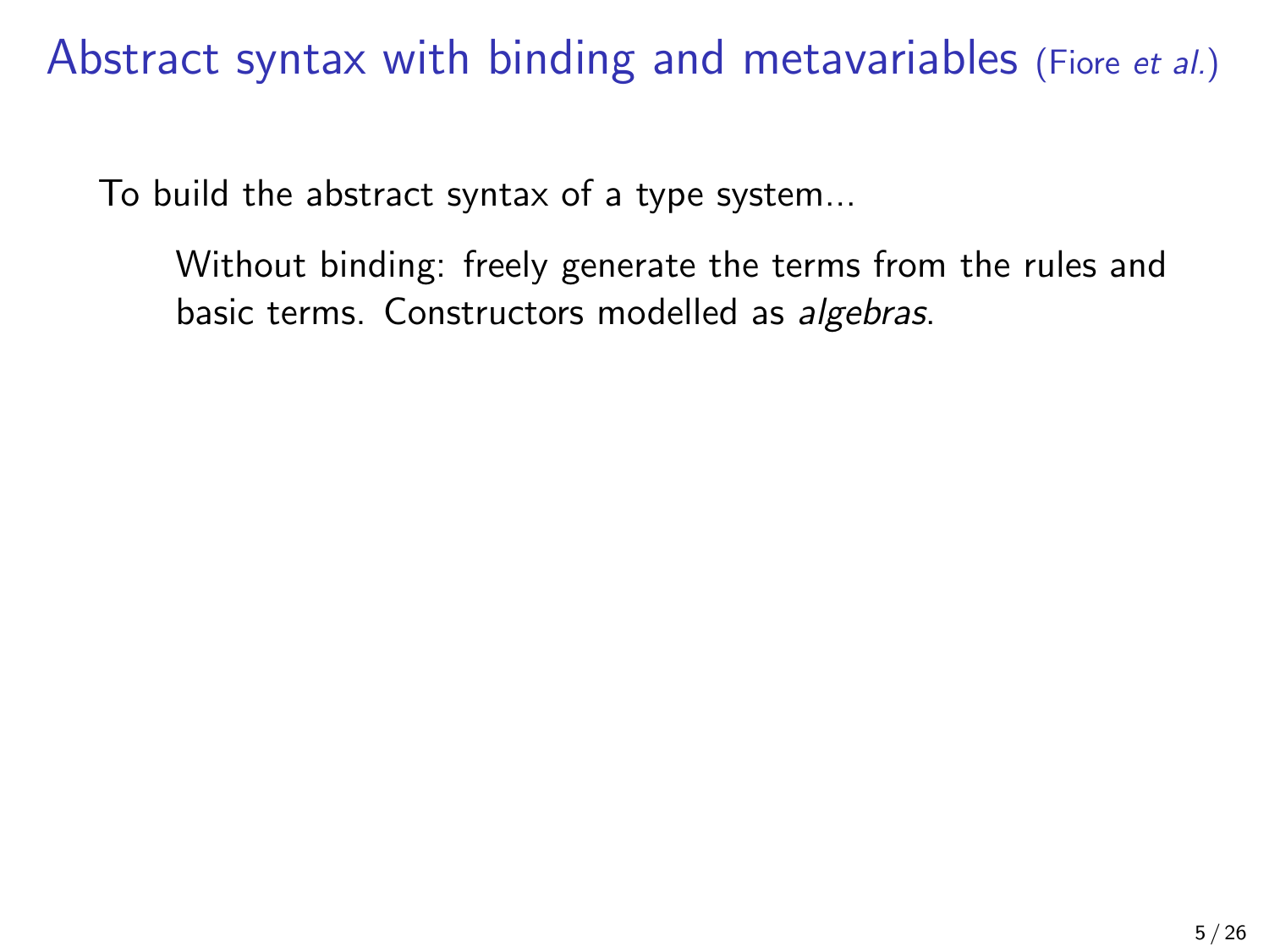# Abstract syntax with binding and metavariables (Fiore *et al.*)

To build the abstract syntax of a type system...

> Without binding: freely generate the terms from the rules and basic terms. Constructors modelled as *algebras*.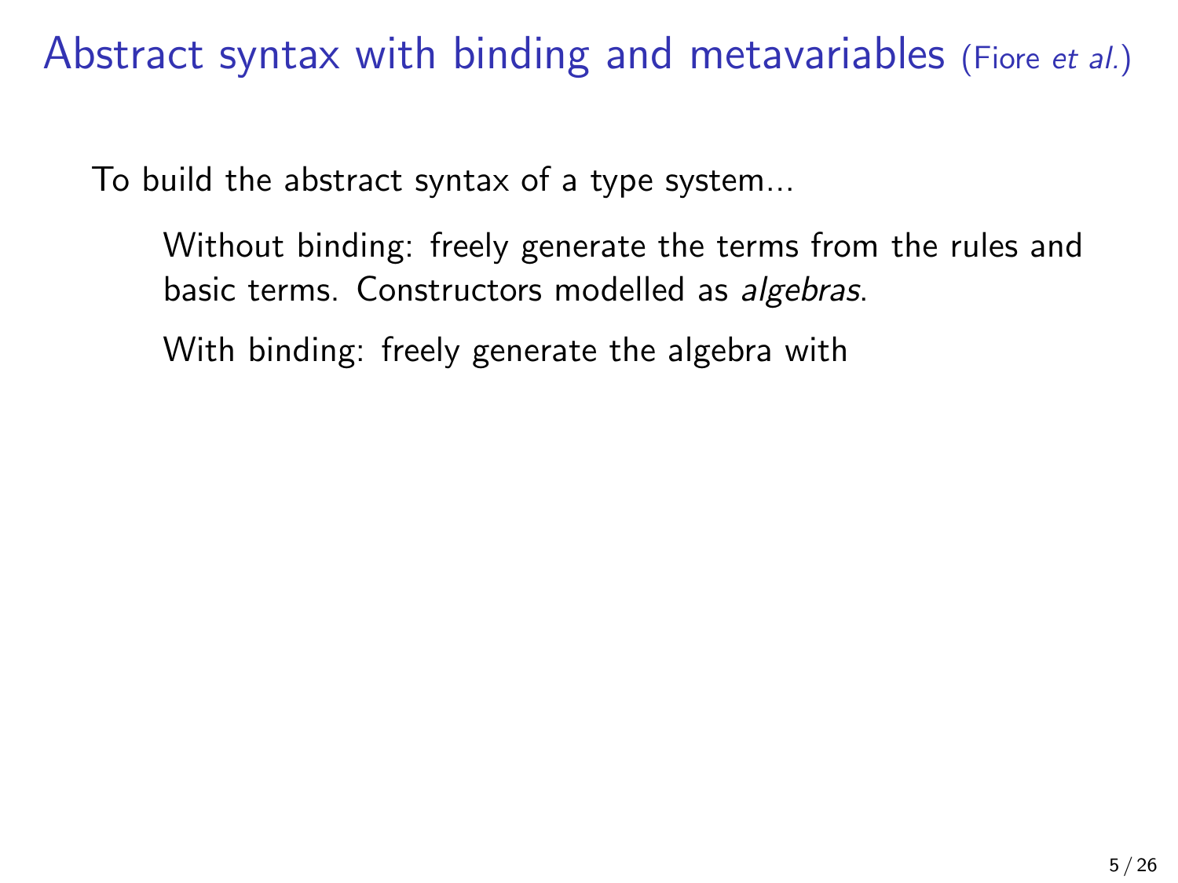# Abstract syntax with binding and metavariables (Fiore *et al.*)

To build the abstract syntax of a type system...

> Without binding: freely generate the terms from the rules and basic terms. Constructors modelled as *algebras*.
>
> With binding: freely generate the algebra with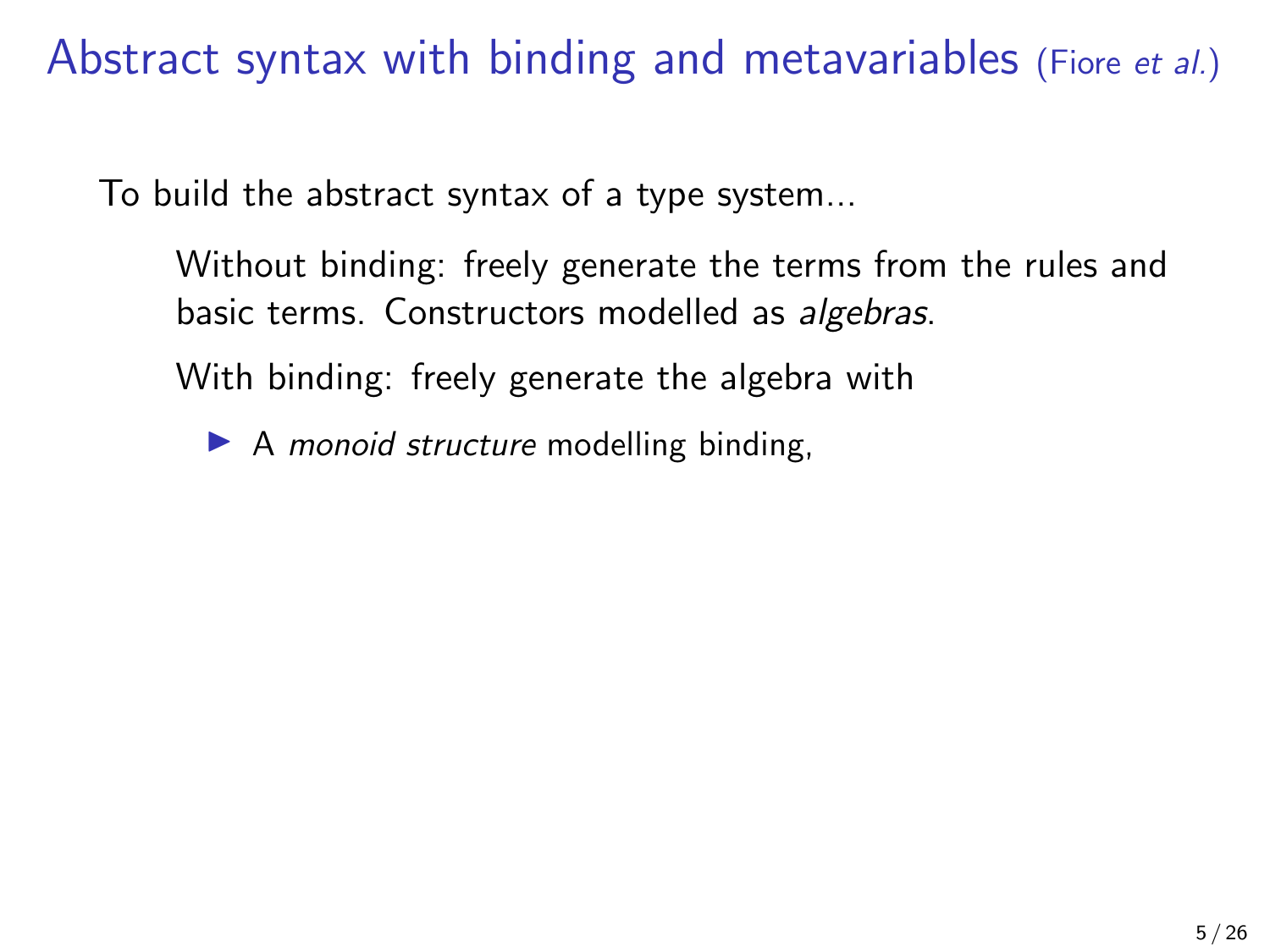# Abstract syntax with binding and metavariables (Fiore *et al.*)

To build the abstract syntax of a type system...

Without binding: freely generate the terms from the rules and basic terms. Constructors modelled as *algebras*.

With binding: freely generate the algebra with

- A *monoid structure* modelling binding,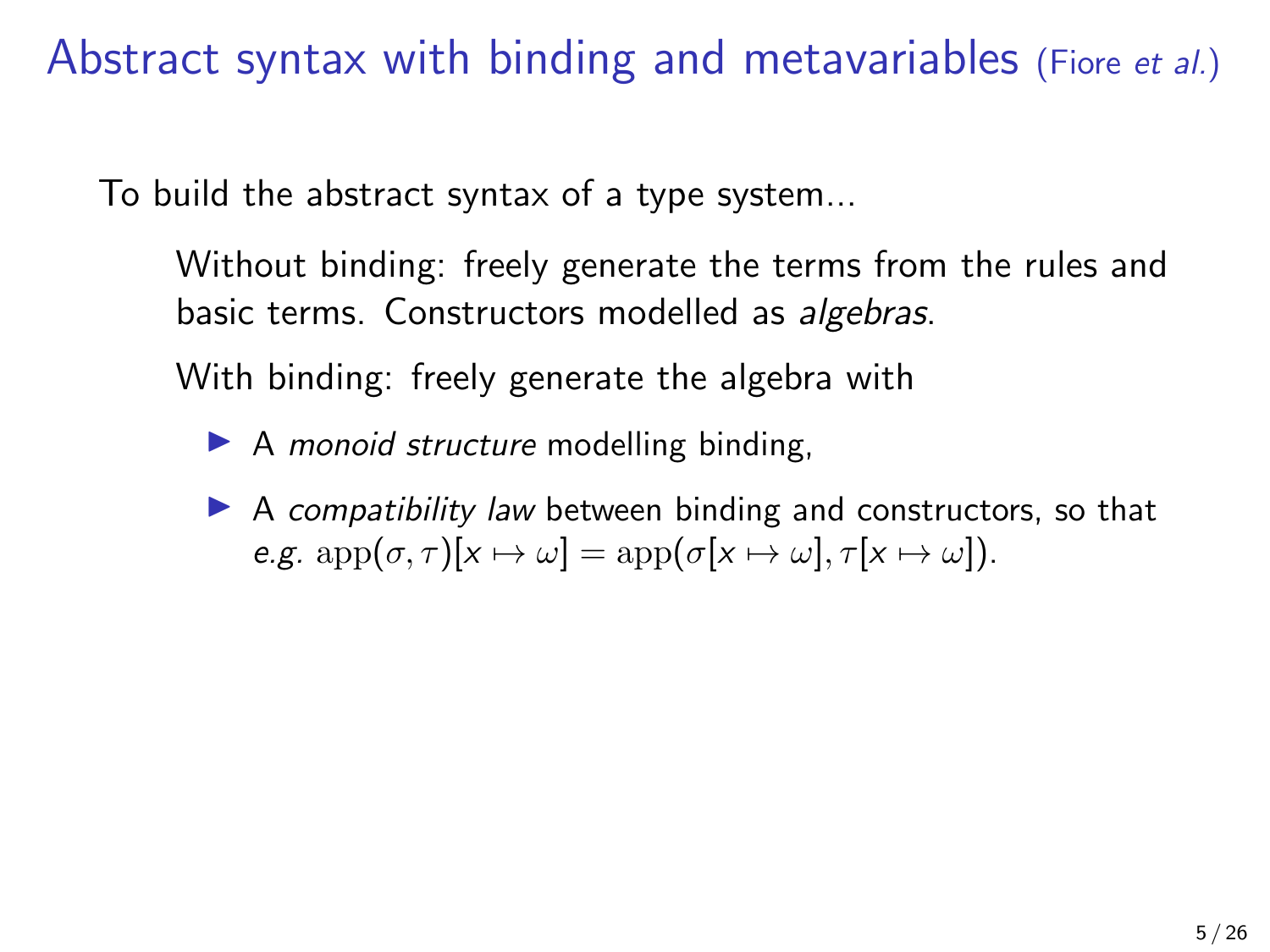# Abstract syntax with binding and metavariables (Fiore *et al.*)

To build the abstract syntax of a type system...

Without binding: freely generate the terms from the rules and basic terms. Constructors modelled as *algebras*.

With binding: freely generate the algebra with

- A *monoid structure* modelling binding,
- A *compatibility law* between binding and constructors, so that *e.g.* $\mathrm{app}(\sigma, \tau)[x \mapsto \omega] = \mathrm{app}(\sigma[x \mapsto \omega], \tau[x \mapsto \omega])$.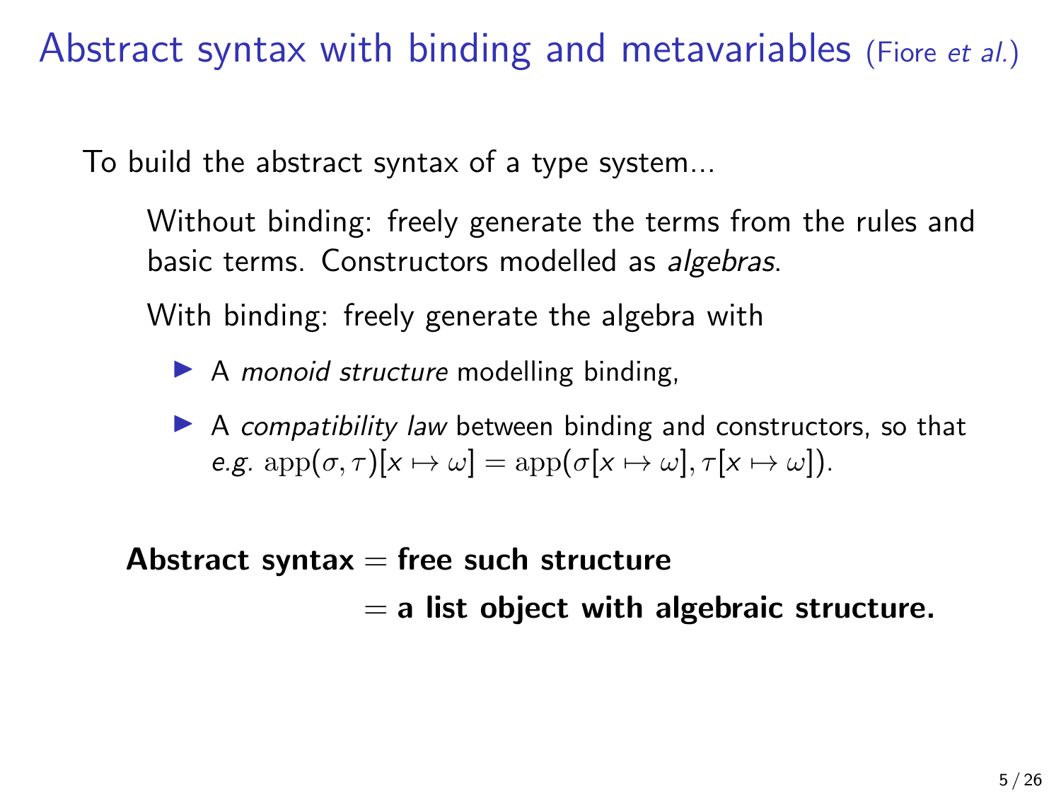# Abstract syntax with binding and metavariables (Fiore *et al.*)

To build the abstract syntax of a type system...

Without binding: freely generate the terms from the rules and basic terms. Constructors modelled as *algebras*.

With binding: freely generate the algebra with

- A *monoid structure* modelling binding,
- A *compatibility law* between binding and constructors, so that *e.g.* $\mathrm{app}(\sigma, \tau)[x \mapsto \omega] = \mathrm{app}(\sigma[x \mapsto \omega], \tau[x \mapsto \omega])$.

**Abstract syntax = free such structure**

**= a list object with algebraic structure.**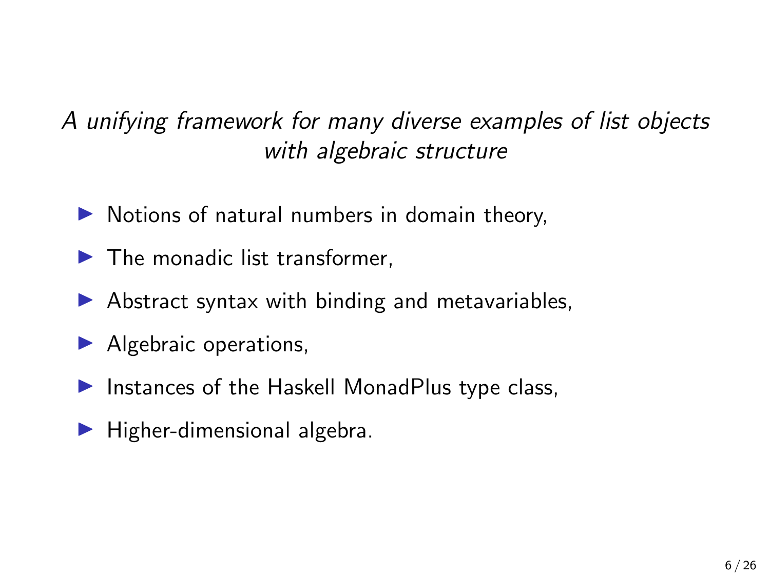*A unifying framework for many diverse examples of list objects with algebraic structure*

- Notions of natural numbers in domain theory,
- The monadic list transformer,
- Abstract syntax with binding and metavariables,
- Algebraic operations,
- Instances of the Haskell MonadPlus type class,
- Higher-dimensional algebra.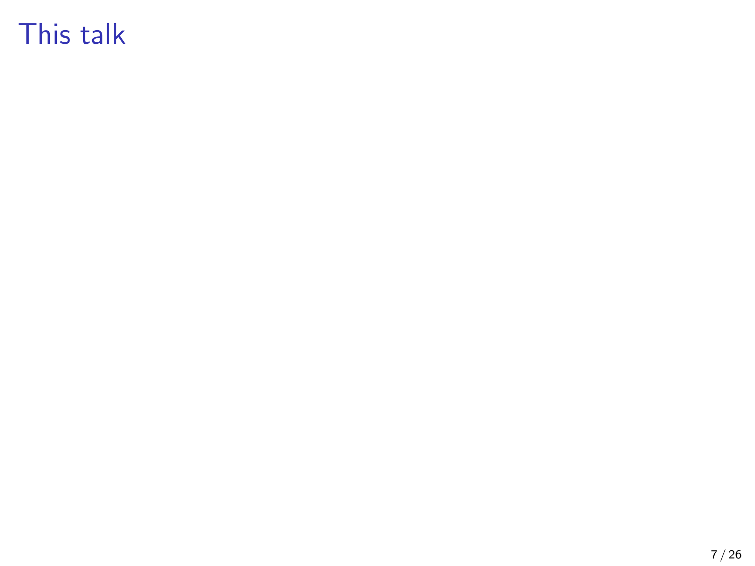# This talk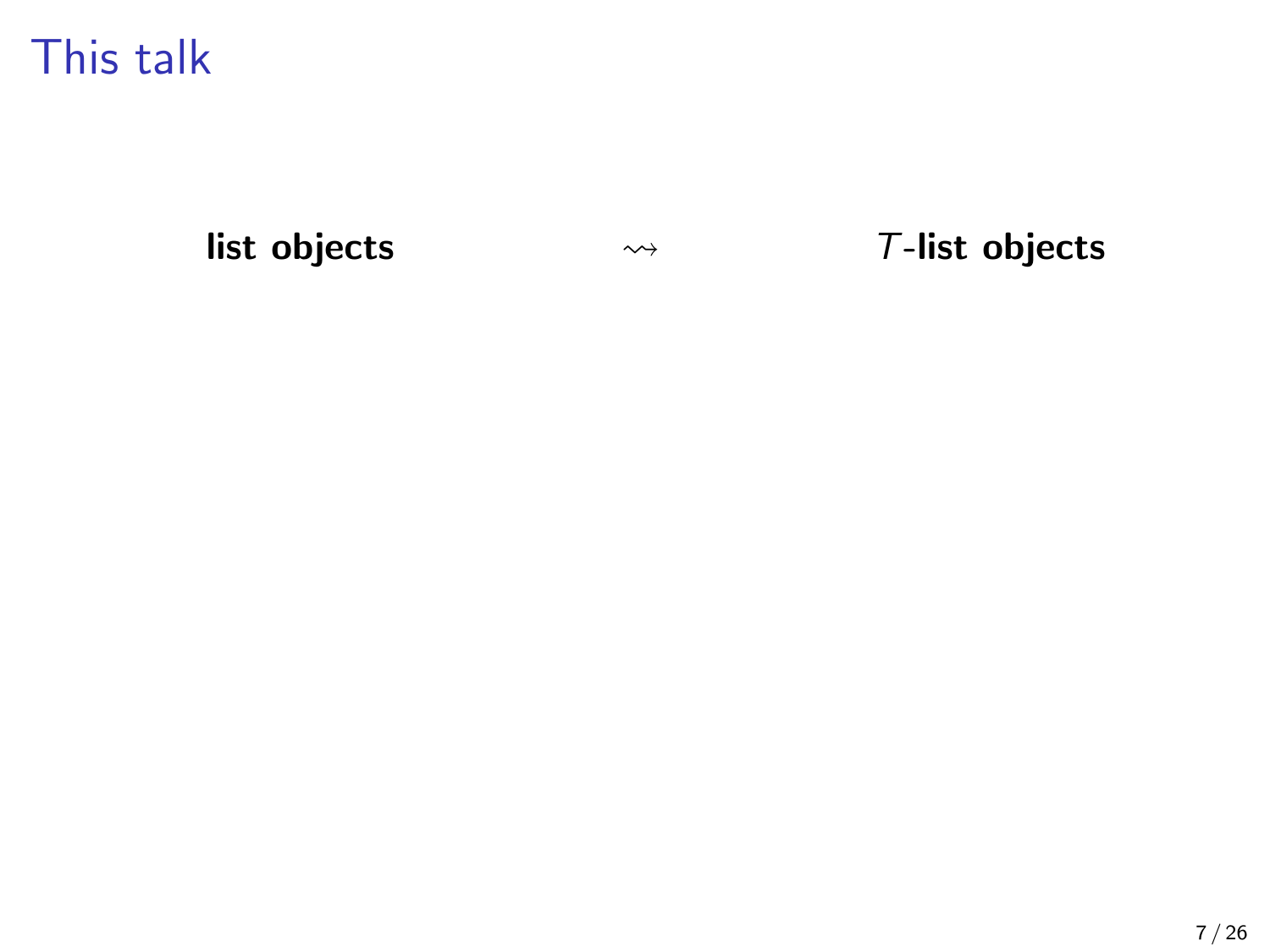# This talk

**list objects** $\rightsquigarrow$ $T$**-list objects**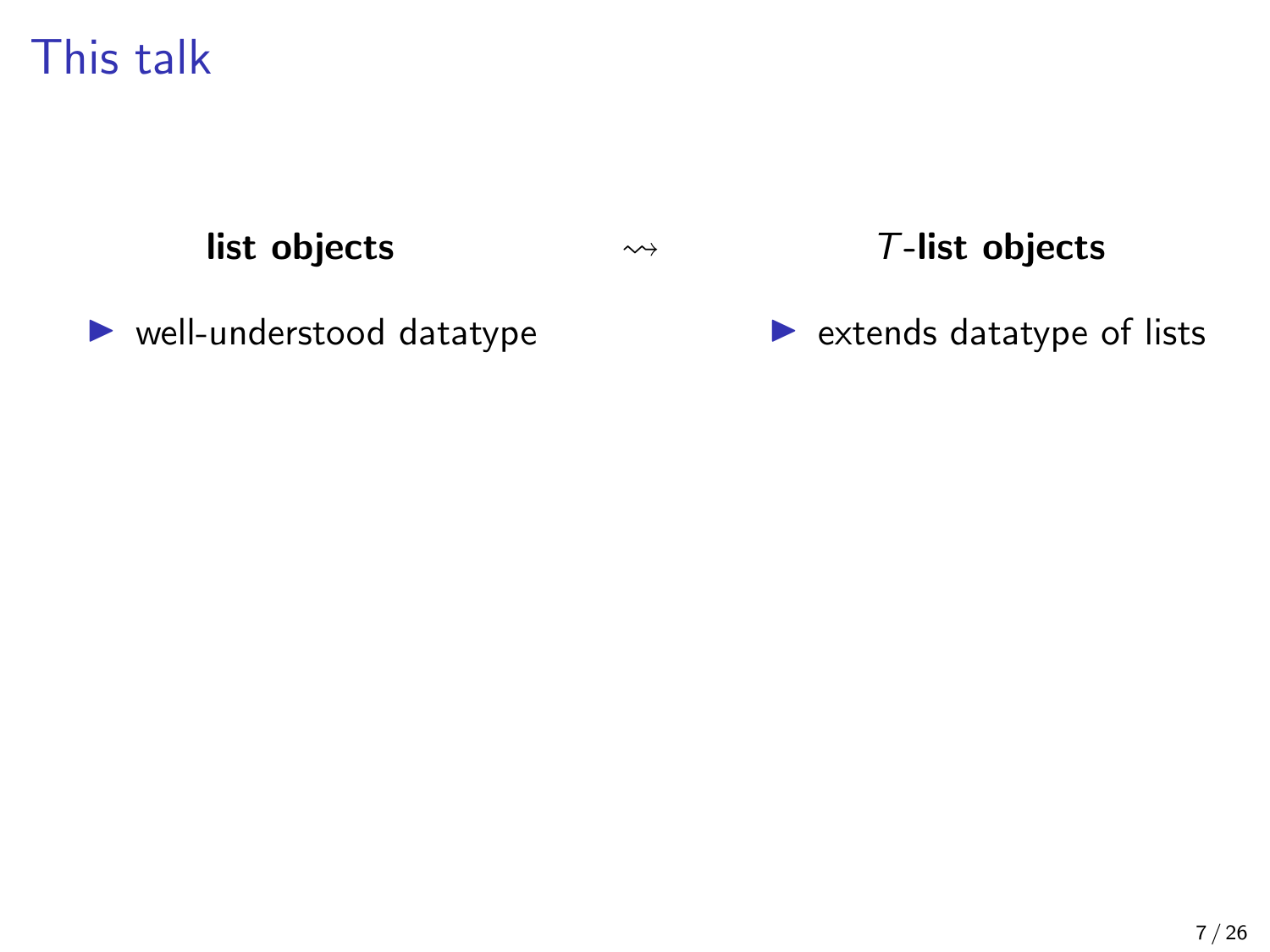# This talk

**list objects** $\rightsquigarrow$ $T$-**list objects**

- well-understood datatype
- extends datatype of lists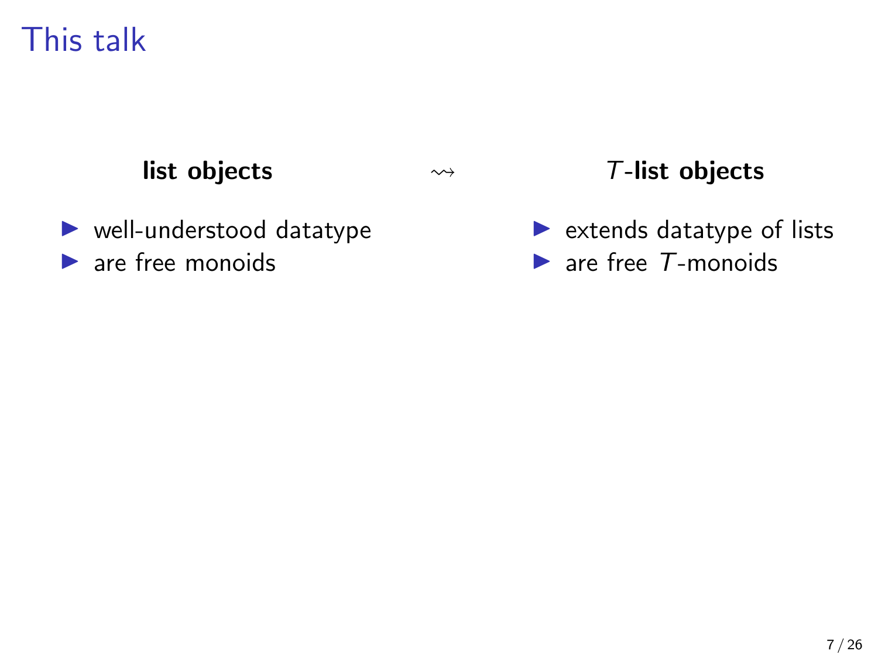# This talk

**list objects** $\rightsquigarrow$ ***T*-list objects**

**list objects**

- well-understood datatype
- are free monoids

***T*-list objects**

- extends datatype of lists
- are free $T$-monoids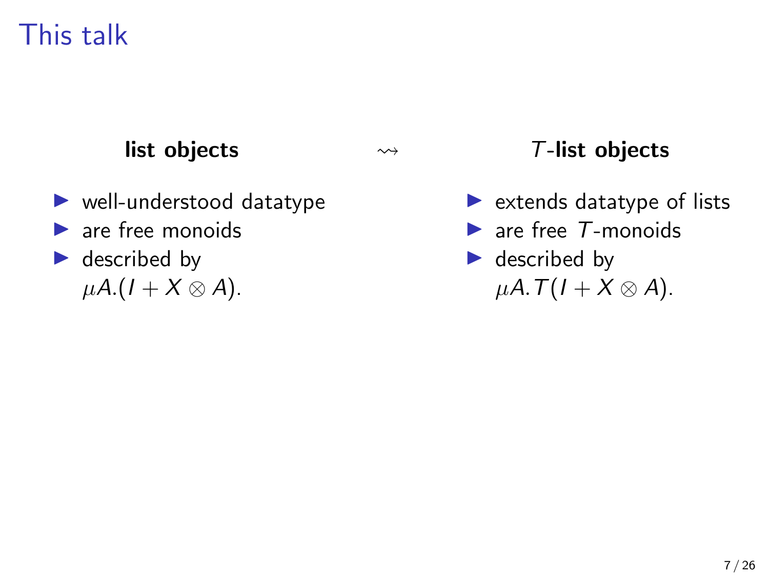# This talk

**list objects** $\rightsquigarrow$ ***T*-list objects**

**list objects**

- well-understood datatype
- are free monoids
- described by $\mu A.(I + X \otimes A)$.

***T*-list objects**

- extends datatype of lists
- are free $T$-monoids
- described by $\mu A.T(I + X \otimes A)$.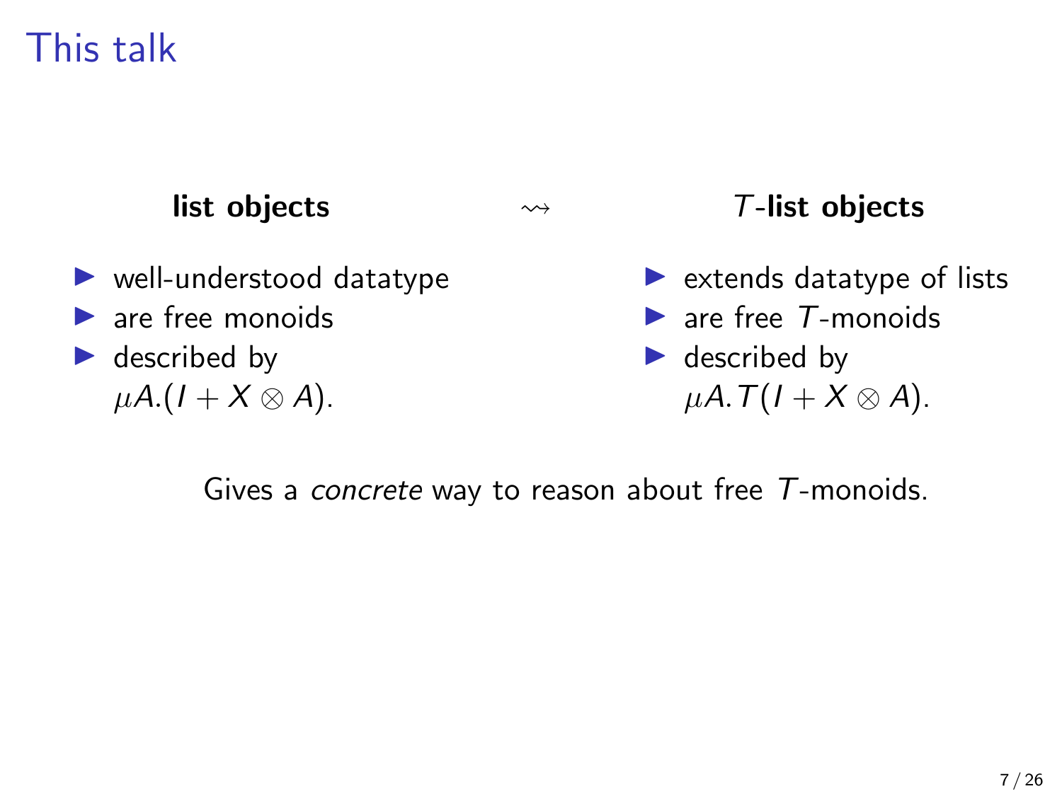# This talk

**list objects** $\rightsquigarrow$ **$T$-list objects**

**list objects**

- well-understood datatype
- are free monoids
- described by $\mu A.(I + X \otimes A)$.

**$T$-list objects**

- extends datatype of lists
- are free $T$-monoids
- described by $\mu A.T(I + X \otimes A)$.

Gives a *concrete* way to reason about free $T$-monoids.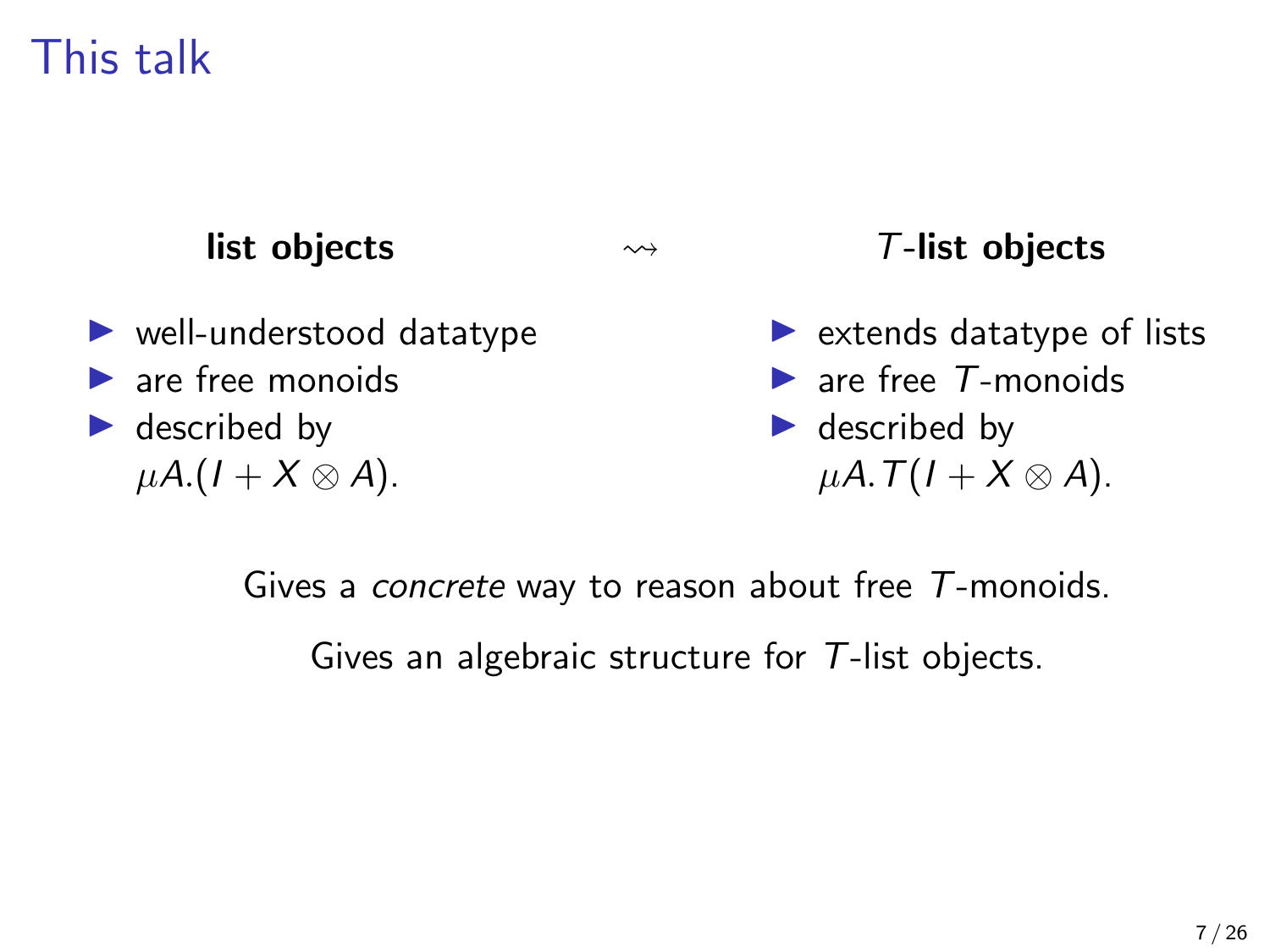# This talk

**list objects** $\rightsquigarrow$ ***T*-list objects**

**list objects**

- well-understood datatype
- are free monoids
- described by $\mu A.(I + X \otimes A)$.

***T*-list objects**

- extends datatype of lists
- are free $T$-monoids
- described by $\mu A.T(I + X \otimes A)$.

Gives a *concrete* way to reason about free $T$-monoids.

Gives an algebraic structure for $T$-list objects.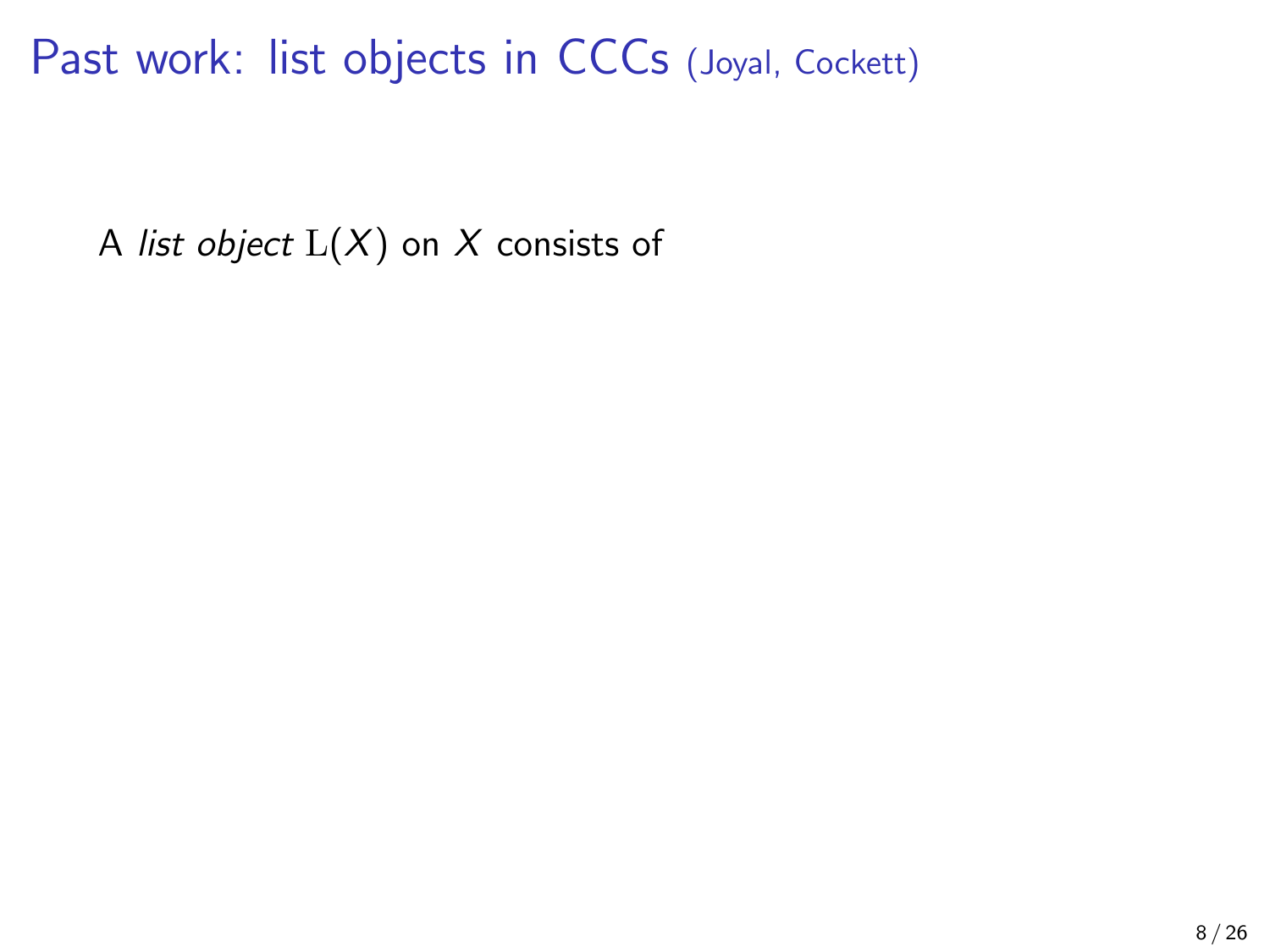# Past work: list objects in CCCs (Joyal, Cockett)

A *list object* $\mathrm{L}(X)$ on $X$ consists of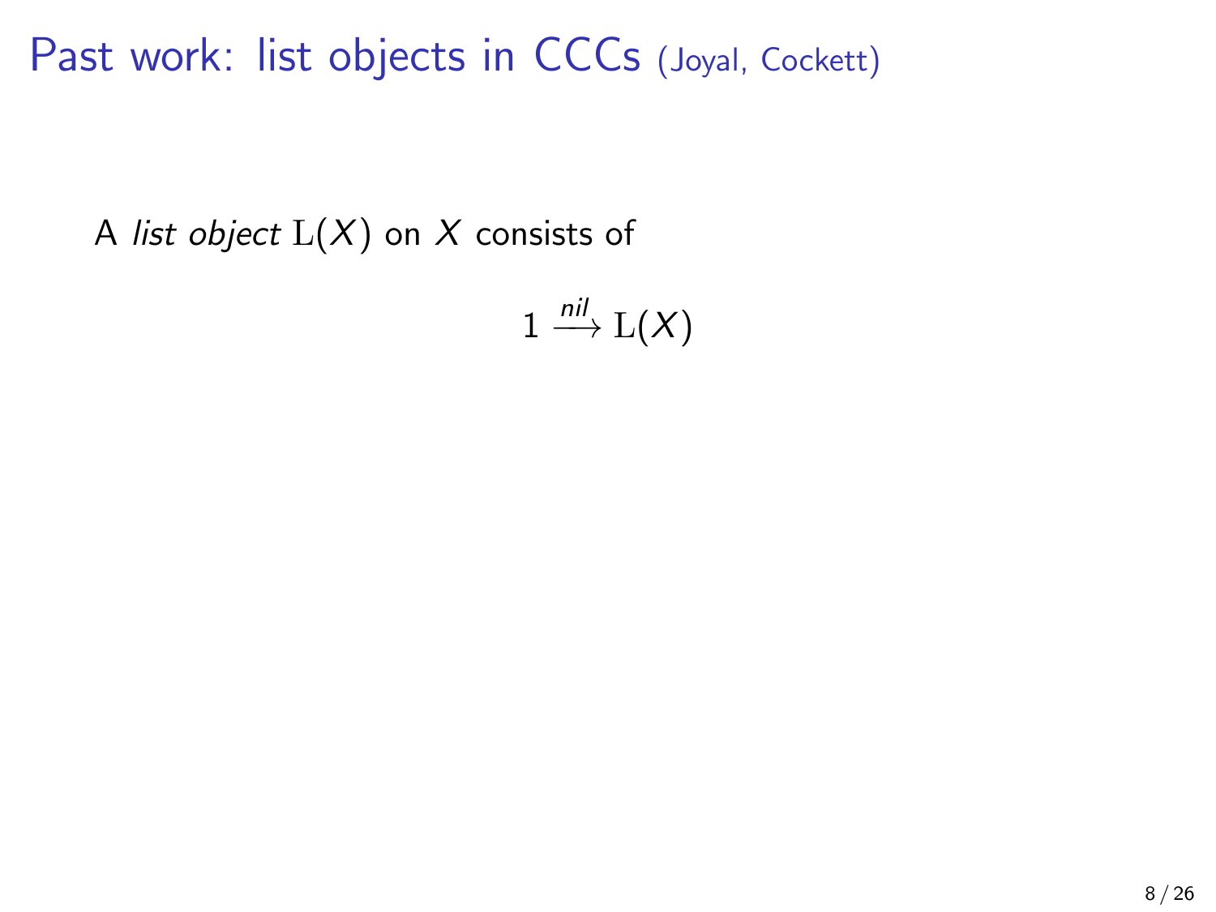# Past work: list objects in CCCs (Joyal, Cockett)

A *list object* $\mathrm{L}(X)$ on $X$ consists of

$$1 \xrightarrow{nil} \mathrm{L}(X)$$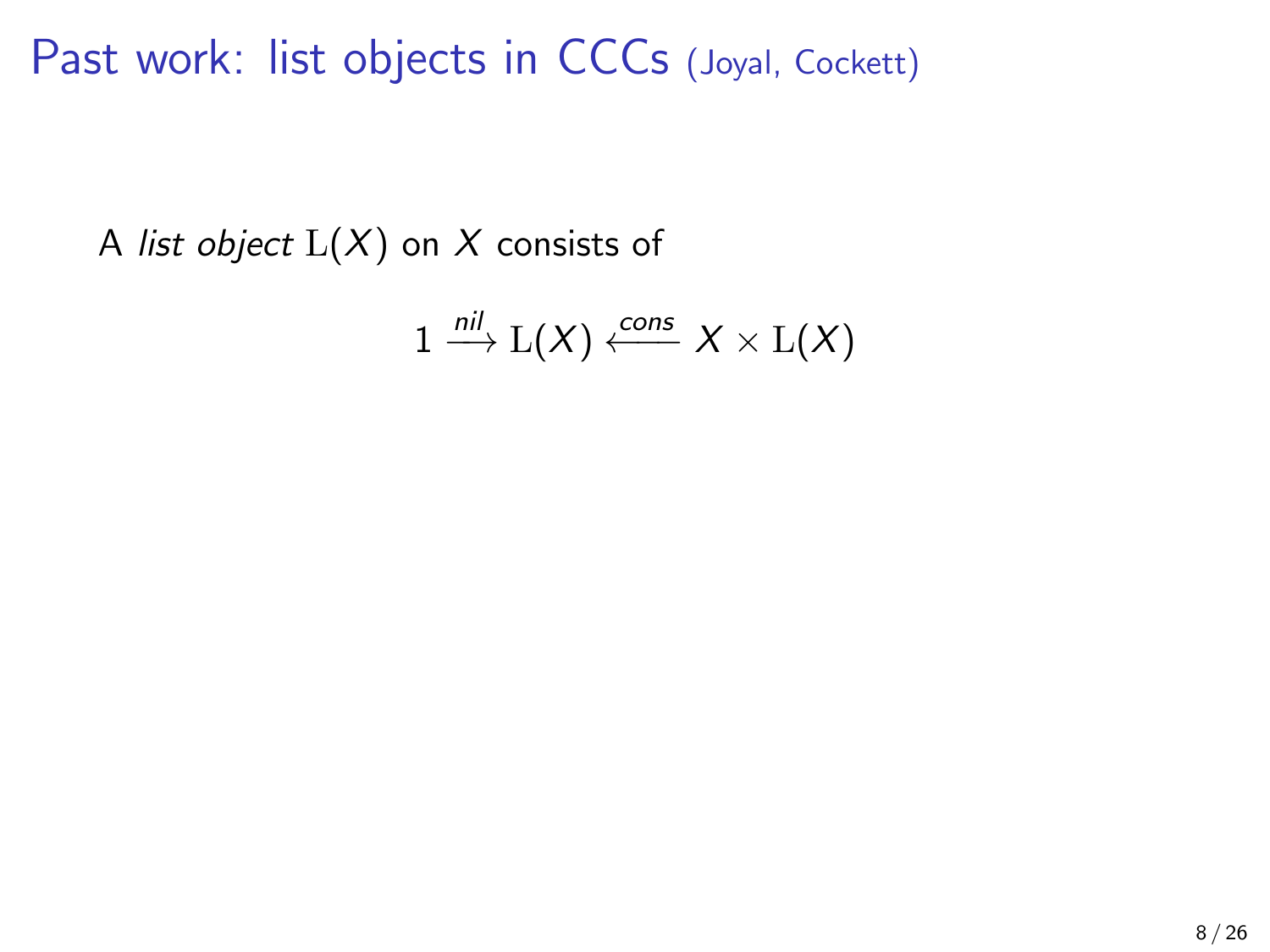# Past work: list objects in CCCs (Joyal, Cockett)

A *list object* $\mathrm{L}(X)$ on $X$ consists of

$$1 \xrightarrow{\mathit{nil}} \mathrm{L}(X) \xleftarrow{\mathit{cons}} X \times \mathrm{L}(X)$$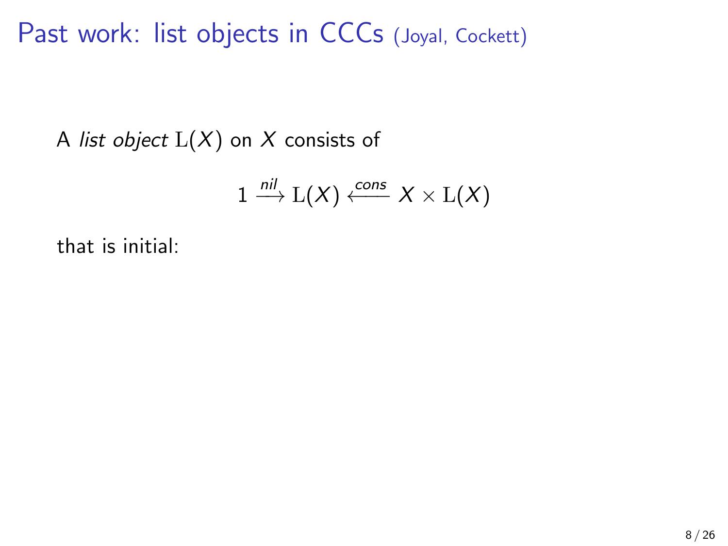# Past work: list objects in CCCs (Joyal, Cockett)

A *list object* $\mathrm{L}(X)$ on $X$ consists of

$$1 \xrightarrow{nil} \mathrm{L}(X) \xleftarrow{cons} X \times \mathrm{L}(X)$$

that is initial: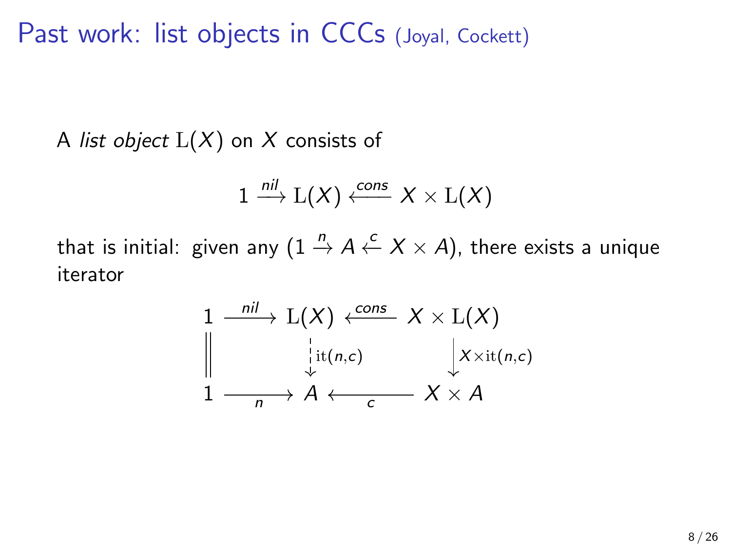# Past work: list objects in CCCs (Joyal, Cockett)

A *list object* $\mathrm{L}(X)$ on $X$ consists of

$$1 \xrightarrow{nil} \mathrm{L}(X) \xleftarrow{cons} X \times \mathrm{L}(X)$$

that is initial: given any $(1 \xrightarrow{n} A \xleftarrow{c} X \times A)$, there exists a unique iterator

$$\begin{array}{ccccc}
1 & \xrightarrow{nil} & \mathrm{L}(X) & \xleftarrow{cons} & X \times \mathrm{L}(X) \\
\Big\| & & \Big\downarrow{\scriptstyle \mathrm{it}(n,c)} & & \Big\downarrow{\scriptstyle X \times \mathrm{it}(n,c)} \\
1 & \xrightarrow[n]{} & A & \xleftarrow[c]{} & X \times A
\end{array}$$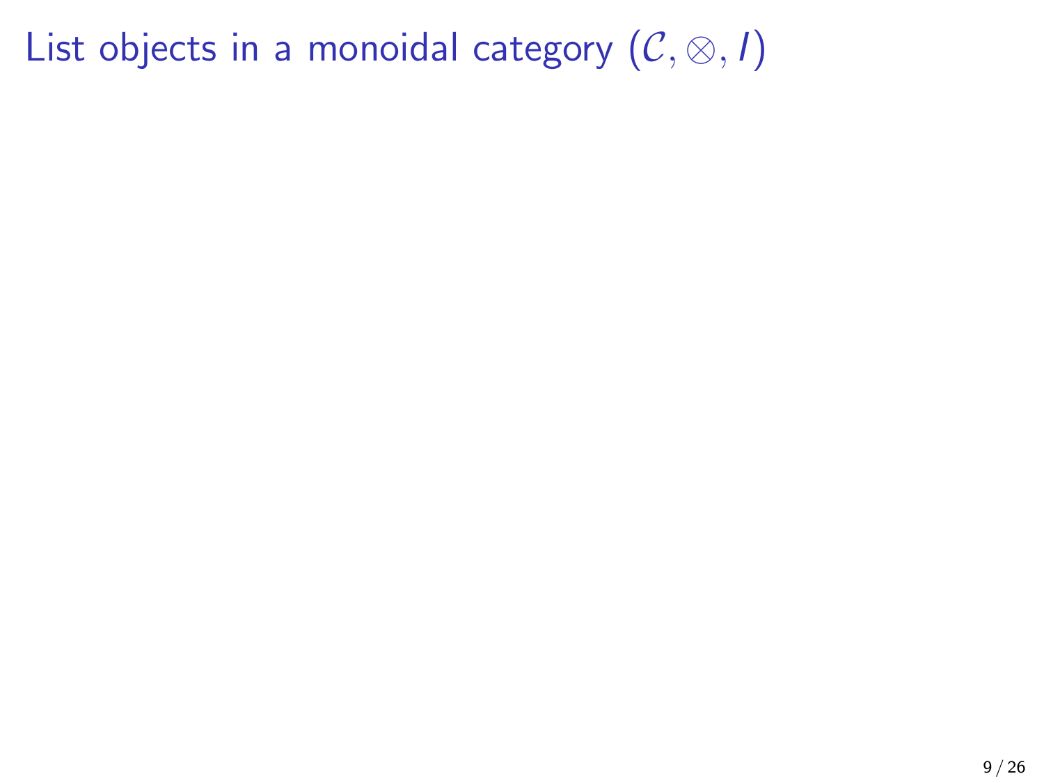# List objects in a monoidal category $(\mathcal{C}, \otimes, I)$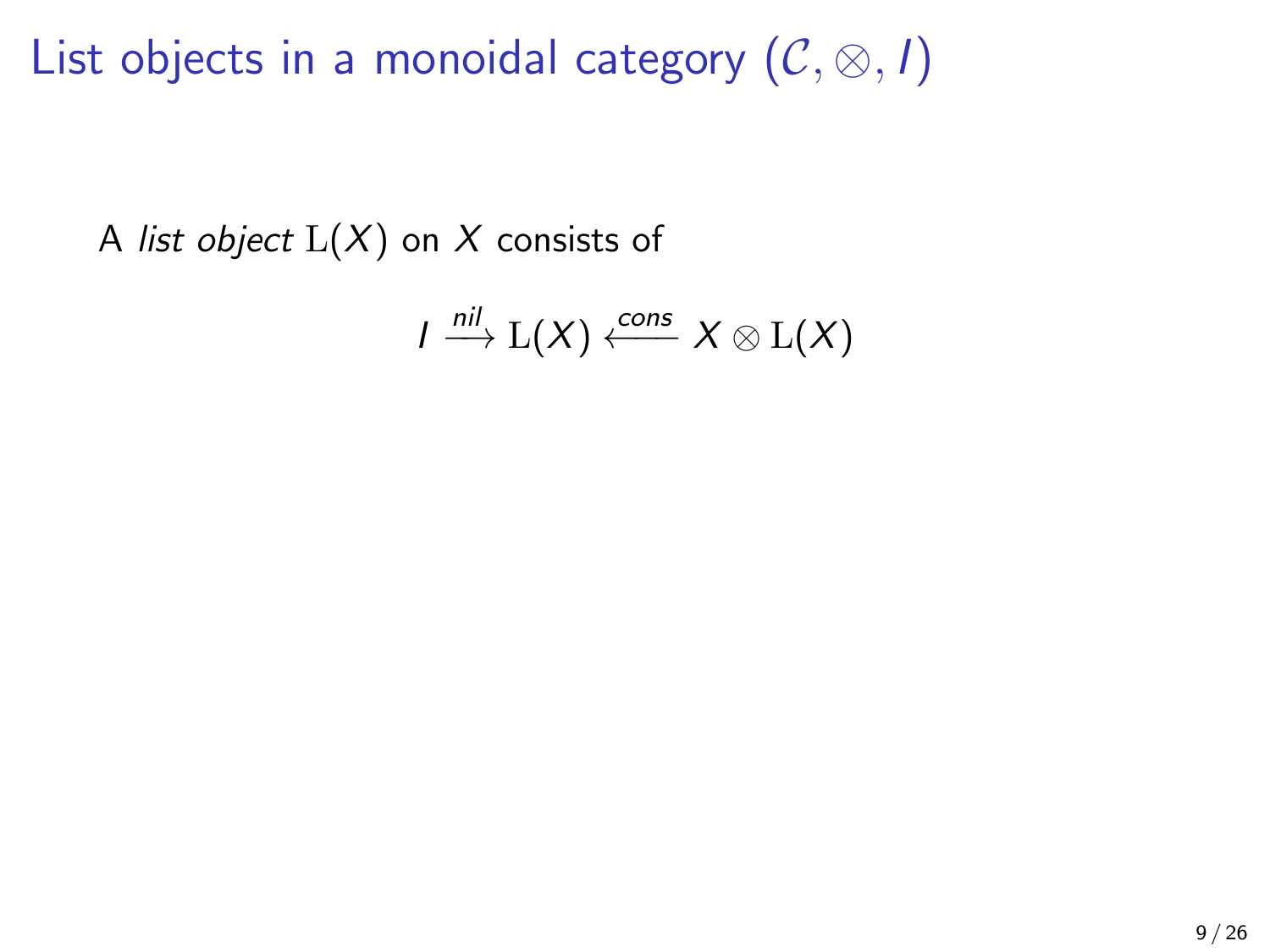# List objects in a monoidal category $(\mathcal{C}, \otimes, I)$

A *list object* $\mathrm{L}(X)$ on $X$ consists of

$$I \xrightarrow{nil} \mathrm{L}(X) \xleftarrow{cons} X \otimes \mathrm{L}(X)$$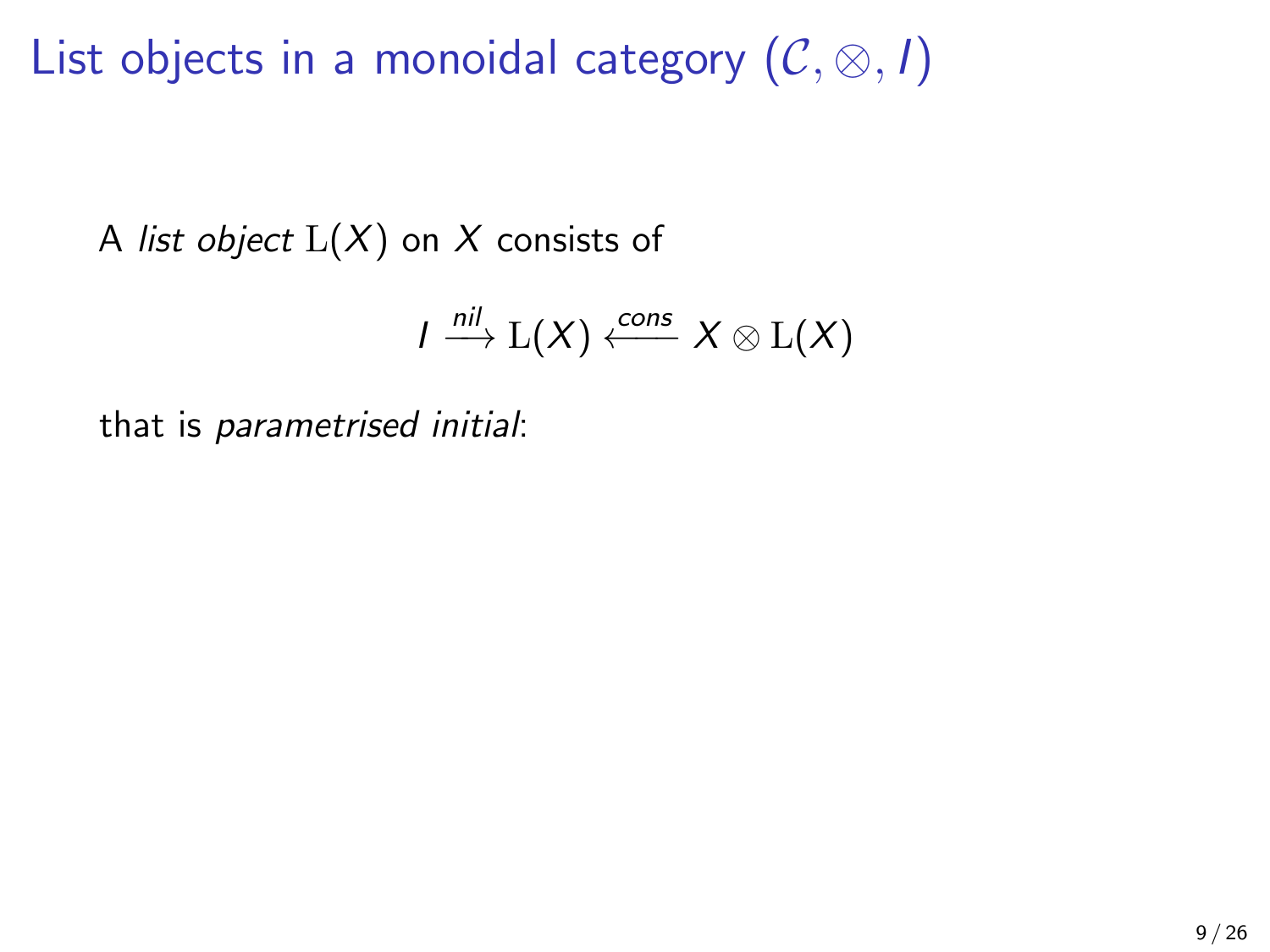# List objects in a monoidal category $(\mathcal{C}, \otimes, I)$

A *list object* $\mathrm{L}(X)$ on $X$ consists of

$$I \xrightarrow{nil} \mathrm{L}(X) \xleftarrow{cons} X \otimes \mathrm{L}(X)$$

that is *parametrised initial*: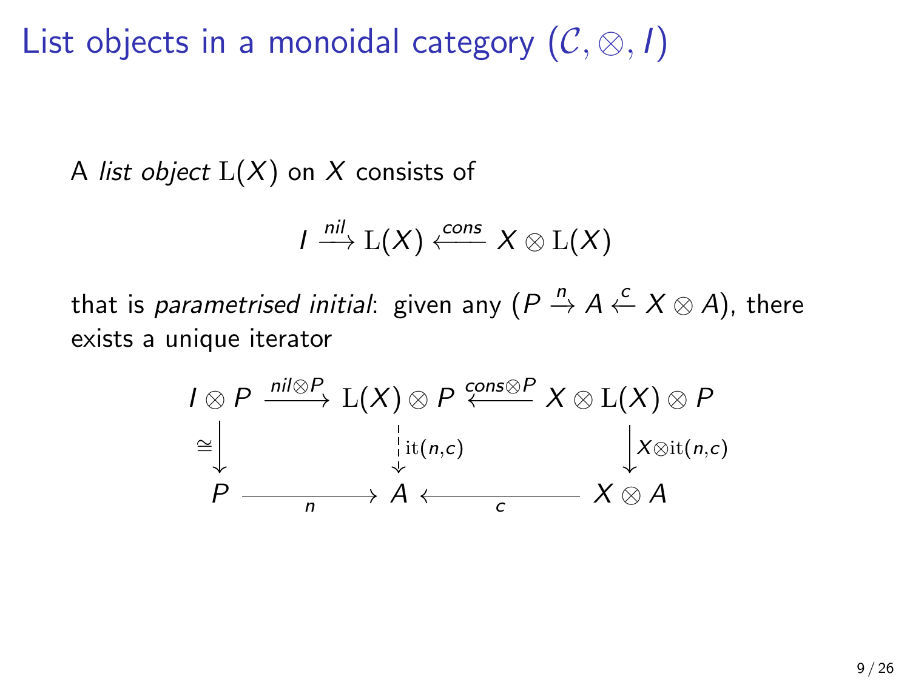# List objects in a monoidal category $(\mathcal{C}, \otimes, I)$

A *list object* $\mathrm{L}(X)$ on $X$ consists of

$$I \xrightarrow{nil} \mathrm{L}(X) \xleftarrow{cons} X \otimes \mathrm{L}(X)$$

that is *parametrised initial*: given any $(P \xrightarrow{n} A \xleftarrow{c} X \otimes A)$, there exists a unique iterator

$$\begin{array}{ccccc}
I \otimes P & \xrightarrow{nil \otimes P} & \mathrm{L}(X) \otimes P & \xleftarrow{cons \otimes P} & X \otimes \mathrm{L}(X) \otimes P \\
{\scriptstyle \cong}\downarrow & & \downarrow{\scriptstyle \mathrm{it}(n,c)} & & \downarrow{\scriptstyle X \otimes \mathrm{it}(n,c)} \\
P & \xrightarrow[n]{} & A & \xleftarrow[c]{} & X \otimes A
\end{array}$$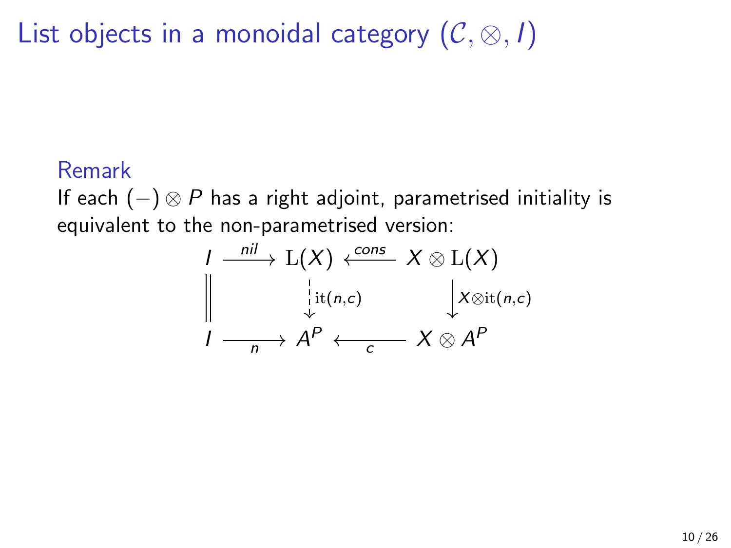# List objects in a monoidal category $(\mathcal{C}, \otimes, I)$

**Remark**

If each $(-) \otimes P$ has a right adjoint, parametrised initiality is equivalent to the non-parametrised version:

$$
\begin{array}{ccccc}
I & \xrightarrow{nil} & \mathrm{L}(X) & \xleftarrow{cons} & X \otimes \mathrm{L}(X) \\
\Big\| & & \Big\downarrow{\scriptstyle \mathrm{it}(n,c)} & & \Big\downarrow{\scriptstyle X \otimes \mathrm{it}(n,c)} \\
I & \xrightarrow[n]{} & A^P & \xleftarrow[c]{} & X \otimes A^P
\end{array}
$$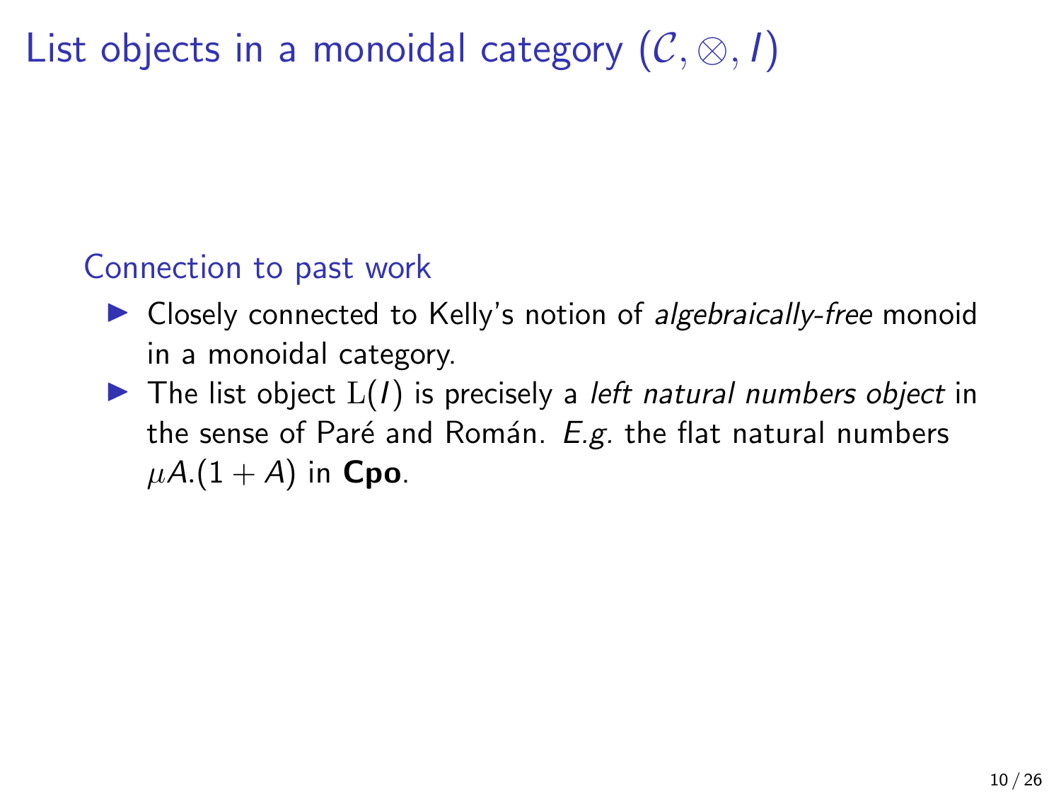# List objects in a monoidal category $(\mathcal{C}, \otimes, I)$

### Connection to past work

- Closely connected to Kelly's notion of *algebraically-free* monoid in a monoidal category.
- The list object $\mathrm{L}(I)$ is precisely a *left natural numbers object* in the sense of Paré and Román. *E.g.* the flat natural numbers $\mu A.(1 + A)$ in **Cpo**.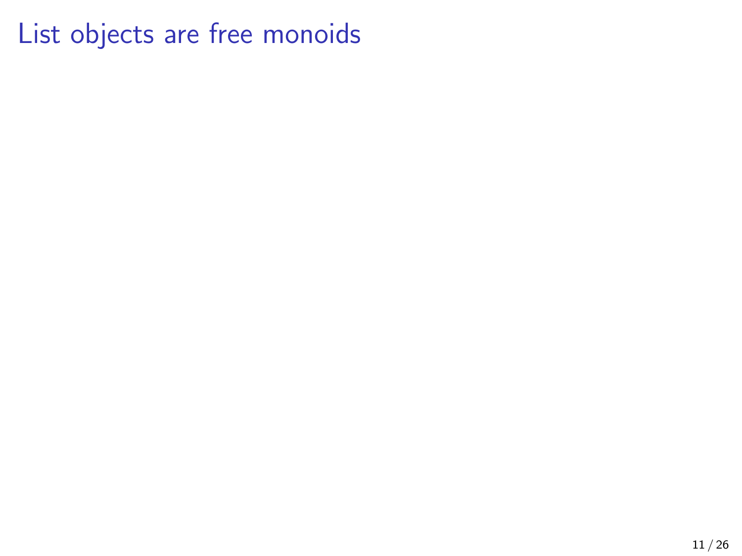# List objects are free monoids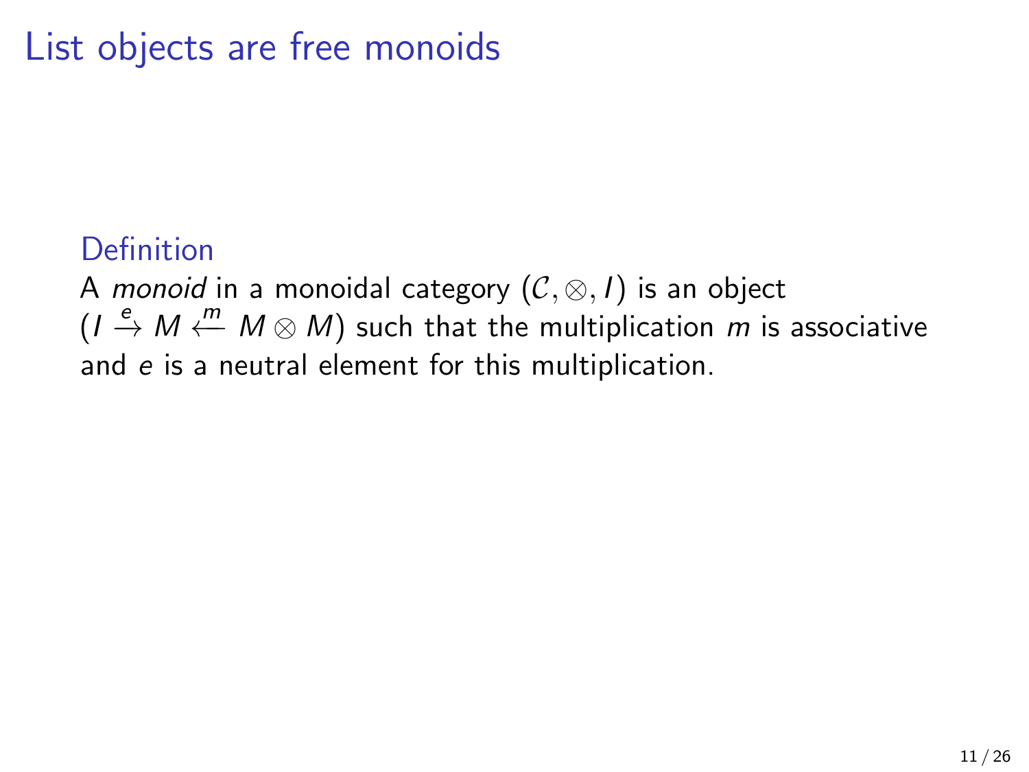# List objects are free monoids

**Definition**

A *monoid* in a monoidal category $(\mathcal{C}, \otimes, I)$ is an object $(I \xrightarrow{e} M \xleftarrow{m} M \otimes M)$ such that the multiplication $m$ is associative and $e$ is a neutral element for this multiplication.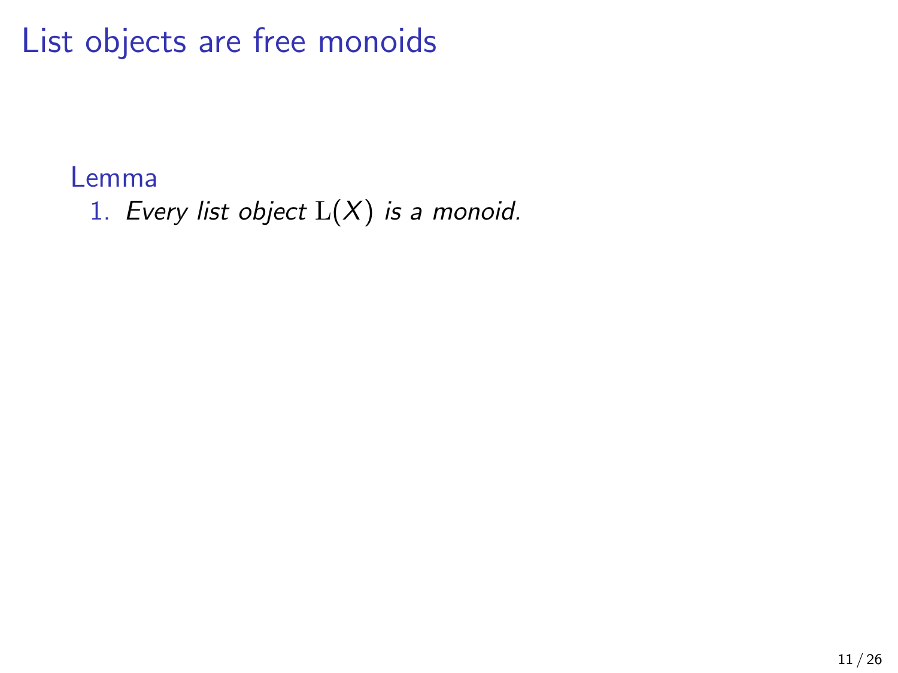# List objects are free monoids

**Lemma**

1. *Every list object* $\mathrm{L}(X)$ *is a monoid.*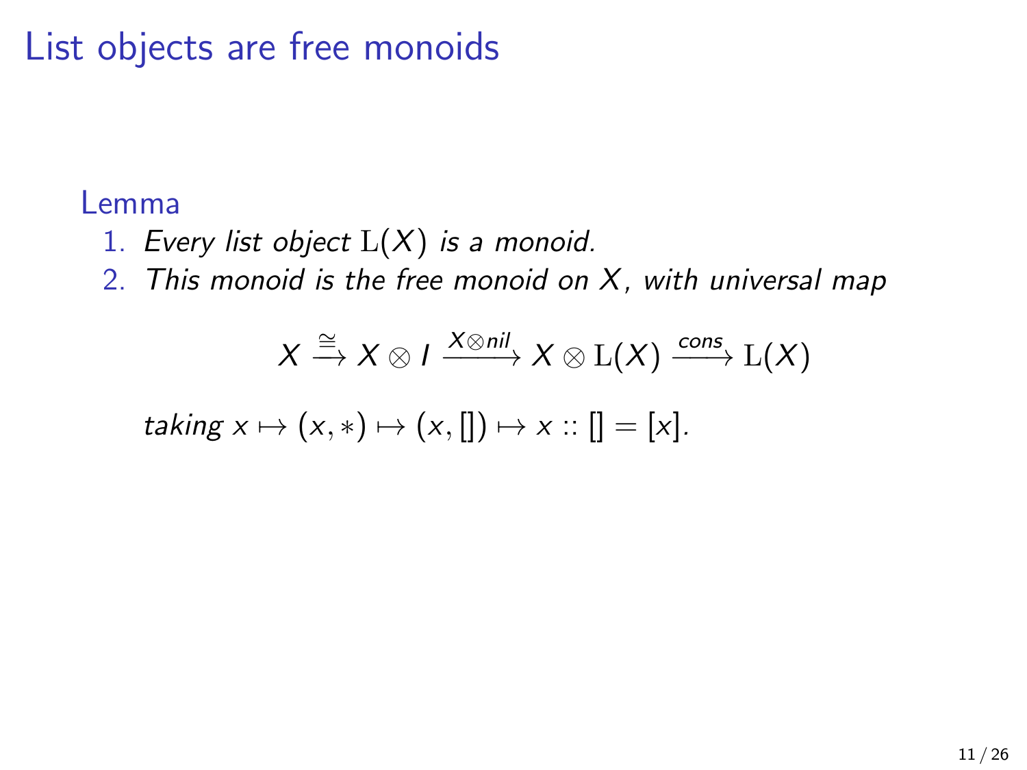# List objects are free monoids

**Lemma**

1. *Every list object $\mathrm{L}(X)$ is a monoid.*
2. *This monoid is the free monoid on $X$, with universal map*

$$X \xrightarrow{\cong} X \otimes I \xrightarrow{X \otimes nil} X \otimes \mathrm{L}(X) \xrightarrow{cons} \mathrm{L}(X)$$

*taking* $x \mapsto (x, *) \mapsto (x, []) \mapsto x :: [] = [x]$.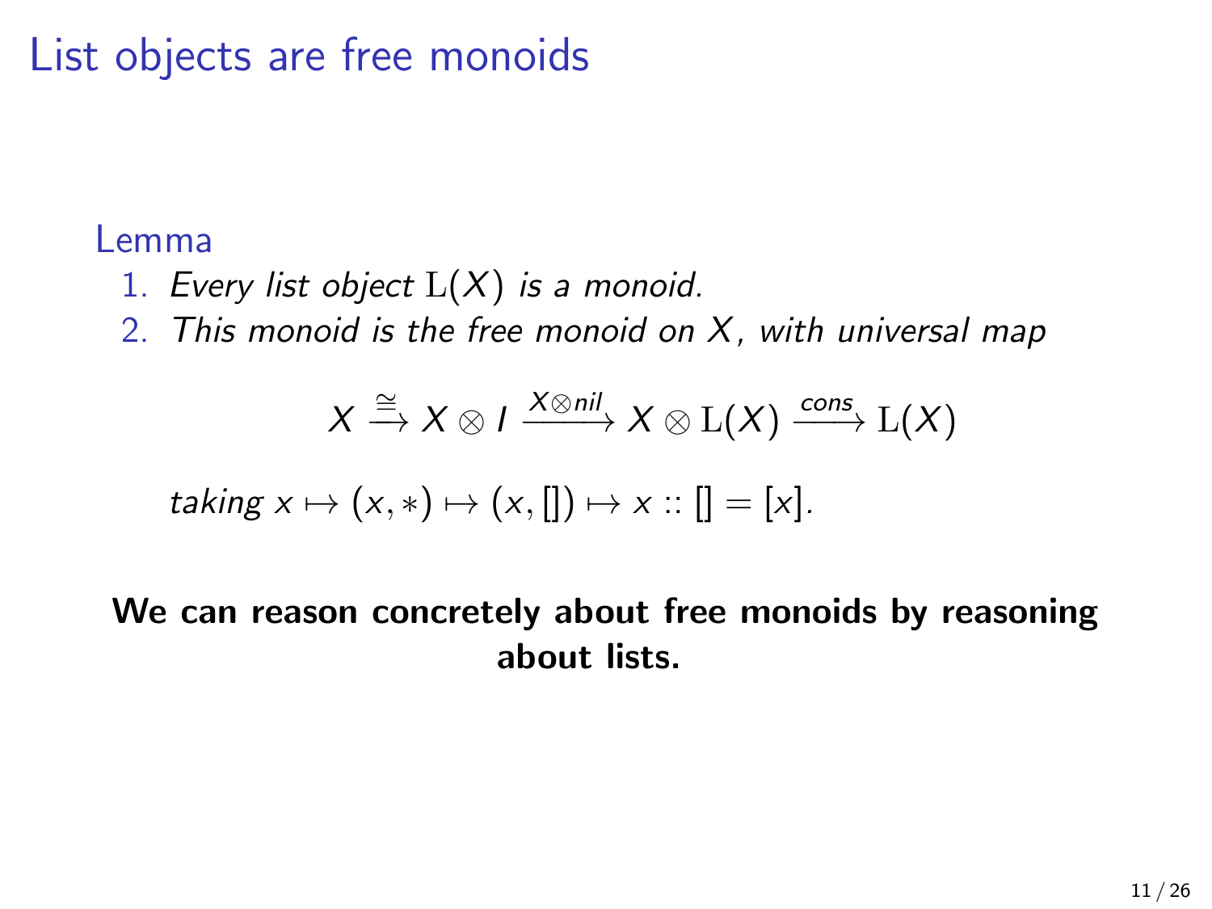# List objects are free monoids

**Lemma**

1. *Every list object* $\mathrm{L}(X)$ *is a monoid.*
2. *This monoid is the free monoid on* $X$*, with universal map*

$$X \xrightarrow{\cong} X \otimes I \xrightarrow{X \otimes nil} X \otimes \mathrm{L}(X) \xrightarrow{cons} \mathrm{L}(X)$$

*taking* $x \mapsto (x, *) \mapsto (x, []) \mapsto x :: [] = [x]$.

**We can reason concretely about free monoids by reasoning about lists.**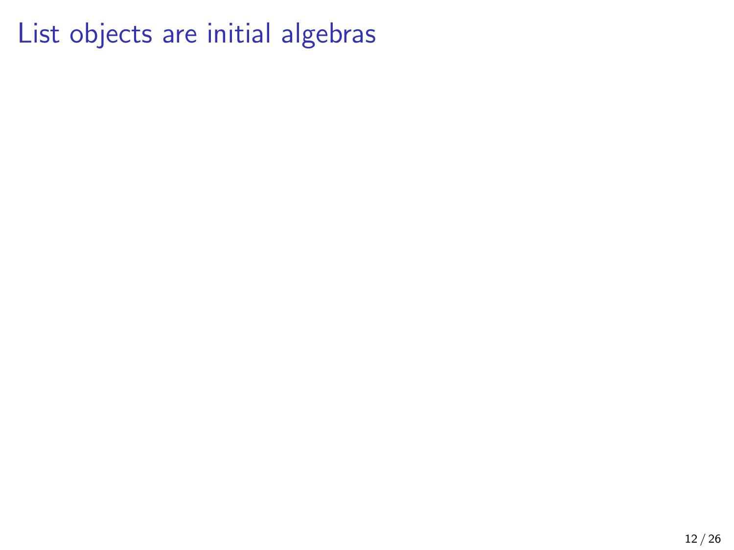# List objects are initial algebras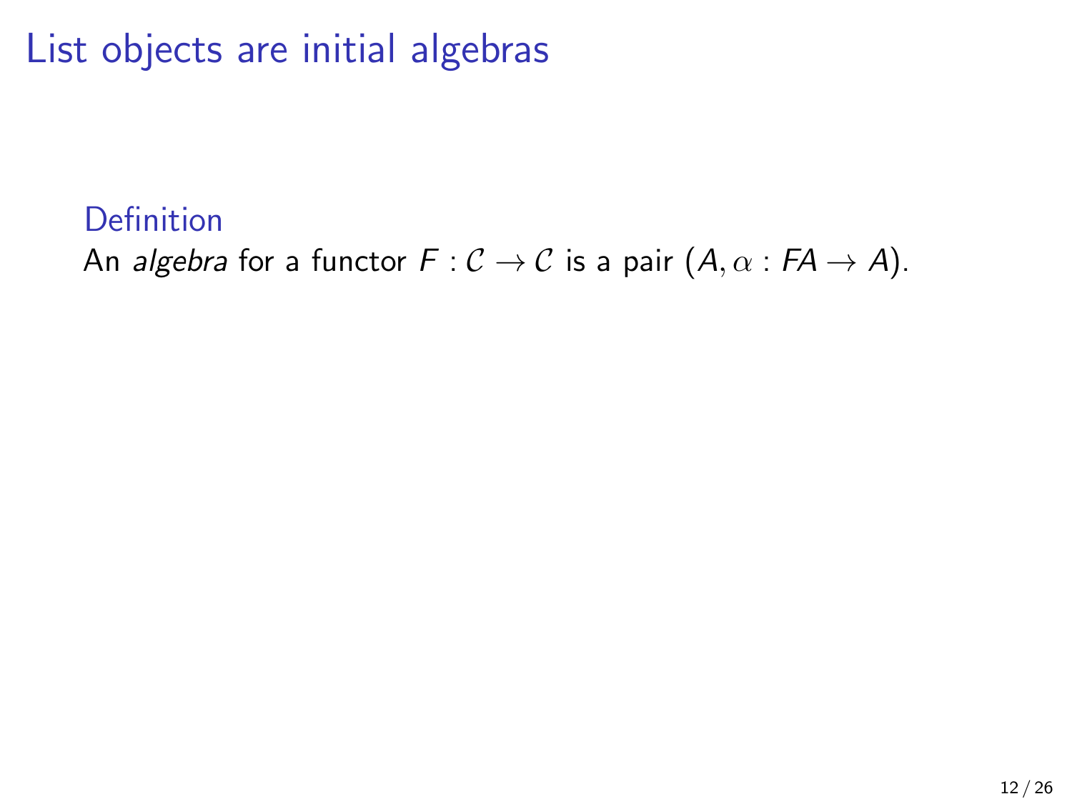# List objects are initial algebras

**Definition**

An *algebra* for a functor $F : \mathcal{C} \to \mathcal{C}$ is a pair $(A, \alpha : FA \to A)$.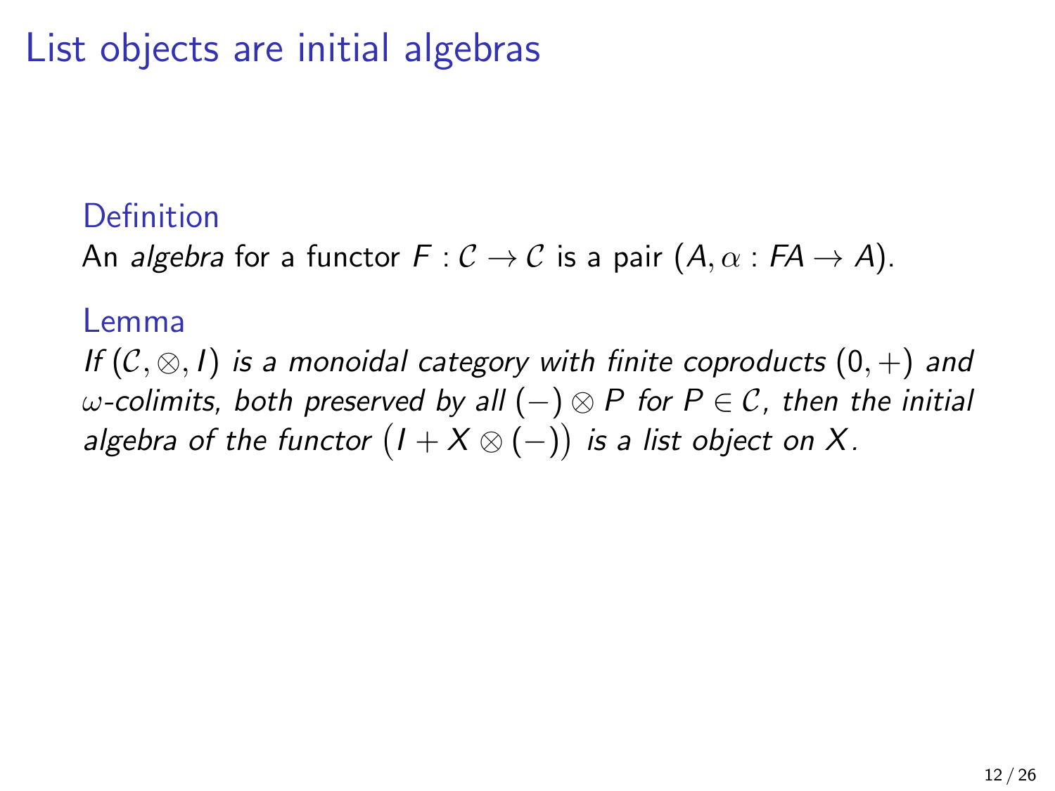# List objects are initial algebras

**Definition**

An *algebra* for a functor $F : \mathcal{C} \to \mathcal{C}$ is a pair $(A, \alpha : FA \to A)$.

**Lemma**

*If $(\mathcal{C}, \otimes, I)$ is a monoidal category with finite coproducts $(0, +)$ and $\omega$-colimits, both preserved by all $(-) \otimes P$ for $P \in \mathcal{C}$, then the initial algebra of the functor $\big(I + X \otimes (-)\big)$ is a list object on $X$.*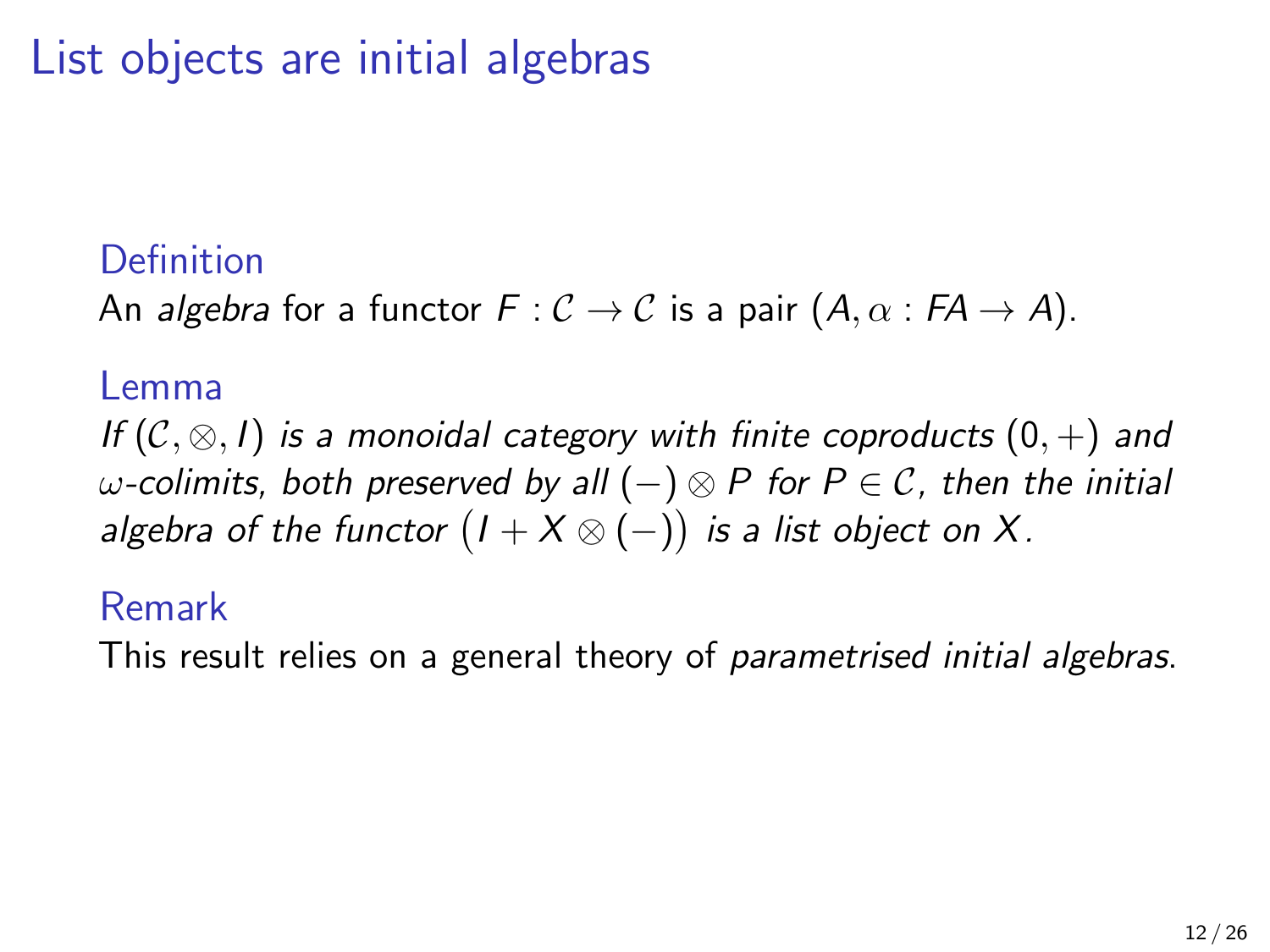# List objects are initial algebras

**Definition**

An *algebra* for a functor $F : \mathcal{C} \to \mathcal{C}$ is a pair $(A, \alpha : FA \to A)$.

**Lemma**

*If $(\mathcal{C}, \otimes, I)$ is a monoidal category with finite coproducts $(0, +)$ and $\omega$-colimits, both preserved by all $(-) \otimes P$ for $P \in \mathcal{C}$, then the initial algebra of the functor $\big(I + X \otimes (-)\big)$ is a list object on $X$.*

**Remark**

This result relies on a general theory of *parametrised initial algebras*.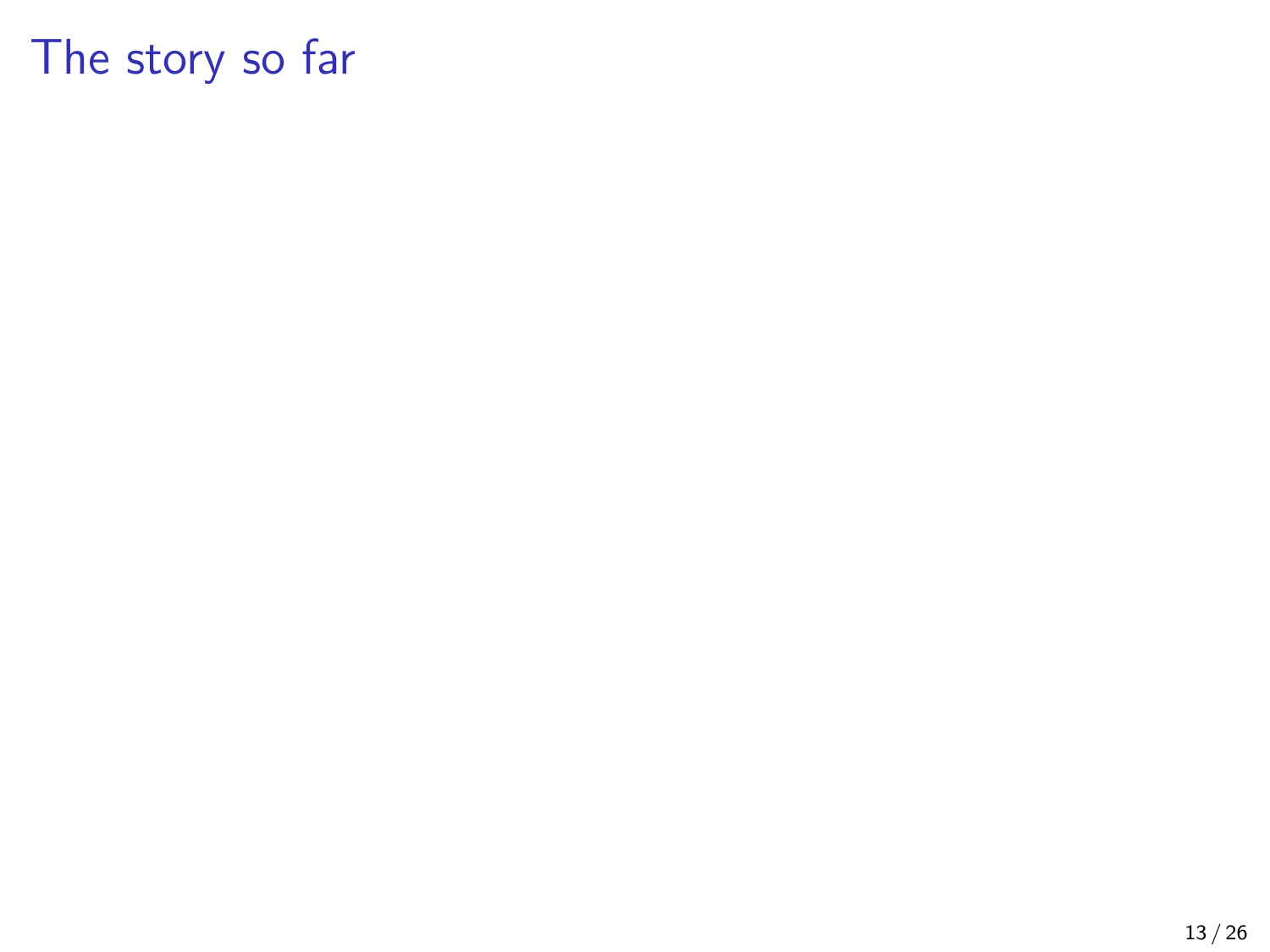# The story so far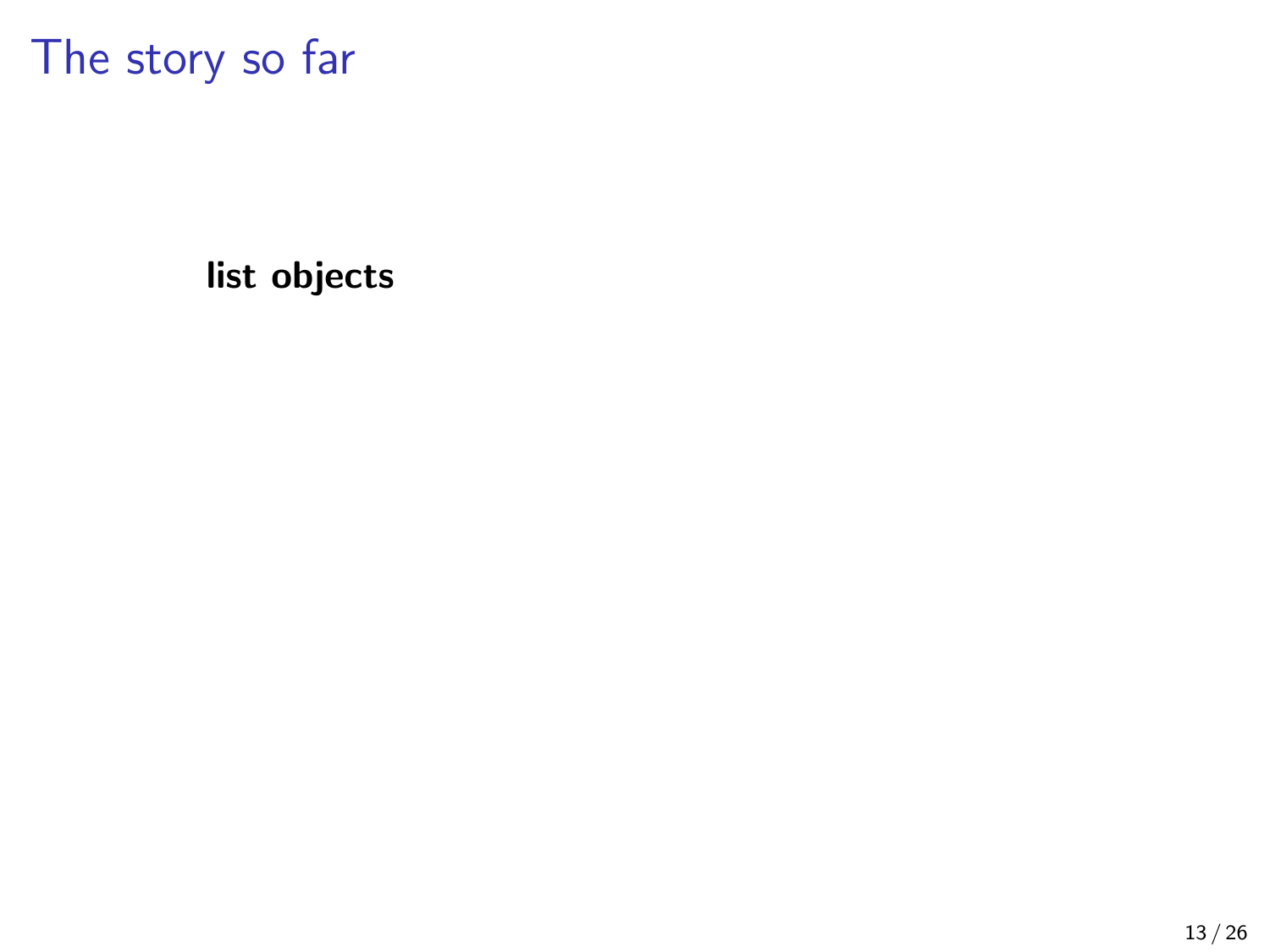# The story so far

**list objects**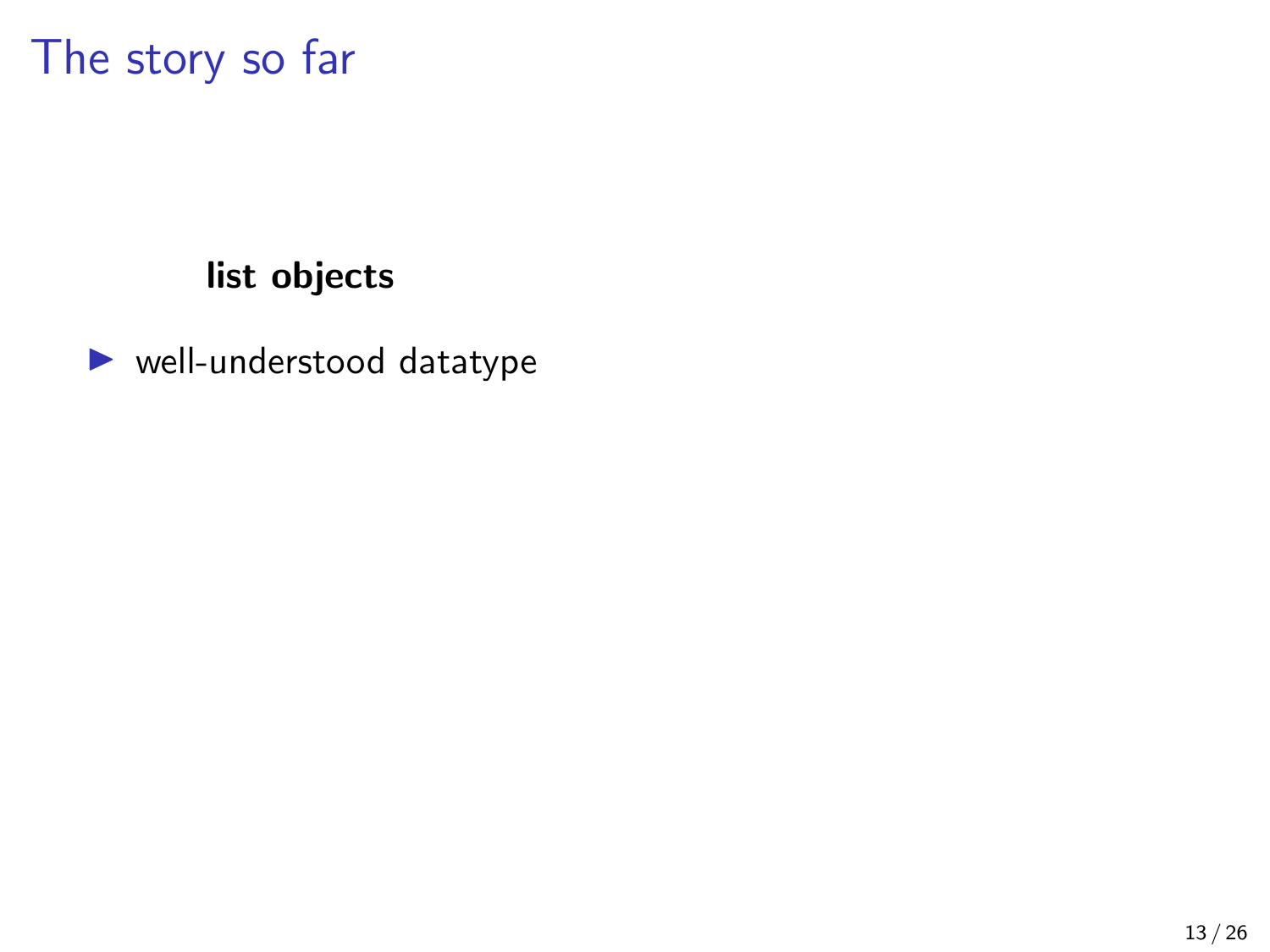# The story so far

**list objects**

- well-understood datatype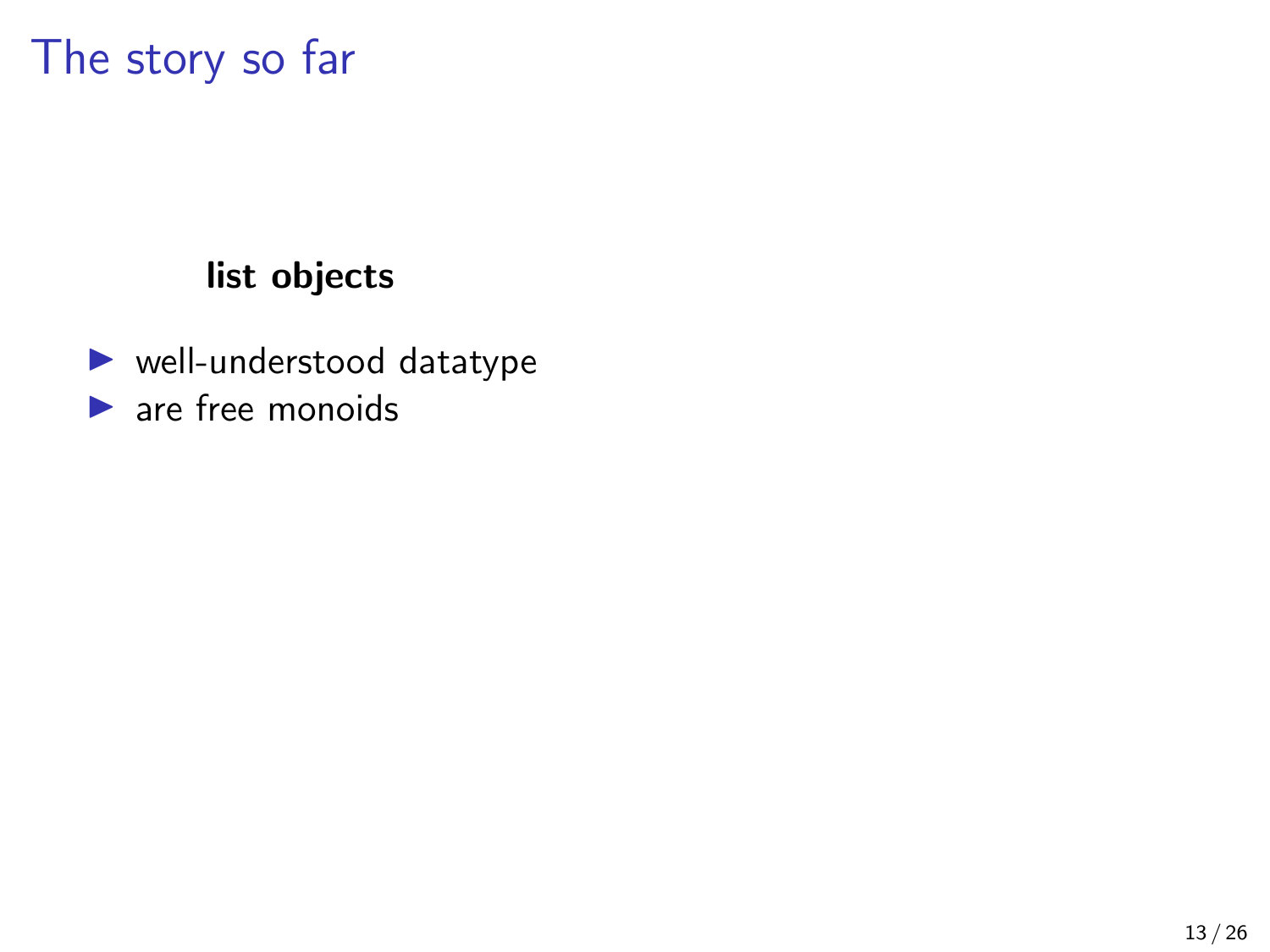# The story so far

**list objects**

- well-understood datatype
- are free monoids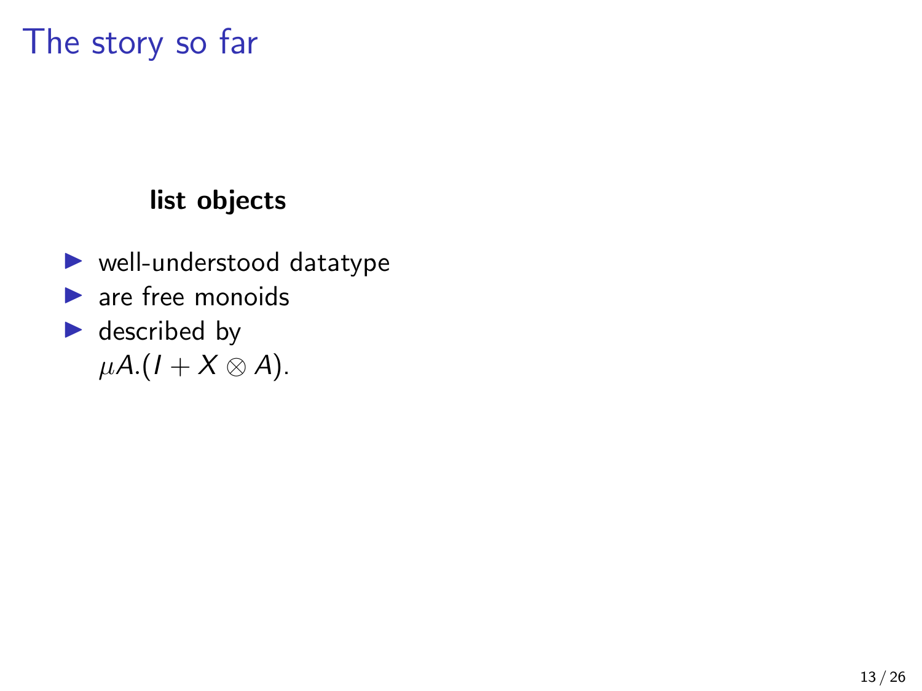# The story so far

**list objects**

- well-understood datatype
- are free monoids
- described by $\mu A.(I + X \otimes A)$.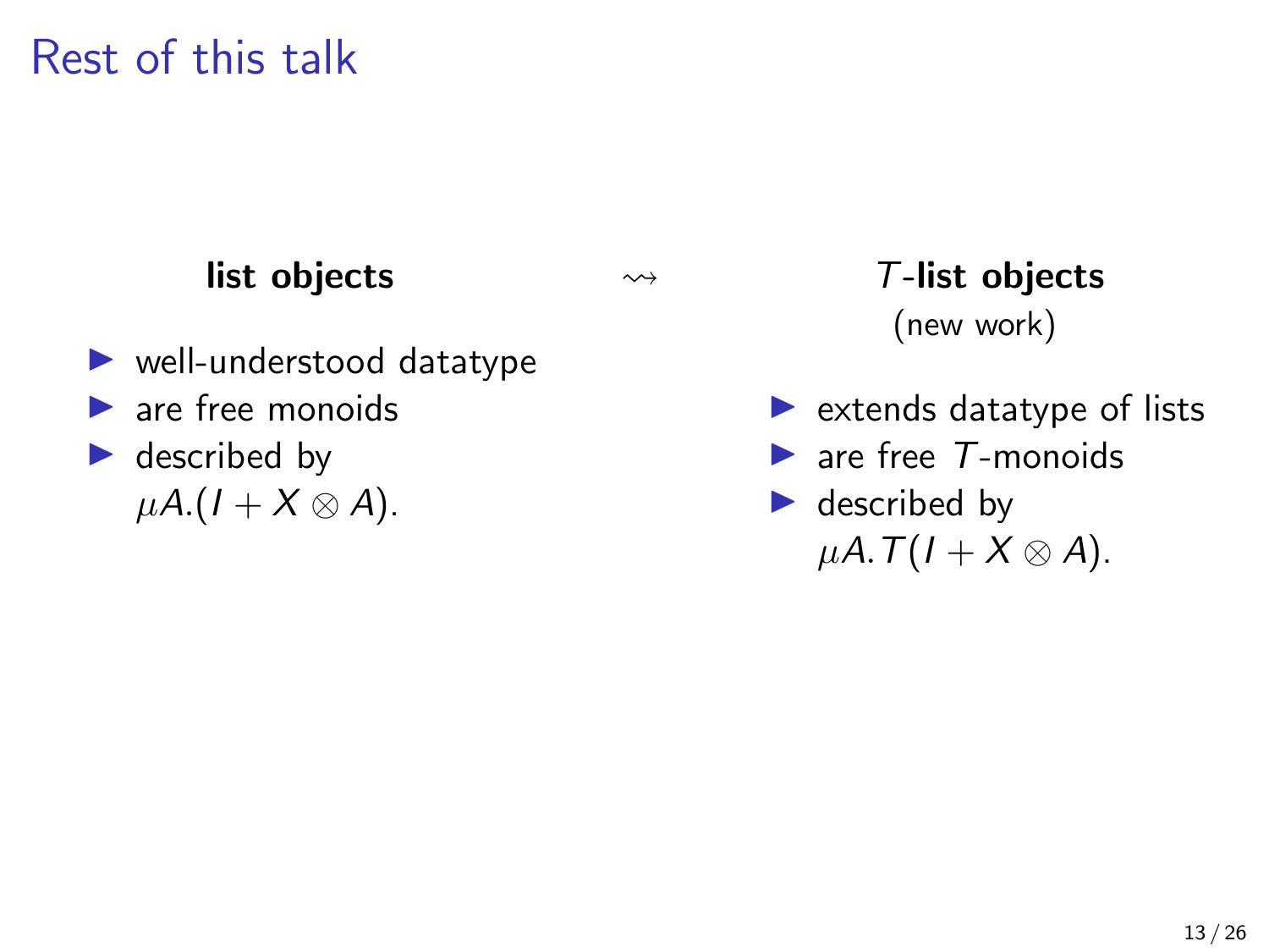# Rest of this talk

**list objects**

- well-understood datatype
- are free monoids
- described by $\mu A.(I + X \otimes A)$.

$\rightsquigarrow$

***T*-list objects**

(new work)

- extends datatype of lists
- are free $T$-monoids
- described by $\mu A.T(I + X \otimes A)$.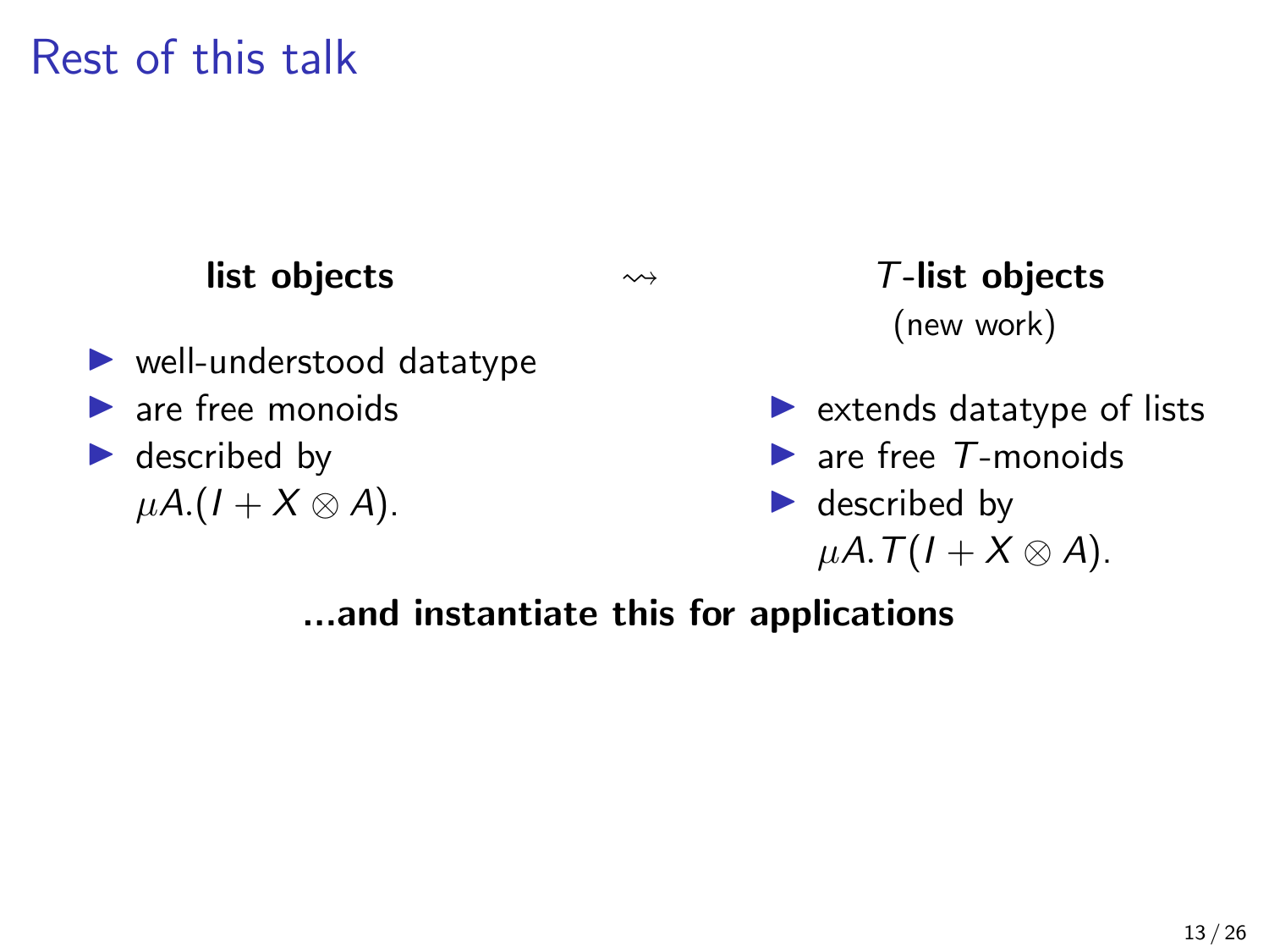# Rest of this talk

**list objects** $\rightsquigarrow$ **$T$-list objects** (new work)

**list objects**

- well-understood datatype
- are free monoids
- described by $\mu A.(I + X \otimes A)$.

**$T$-list objects** (new work)

- extends datatype of lists
- are free $T$-monoids
- described by $\mu A.T(I + X \otimes A)$.

**...and instantiate this for applications**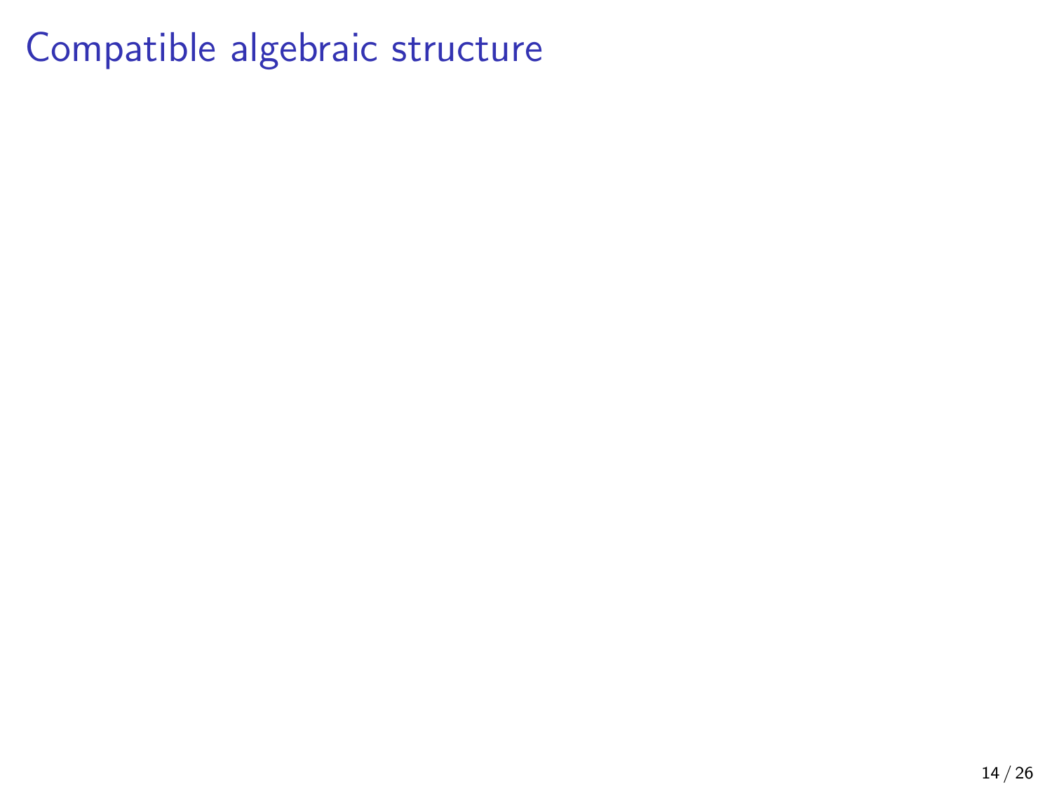# Compatible algebraic structure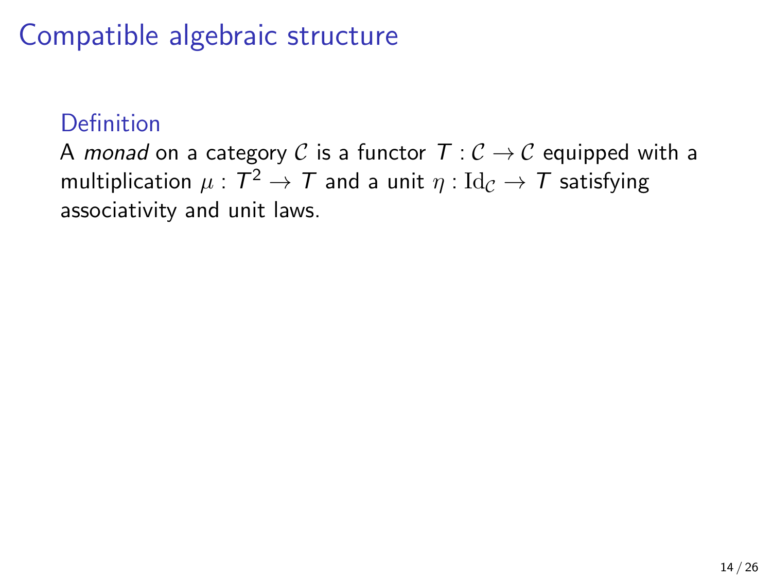# Compatible algebraic structure

### Definition

A *monad* on a category $\mathcal{C}$ is a functor $T : \mathcal{C} \to \mathcal{C}$ equipped with a multiplication $\mu : T^2 \to T$ and a unit $\eta : \mathrm{Id}_{\mathcal{C}} \to T$ satisfying associativity and unit laws.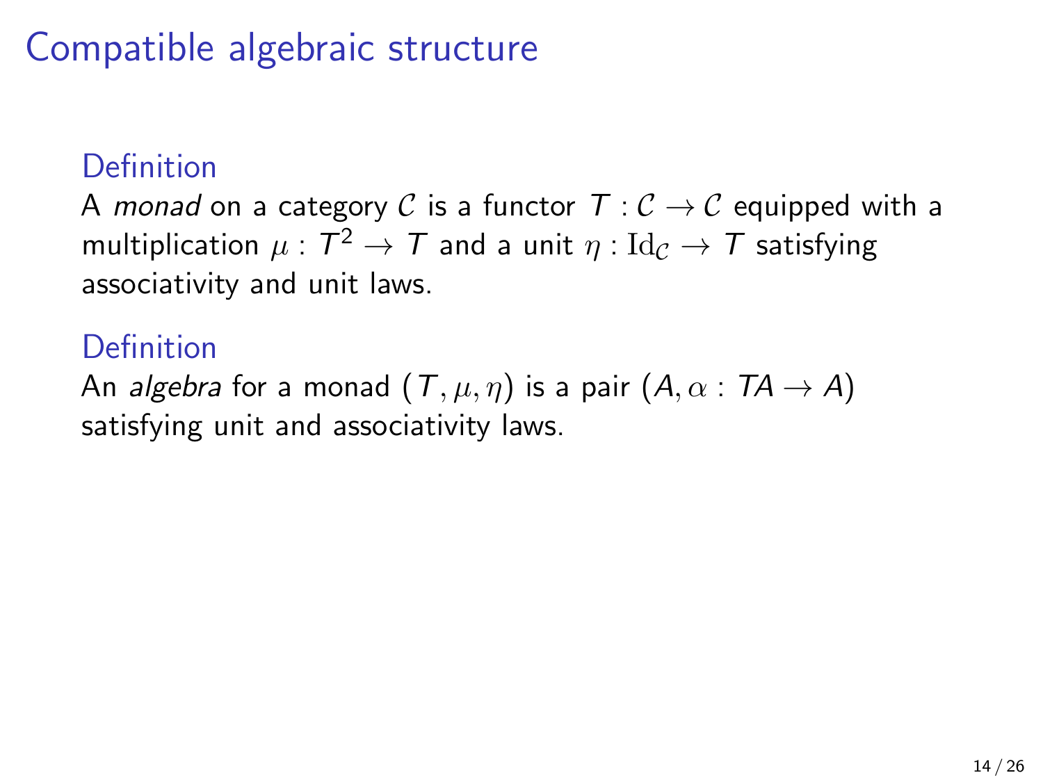# Compatible algebraic structure

### Definition

A *monad* on a category $\mathcal{C}$ is a functor $T : \mathcal{C} \to \mathcal{C}$ equipped with a multiplication $\mu : T^2 \to T$ and a unit $\eta : \mathrm{Id}_{\mathcal{C}} \to T$ satisfying associativity and unit laws.

### Definition

An *algebra* for a monad $(T, \mu, \eta)$ is a pair $(A, \alpha : TA \to A)$ satisfying unit and associativity laws.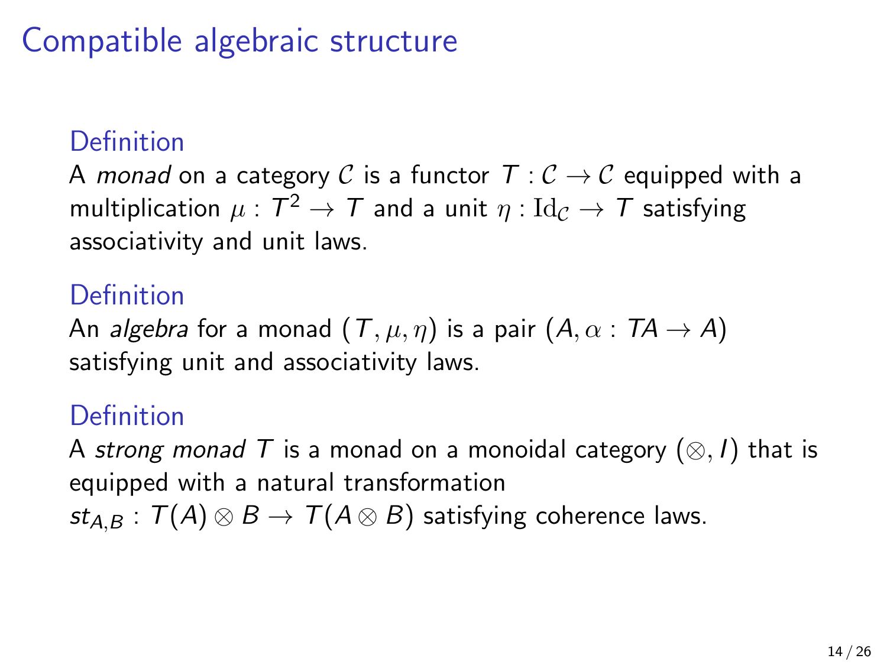# Compatible algebraic structure

### Definition

A *monad* on a category $\mathcal{C}$ is a functor $T : \mathcal{C} \to \mathcal{C}$ equipped with a multiplication $\mu : T^2 \to T$ and a unit $\eta : \mathrm{Id}_{\mathcal{C}} \to T$ satisfying associativity and unit laws.

### Definition

An *algebra* for a monad $(T, \mu, \eta)$ is a pair $(A, \alpha : TA \to A)$ satisfying unit and associativity laws.

### Definition

A *strong monad* $T$ is a monad on a monoidal category $(\otimes, I)$ that is equipped with a natural transformation $st_{A,B} : T(A) \otimes B \to T(A \otimes B)$ satisfying coherence laws.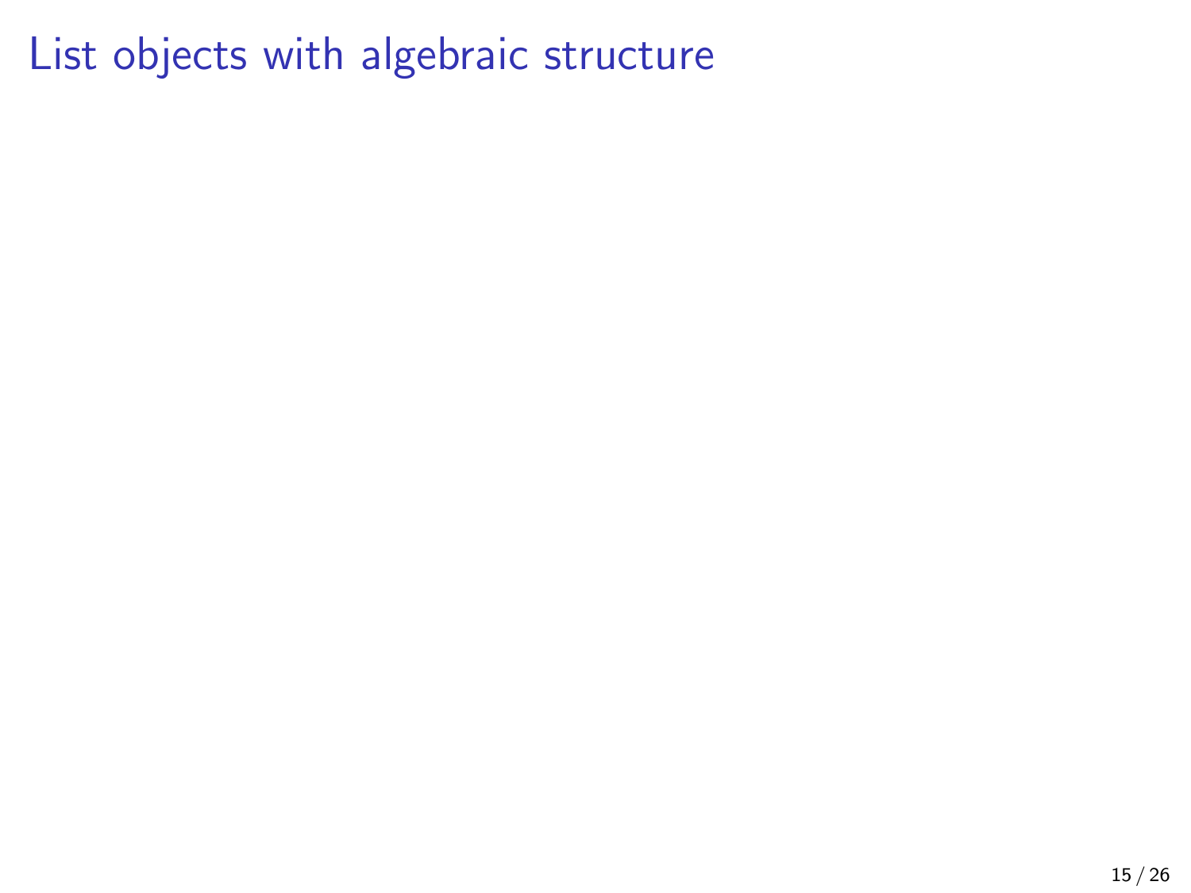# List objects with algebraic structure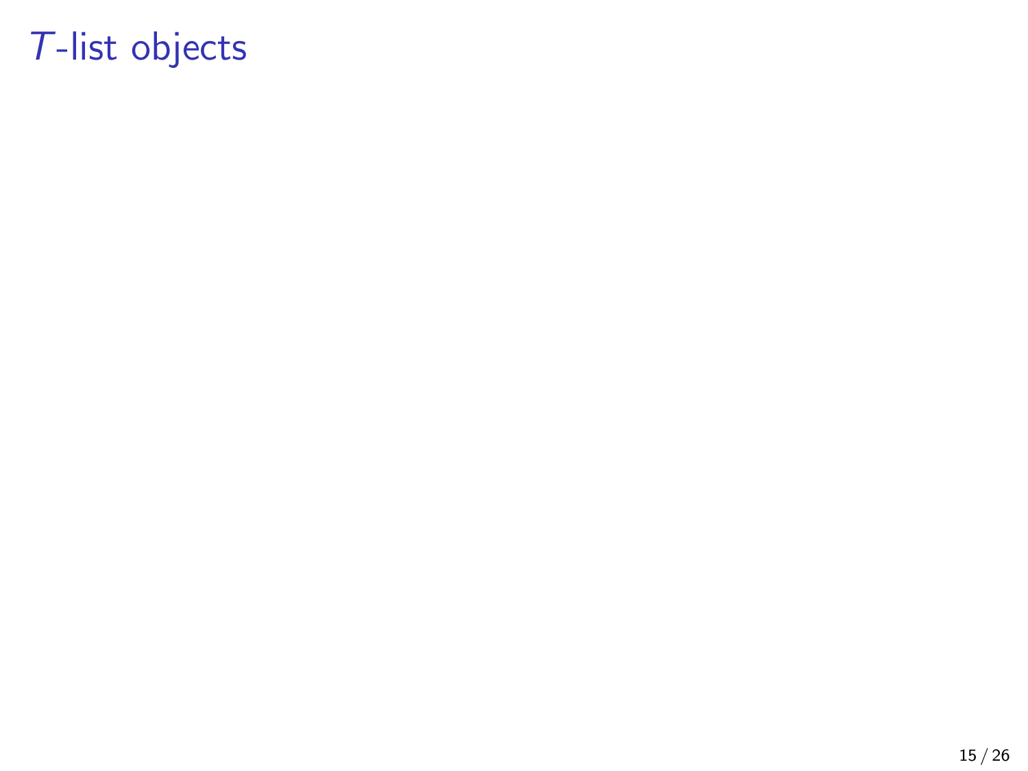# $T$-list objects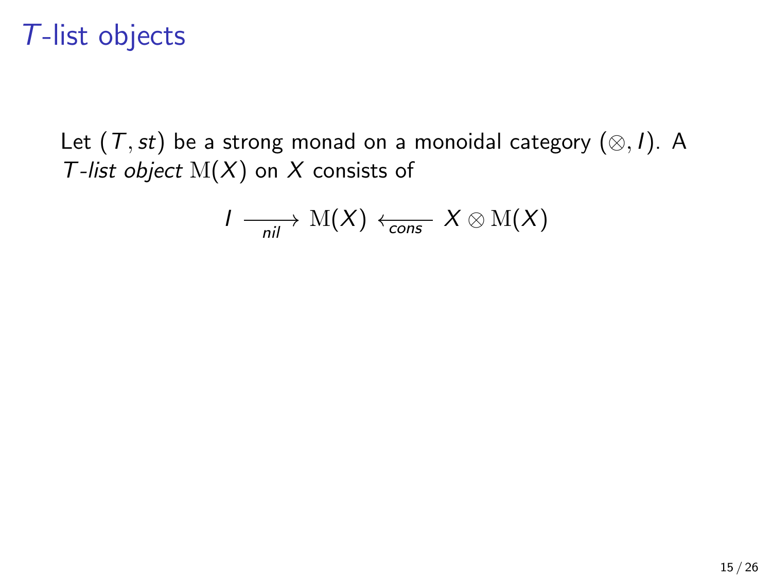# $T$-list objects

Let $(T, st)$ be a strong monad on a monoidal category $(\otimes, I)$. A *$T$-list object* $\mathrm{M}(X)$ on $X$ consists of

$$I \xrightarrow[nil]{} \mathrm{M}(X) \xleftarrow[cons]{} X \otimes \mathrm{M}(X)$$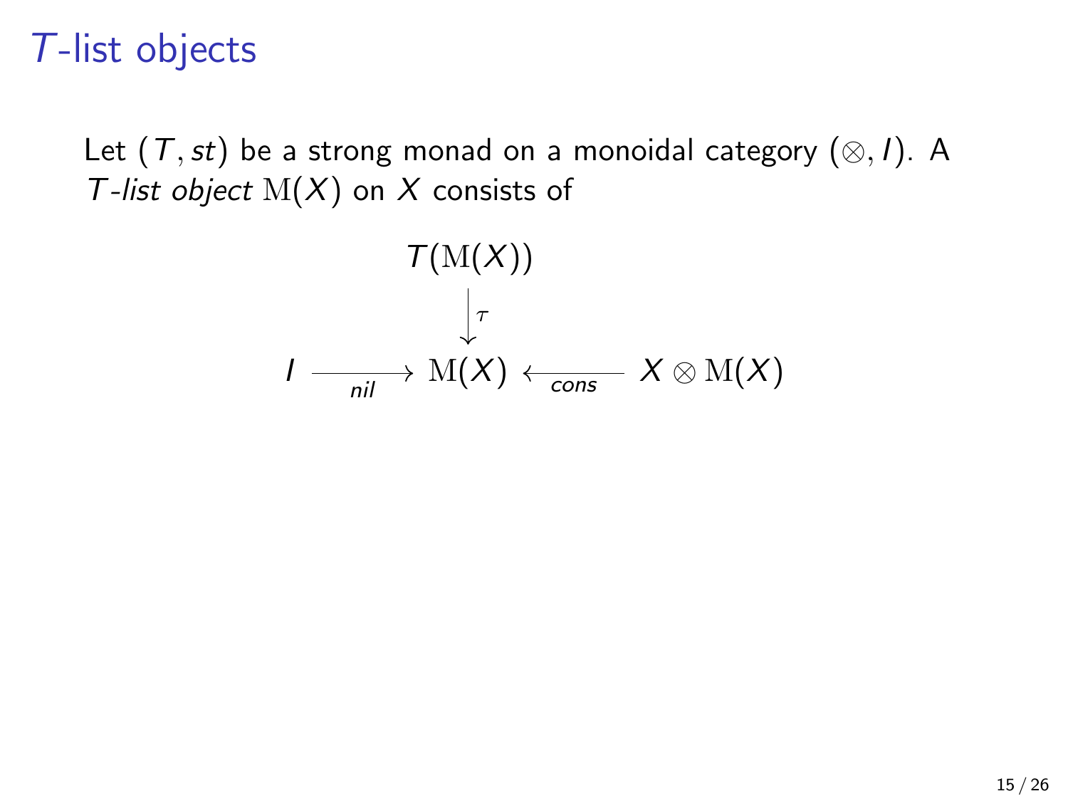# $T$-list objects

Let $(T, st)$ be a strong monad on a monoidal category $(\otimes, I)$. A *$T$-list object* $\mathrm{M}(X)$ on $X$ consists of

$$
\begin{array}{ccccc}
 & & T(\mathrm{M}(X)) & & \\
 & & \big\downarrow{\scriptstyle \tau} & & \\
I & \xrightarrow[\;nil\;]{} & \mathrm{M}(X) & \xleftarrow[\;cons\;]{} & X \otimes \mathrm{M}(X)
\end{array}
$$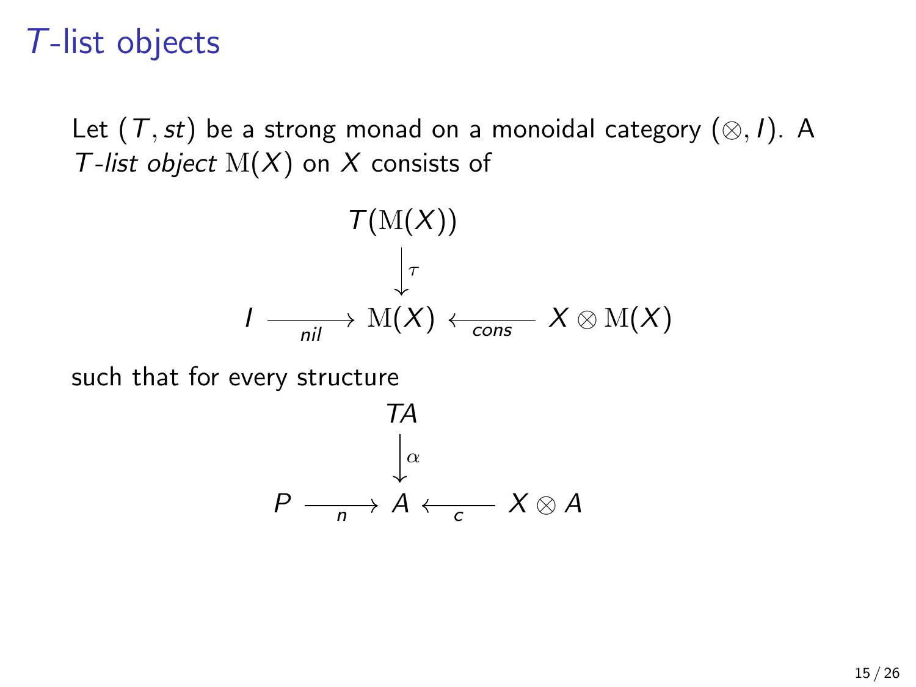# $T$-list objects

Let $(T, st)$ be a strong monad on a monoidal category $(\otimes, I)$. A *$T$-list object* $\mathrm{M}(X)$ on $X$ consists of

$$
\begin{array}{ccccc}
 & & T(\mathrm{M}(X)) & & \\
 & & \Big\downarrow{\scriptstyle \tau} & & \\
I & \xrightarrow[\;nil\;]{} & \mathrm{M}(X) & \xleftarrow[\;cons\;]{} & X \otimes \mathrm{M}(X)
\end{array}
$$

such that for every structure

$$
\begin{array}{ccccc}
 & & TA & & \\
 & & \Big\downarrow{\scriptstyle \alpha} & & \\
P & \xrightarrow[\;n\;]{} & A & \xleftarrow[\;c\;]{} & X \otimes A
\end{array}
$$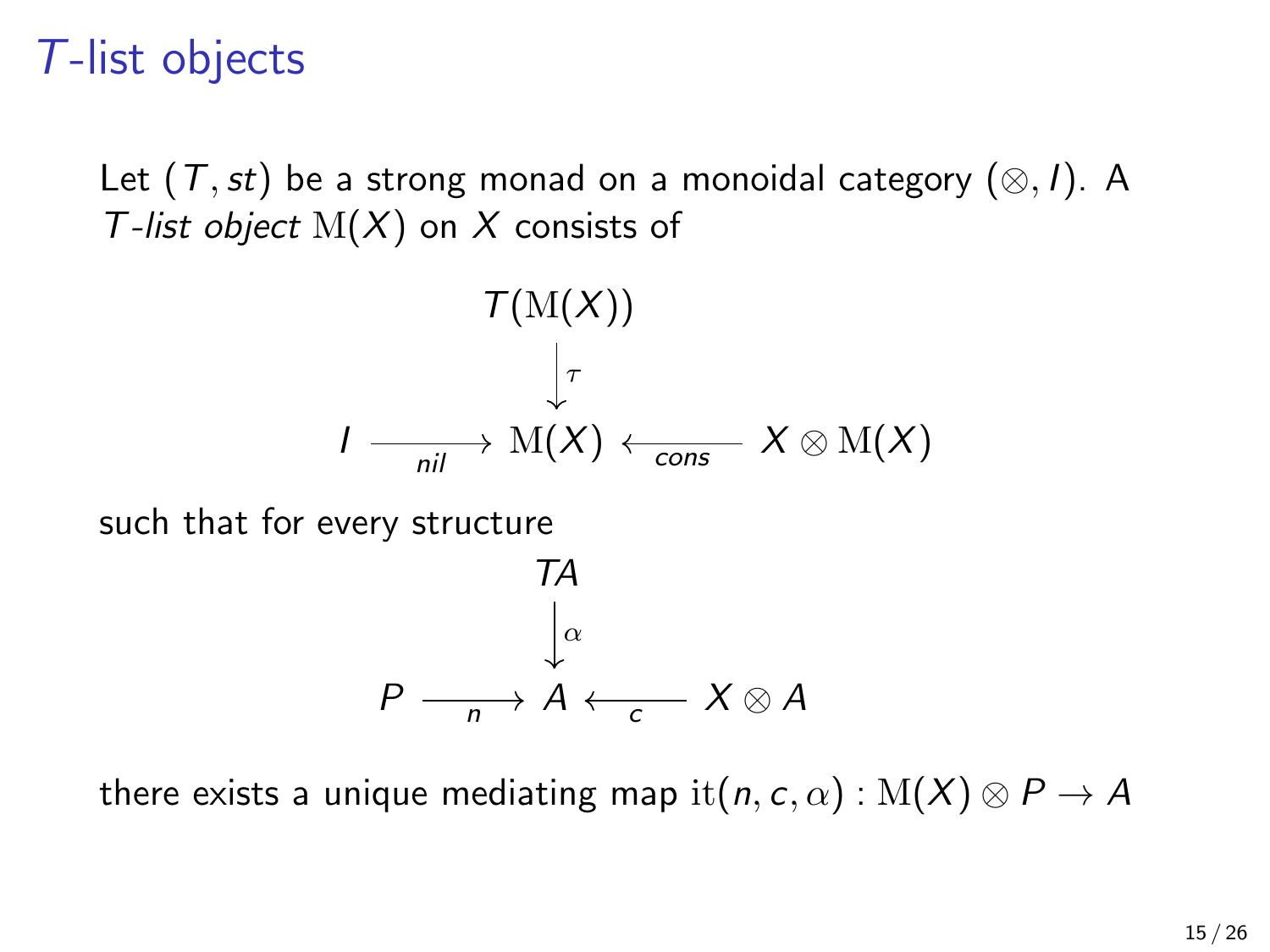# $T$-list objects

Let $(T, st)$ be a strong monad on a monoidal category $(\otimes, I)$. A *$T$-list object* $\mathrm{M}(X)$ on $X$ consists of

$$
\begin{array}{ccccc}
 & & T(\mathrm{M}(X)) & & \\
 & & \big\downarrow{\scriptstyle \tau} & & \\
I & \xrightarrow[nil]{} & \mathrm{M}(X) & \xleftarrow[cons]{} & X \otimes \mathrm{M}(X)
\end{array}
$$

such that for every structure

$$
\begin{array}{ccccc}
 & & TA & & \\
 & & \big\downarrow{\scriptstyle \alpha} & & \\
P & \xrightarrow[n]{} & A & \xleftarrow[c]{} & X \otimes A
\end{array}
$$

there exists a unique mediating map $\mathrm{it}(n, c, \alpha) : \mathrm{M}(X) \otimes P \to A$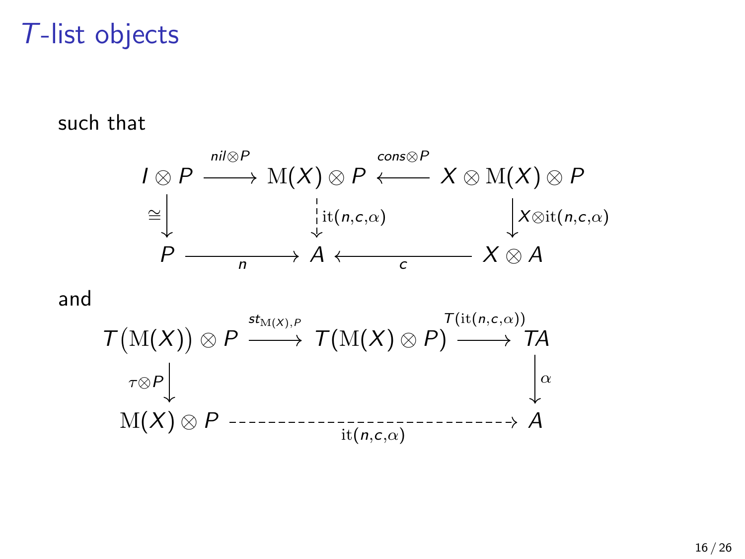# $T$-list objects

such that

$$
\begin{array}{ccccc}
I \otimes P & \xrightarrow{nil \otimes P} & \mathrm{M}(X) \otimes P & \xleftarrow{cons \otimes P} & X \otimes \mathrm{M}(X) \otimes P \\
{\scriptstyle \cong}\downarrow & & \downarrow{\scriptstyle \mathrm{it}(n,c,\alpha)} & & \downarrow{\scriptstyle X \otimes \mathrm{it}(n,c,\alpha)} \\
P & \xrightarrow[n]{} & A & \xleftarrow[c]{} & X \otimes A
\end{array}
$$

and

$$
\begin{array}{ccccc}
T\big(\mathrm{M}(X)\big) \otimes P & \xrightarrow{st_{\mathrm{M}(X),P}} & T(\mathrm{M}(X) \otimes P) & \xrightarrow{T(\mathrm{it}(n,c,\alpha))} & TA \\
{\scriptstyle \tau \otimes P}\downarrow & & & & \downarrow{\scriptstyle \alpha} \\
\mathrm{M}(X) \otimes P & & \xrightarrow[\mathrm{it}(n,c,\alpha)]{} & & A
\end{array}
$$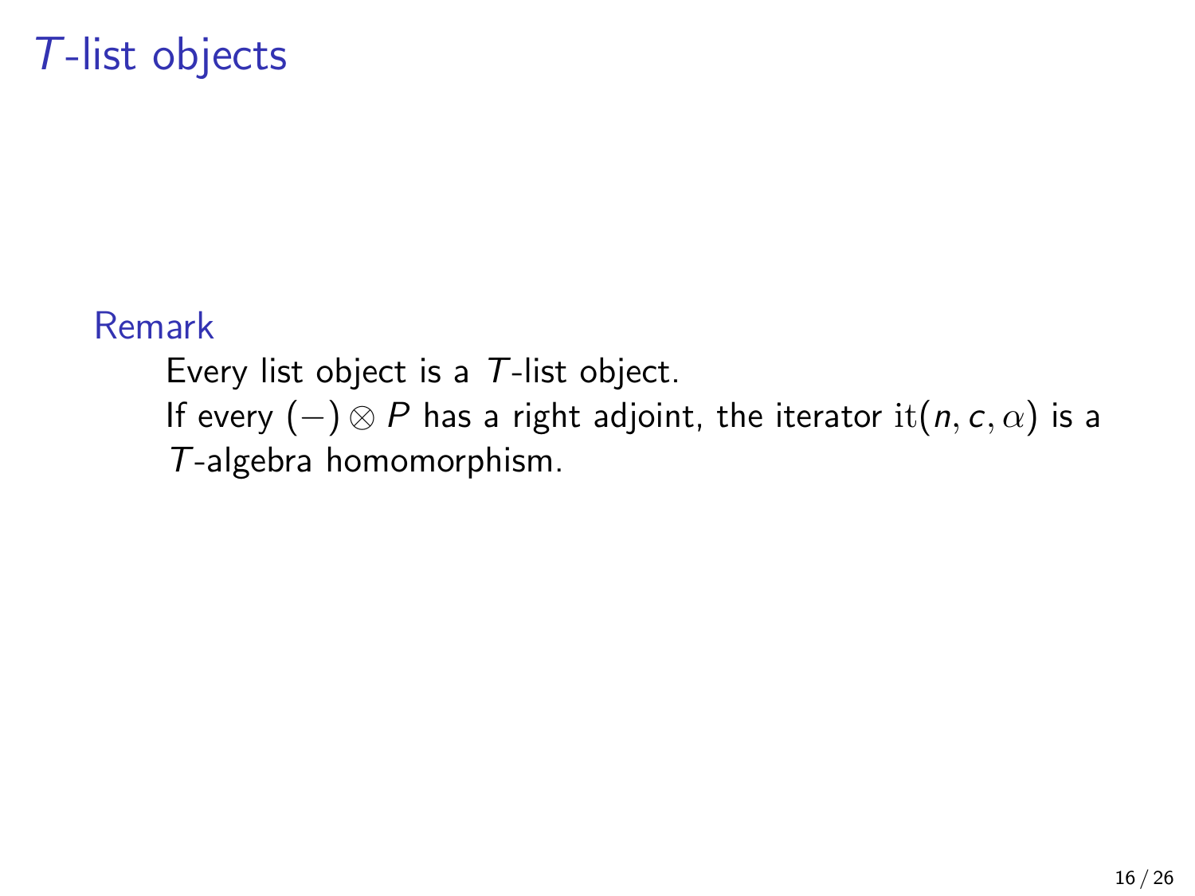# $T$-list objects

**Remark**

Every list object is a $T$-list object.
If every $(-) \otimes P$ has a right adjoint, the iterator $\mathrm{it}(n, c, \alpha)$ is a $T$-algebra homomorphism.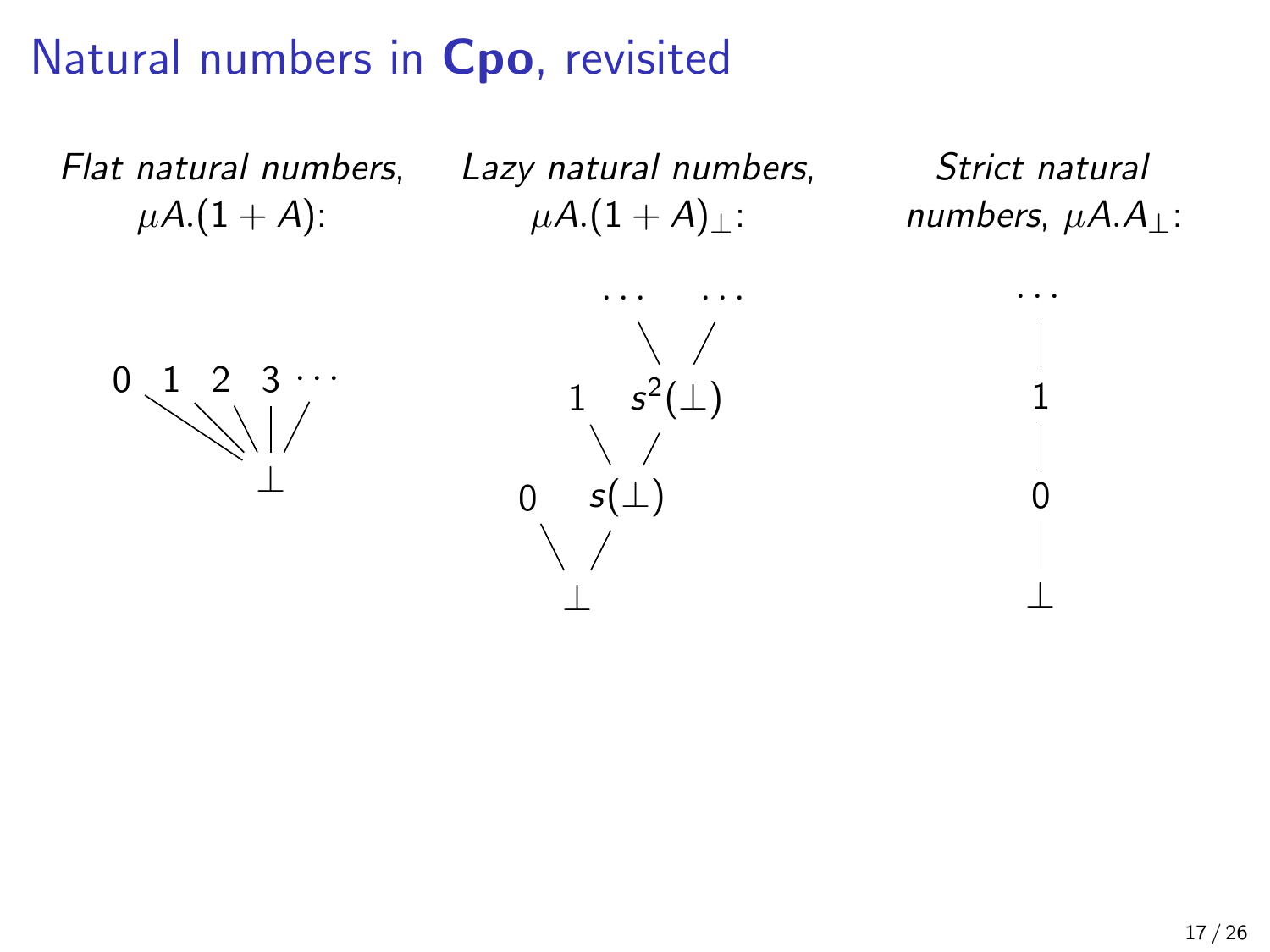# Natural numbers in **Cpo**, revisited

*Flat natural numbers*, $\mu A.(1 + A)$:

```
0  1  2  3 ...
 \  \  \ | /
      ⊥
```

*Lazy natural numbers*, $\mu A.(1 + A)_\perp$:

```
        ...    ...
          \    /
     1    s²(⊥)
      \    /
  0    s(⊥)
   \   /
    ⊥
```

*Strict natural numbers*, $\mu A.A_\perp$:

```
...
 |
 1
 |
 0
 |
 ⊥
```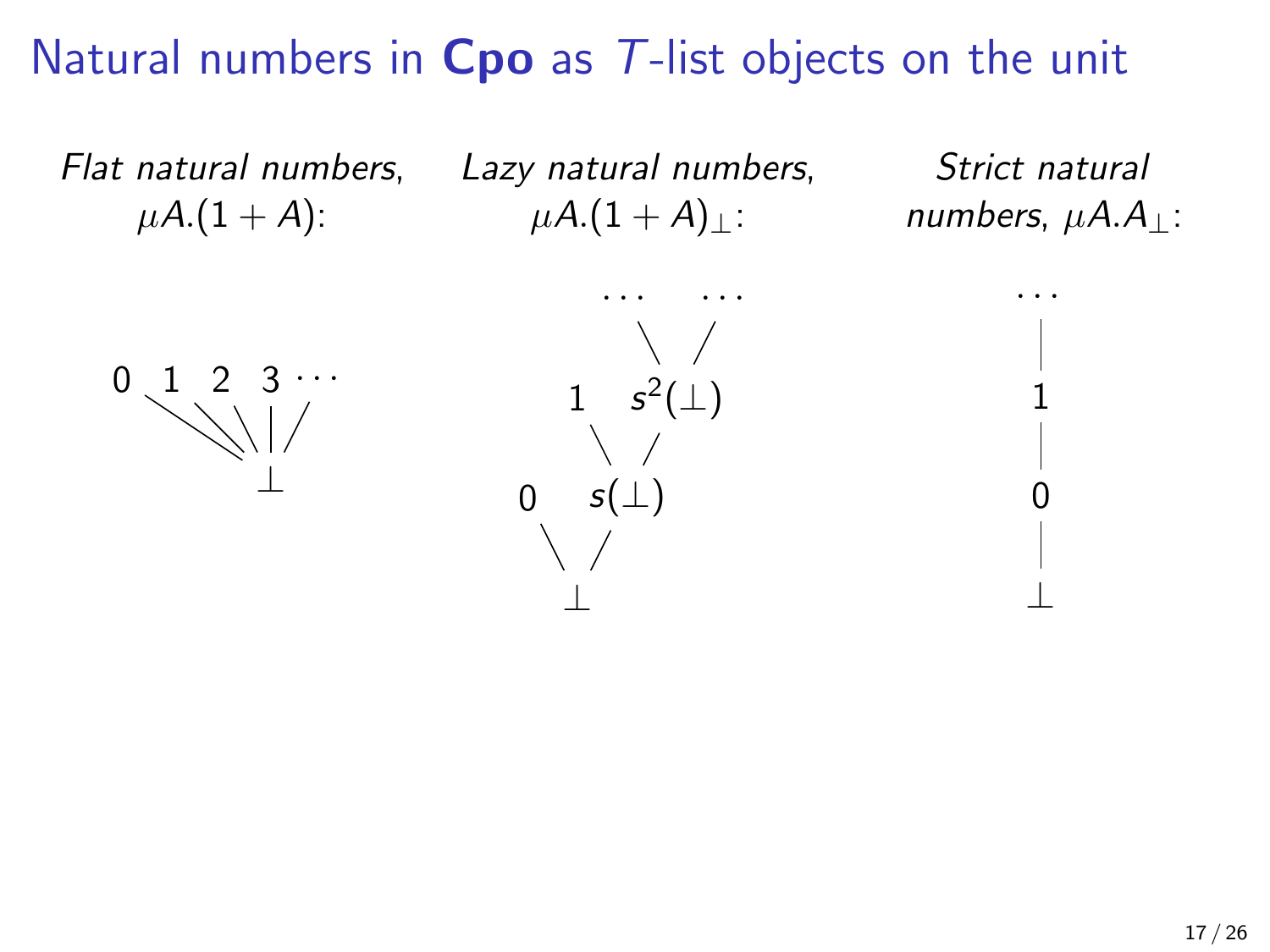# Natural numbers in **Cpo** as $T$-list objects on the unit

*Flat natural numbers,* $\mu A.(1 + A)$:

$0 \quad 1 \quad 2 \quad 3 \cdots$

$\bot$

*Lazy natural numbers,* $\mu A.(1 + A)_\bot$:

$\ldots \quad \ldots$

$1 \quad s^2(\bot)$

$0 \quad s(\bot)$

$\bot$

*Strict natural numbers,* $\mu A.A_\bot$:

$\ldots$

$1$

$0$

$\bot$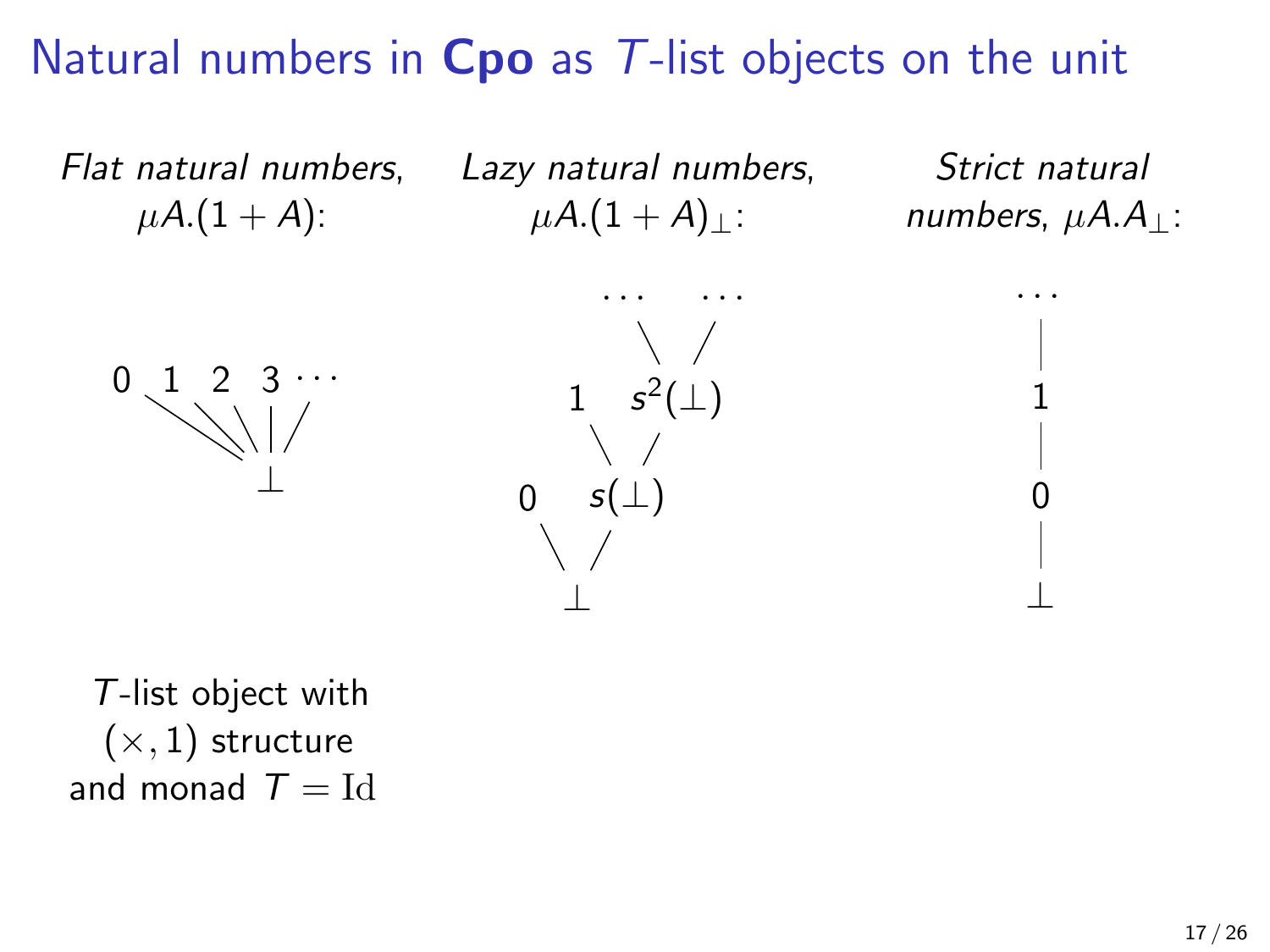# Natural numbers in **Cpo** as $T$-list objects on the unit

*Flat natural numbers*, $\mu A.(1 + A)$:

$$
\begin{array}{c}
0 \quad 1 \quad 2 \quad 3 \cdots \\
\bot
\end{array}
$$

*Lazy natural numbers*, $\mu A.(1 + A)_\bot$:

$$
\begin{array}{c}
\cdots \quad \cdots \\
1 \quad s^2(\bot) \\
0 \quad s(\bot) \\
\bot
\end{array}
$$

*Strict natural numbers*, $\mu A.A_\bot$:

$$
\begin{array}{c}
\cdots \\
1 \\
0 \\
\bot
\end{array}
$$

$T$-list object with $(\times, 1)$ structure and monad $T = \mathrm{Id}$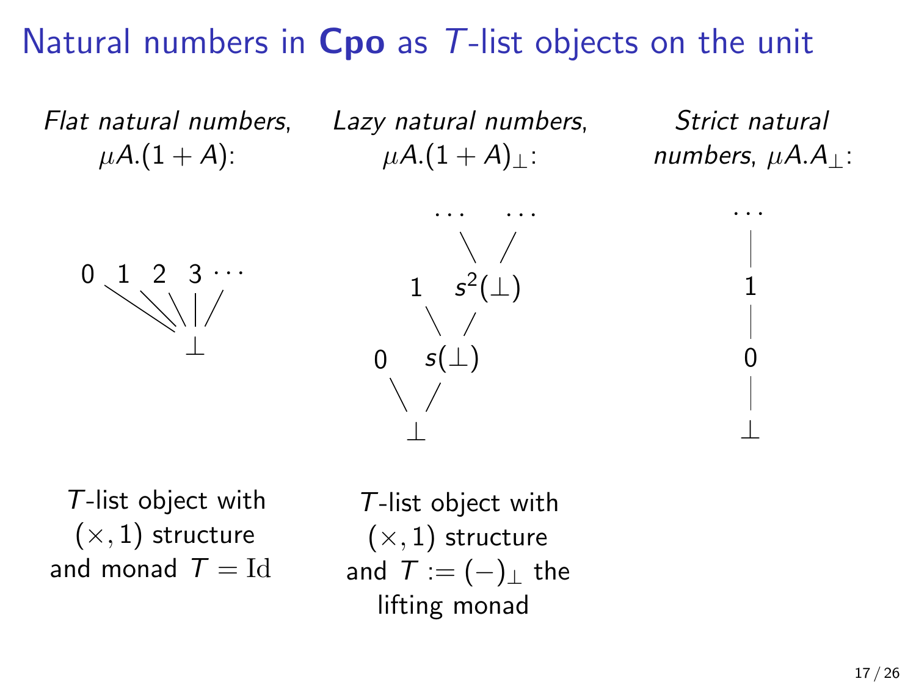# Natural numbers in **Cpo** as $T$-list objects on the unit

*Flat natural numbers*, $\mu A.(1 + A)$:

$0 \quad 1 \quad 2 \quad 3 \quad \cdots$

$\bot$

$T$-list object with $(\times, 1)$ structure and monad $T = \mathrm{Id}$

*Lazy natural numbers*, $\mu A.(1 + A)_\bot$:

$\ldots \quad \ldots$

$1 \quad s^2(\bot)$

$0 \quad s(\bot)$

$\bot$

$T$-list object with $(\times, 1)$ structure and $T := (-)_\bot$ the lifting monad

*Strict natural numbers*, $\mu A.A_\bot$:

$\ldots$

$1$

$0$

$\bot$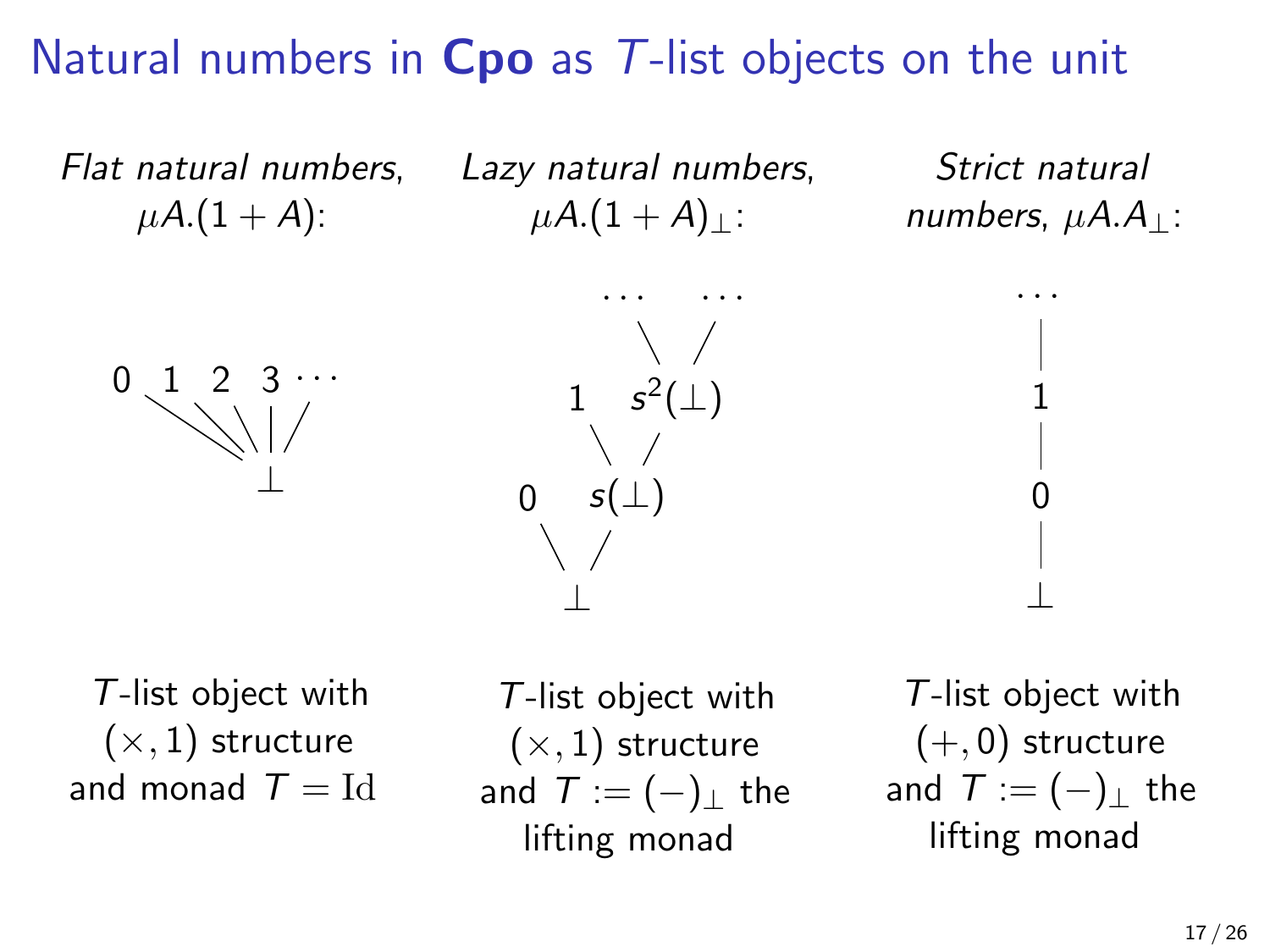# Natural numbers in **Cpo** as $T$-list objects on the unit

*Flat natural numbers*, $\mu A.(1 + A)$:

$0 \quad 1 \quad 2 \quad 3 \quad \cdots$

$\bot$

$T$-list object with $(\times, 1)$ structure and monad $T = \mathrm{Id}$

*Lazy natural numbers*, $\mu A.(1 + A)_\bot$:

$\ldots \quad \ldots$

$1 \quad s^2(\bot)$

$0 \quad s(\bot)$

$\bot$

$T$-list object with $(\times, 1)$ structure and $T := (-)_\bot$ the lifting monad

*Strict natural numbers*, $\mu A.A_\bot$:

$\ldots$

$1$

$0$

$\bot$

$T$-list object with $(+, 0)$ structure and $T := (-)_\bot$ the lifting monad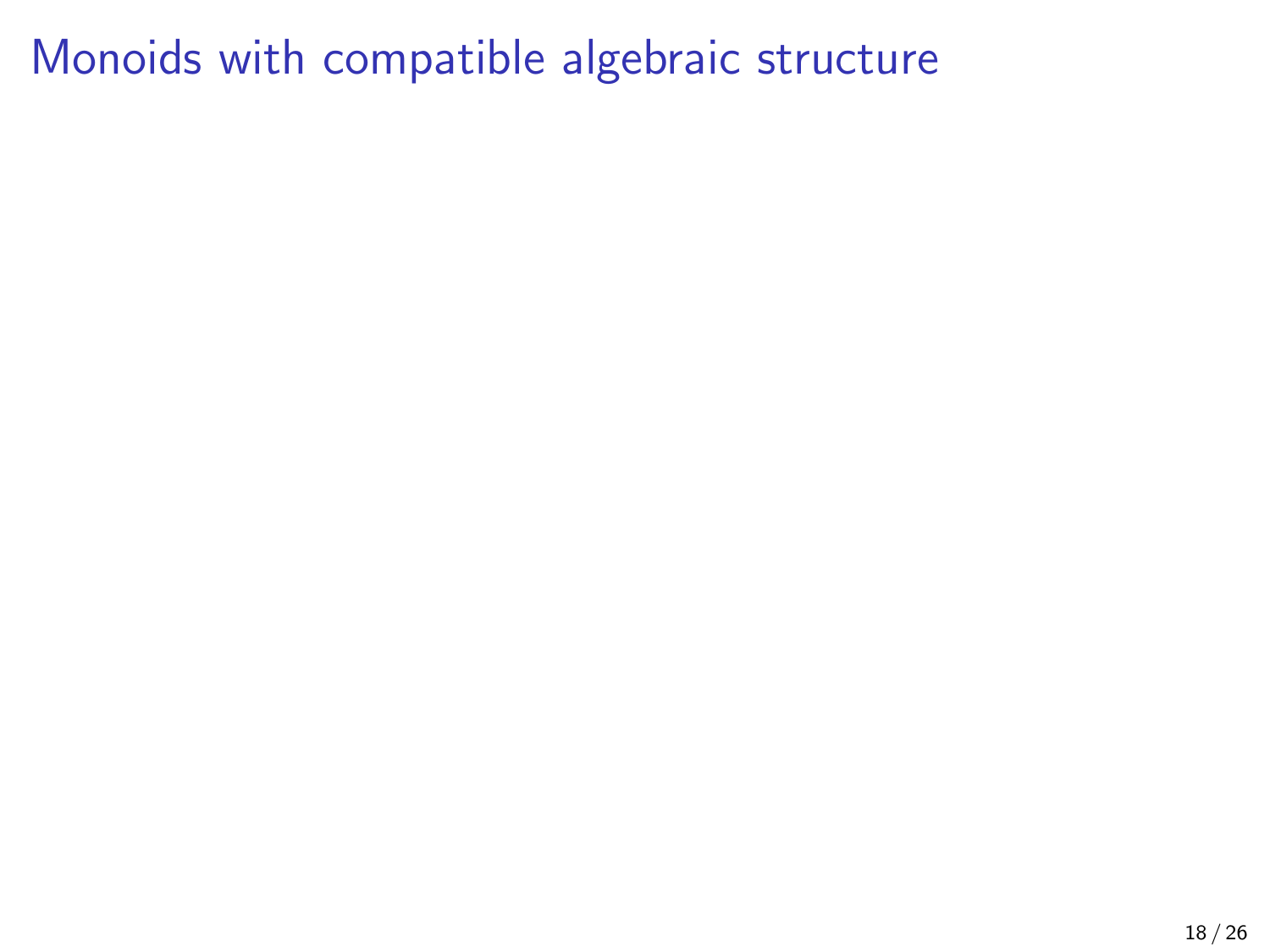# Monoids with compatible algebraic structure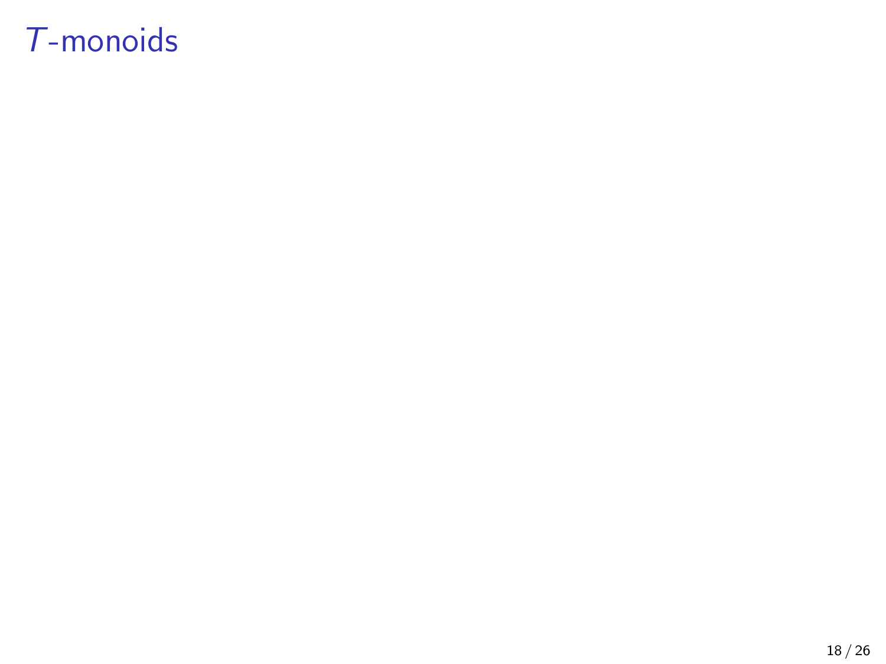# $T$-monoids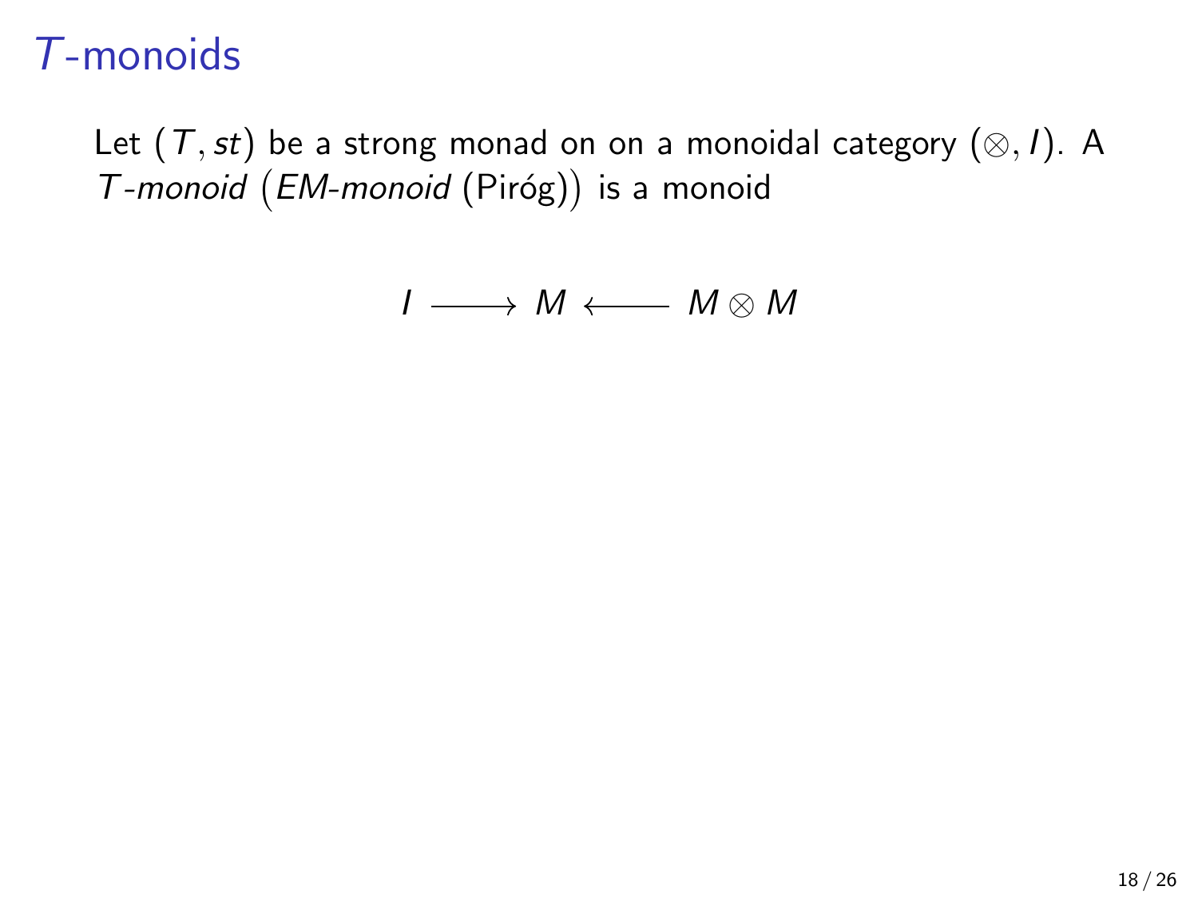# $T$-monoids

Let $(T, st)$ be a strong monad on on a monoidal category $(\otimes, I)$. A *T-monoid* (*EM-monoid* (Piróg)) is a monoid

$$I \longrightarrow M \longleftarrow M \otimes M$$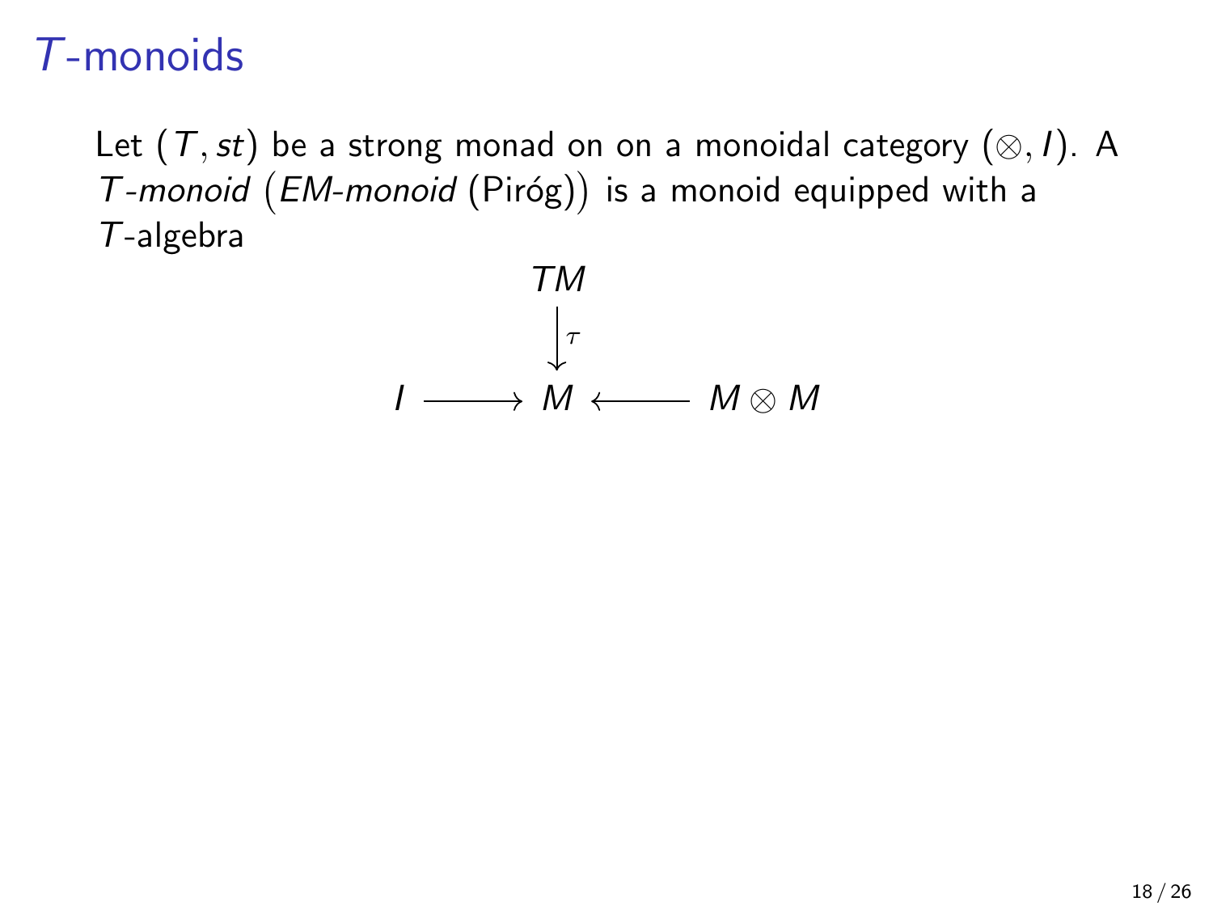# $T$-monoids

Let $(T, st)$ be a strong monad on on a monoidal category $(\otimes, I)$. A *$T$-monoid* (*EM-monoid* (Piróg)) is a monoid equipped with a $T$-algebra

$$
\begin{array}{ccccc}
 & & TM & & \\
 & & \big\downarrow{\scriptstyle \tau} & & \\
I & \longrightarrow & M & \longleftarrow & M \otimes M
\end{array}
$$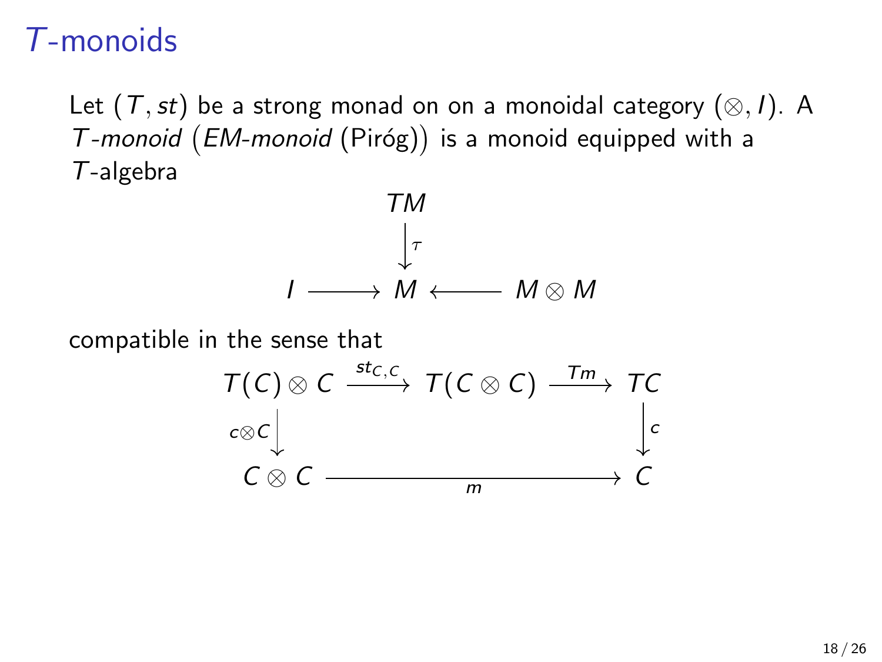# $T$-monoids

Let $(T, st)$ be a strong monad on on a monoidal category $(\otimes, I)$. A *T-monoid* (*EM-monoid* (Piróg)) is a monoid equipped with a $T$-algebra

$$\begin{array}{ccccc} & & TM & & \\ & & \downarrow{\scriptstyle \tau} & & \\ I & \longrightarrow & M & \longleftarrow & M \otimes M \end{array}$$

compatible in the sense that

$$\begin{array}{ccccc} T(C) \otimes C & \xrightarrow{st_{C,C}} & T(C \otimes C) & \xrightarrow{Tm} & TC \\ {\scriptstyle c \otimes C}\downarrow & & & & \downarrow{\scriptstyle c} \\ C \otimes C & & \xrightarrow[m]{\hspace{6em}} & & C \end{array}$$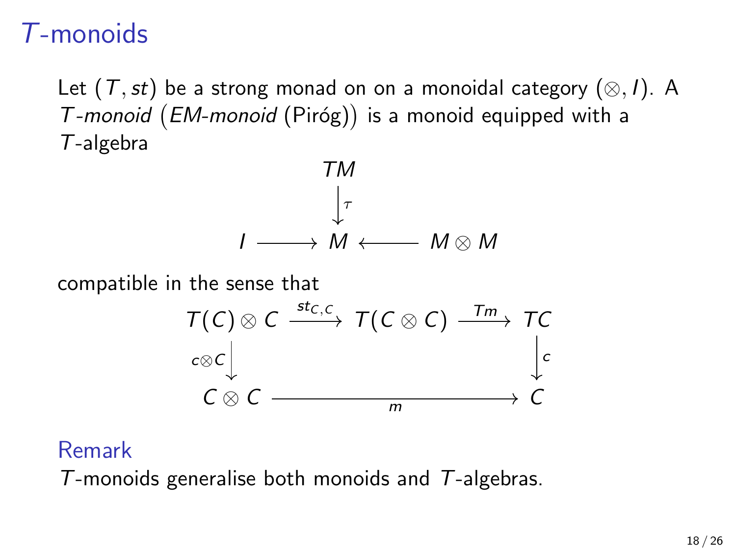# $T$-monoids

Let $(T, st)$ be a strong monad on on a monoidal category $(\otimes, I)$. A *$T$-monoid* (*EM-monoid* (Piróg)) is a monoid equipped with a $T$-algebra

$$
\begin{array}{ccccc}
 & & TM & & \\
 & & \big\downarrow{\scriptstyle \tau} & & \\
I & \longrightarrow & M & \longleftarrow & M \otimes M
\end{array}
$$

compatible in the sense that

$$
\begin{array}{ccccc}
T(C) \otimes C & \xrightarrow{st_{C,C}} & T(C \otimes C) & \xrightarrow{Tm} & TC \\
{\scriptstyle c \otimes C}\big\downarrow & & & & \big\downarrow{\scriptstyle c} \\
C \otimes C & & \xrightarrow[m]{\hspace{6em}} & & C
\end{array}
$$

### Remark

$T$-monoids generalise both monoids and $T$-algebras.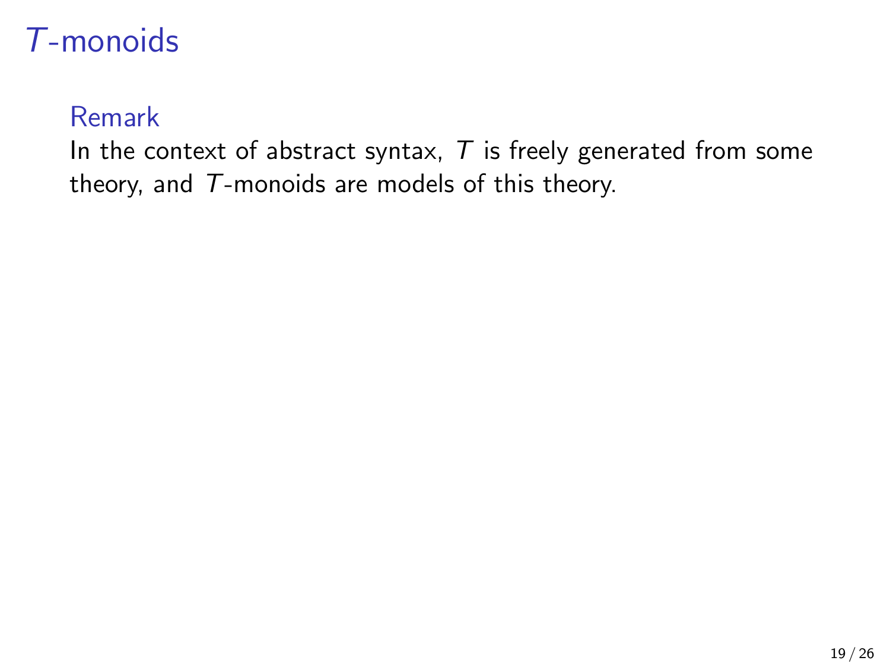# $T$-monoids

### Remark

In the context of abstract syntax, $T$ is freely generated from some theory, and $T$-monoids are models of this theory.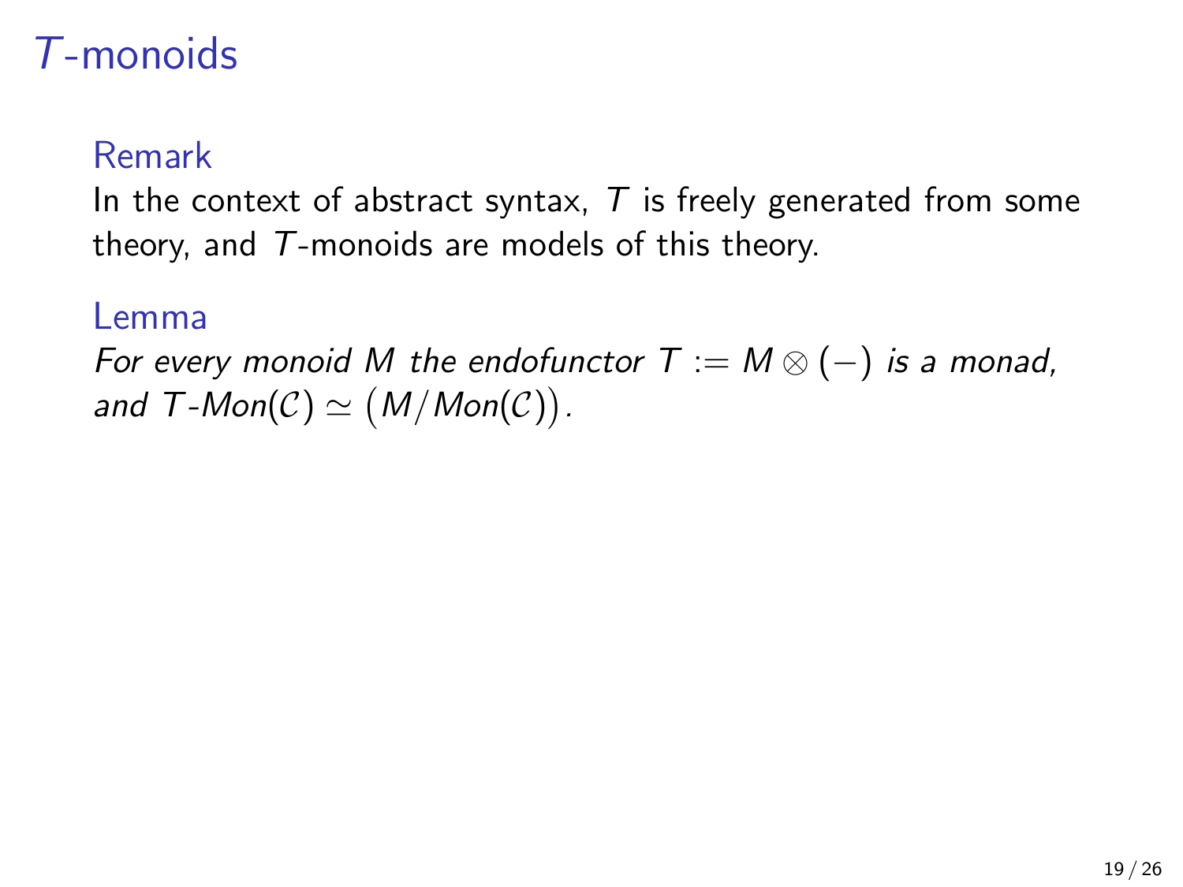# $T$-monoids

### Remark

In the context of abstract syntax, $T$ is freely generated from some theory, and $T$-monoids are models of this theory.

### Lemma

*For every monoid $M$ the endofunctor $T := M \otimes (-)$ is a monad, and $T\text{-}Mon(\mathcal{C}) \simeq \big(M/Mon(\mathcal{C})\big)$.*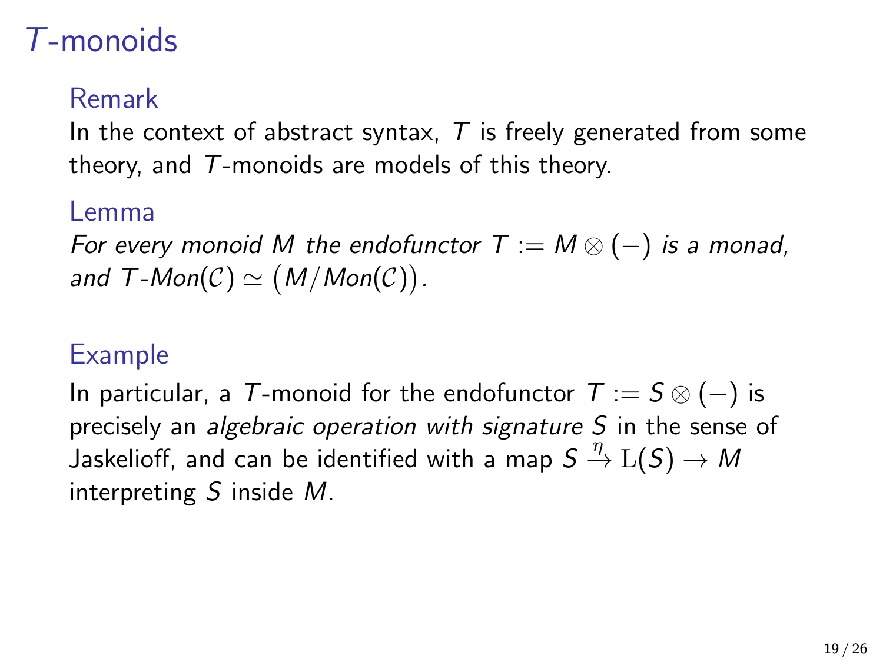# $T$-monoids

### Remark

In the context of abstract syntax, $T$ is freely generated from some theory, and $T$-monoids are models of this theory.

### Lemma

*For every monoid $M$ the endofunctor $T := M \otimes (-)$ is a monad, and $T\text{-}Mon(\mathcal{C}) \simeq \big(M/Mon(\mathcal{C})\big)$.*

### Example

In particular, a $T$-monoid for the endofunctor $T := S \otimes (-)$ is precisely an *algebraic operation with signature $S$* in the sense of Jaskelioff, and can be identified with a map $S \xrightarrow{\eta} \mathrm{L}(S) \to M$ interpreting $S$ inside $M$.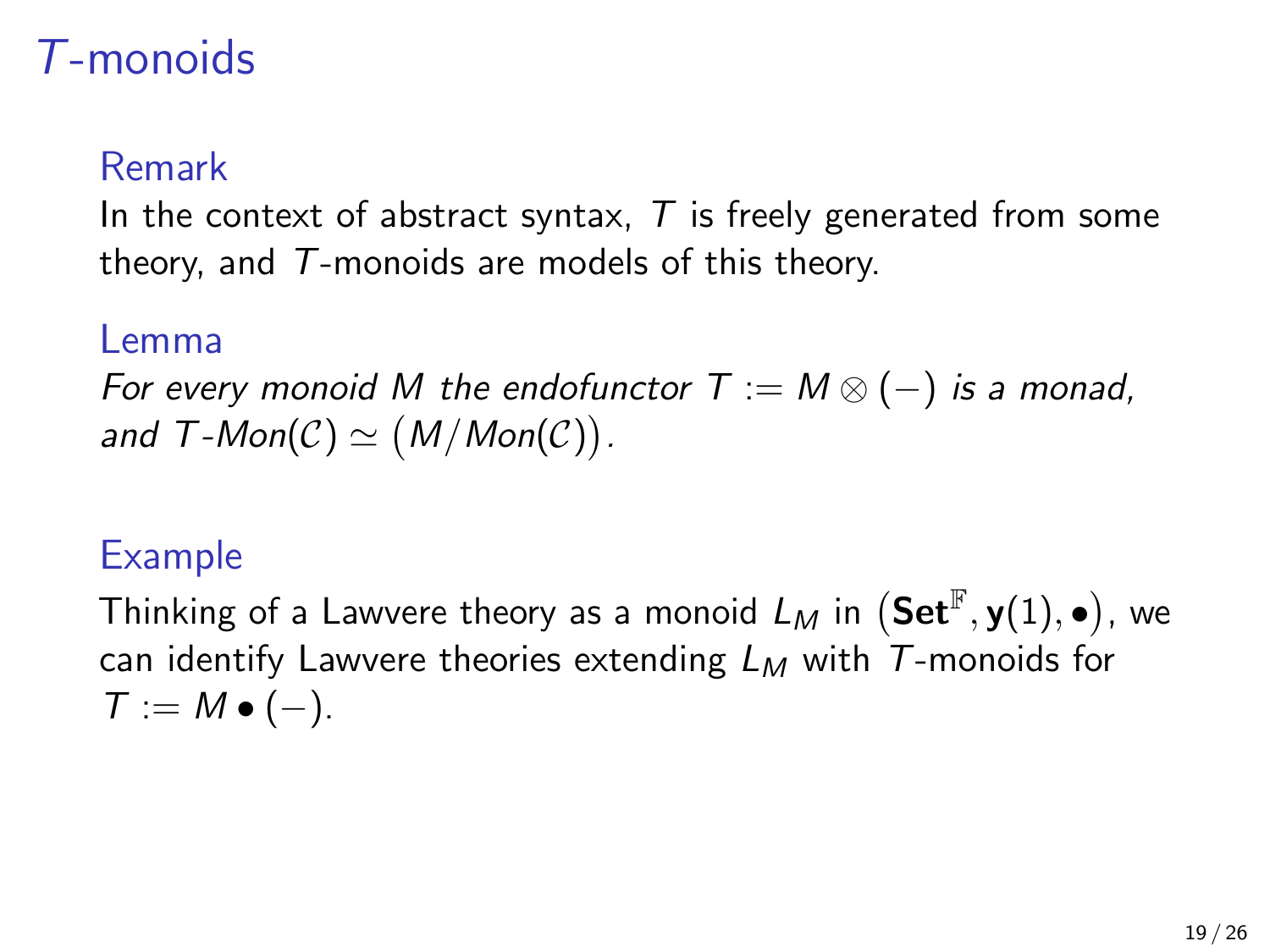# $T$-monoids

### Remark

In the context of abstract syntax, $T$ is freely generated from some theory, and $T$-monoids are models of this theory.

### Lemma

*For every monoid $M$ the endofunctor $T := M \otimes (-)$ is a monad, and $T\text{-}Mon(\mathcal{C}) \simeq \big(M/Mon(\mathcal{C})\big)$.*

### Example

Thinking of a Lawvere theory as a monoid $L_M$ in $\big(\mathbf{Set}^{\mathbb{F}}, \mathbf{y}(1), \bullet\big)$, we can identify Lawvere theories extending $L_M$ with $T$-monoids for $T := M \bullet (-)$.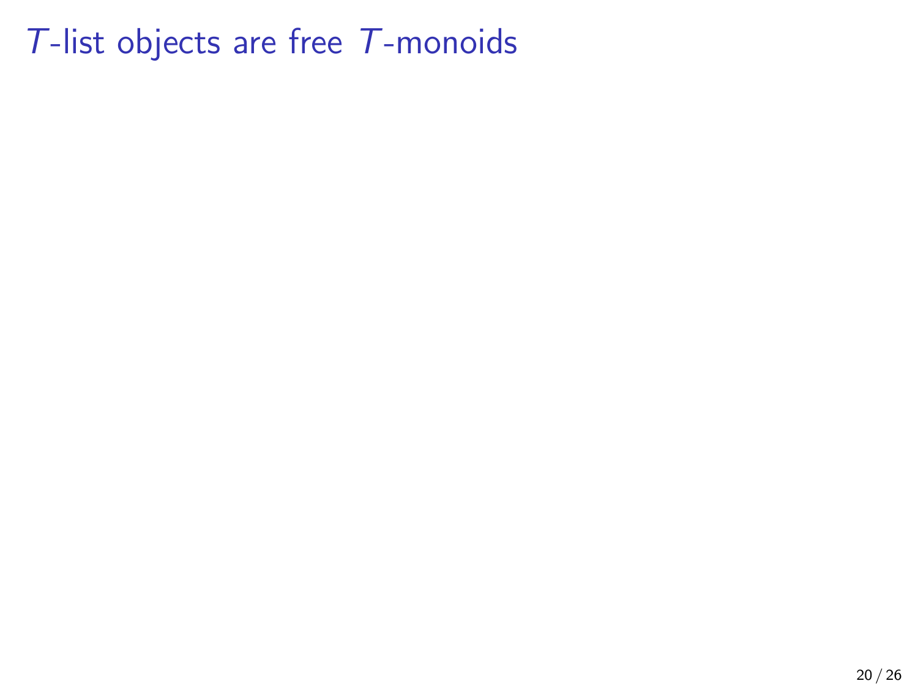# $T$-list objects are free $T$-monoids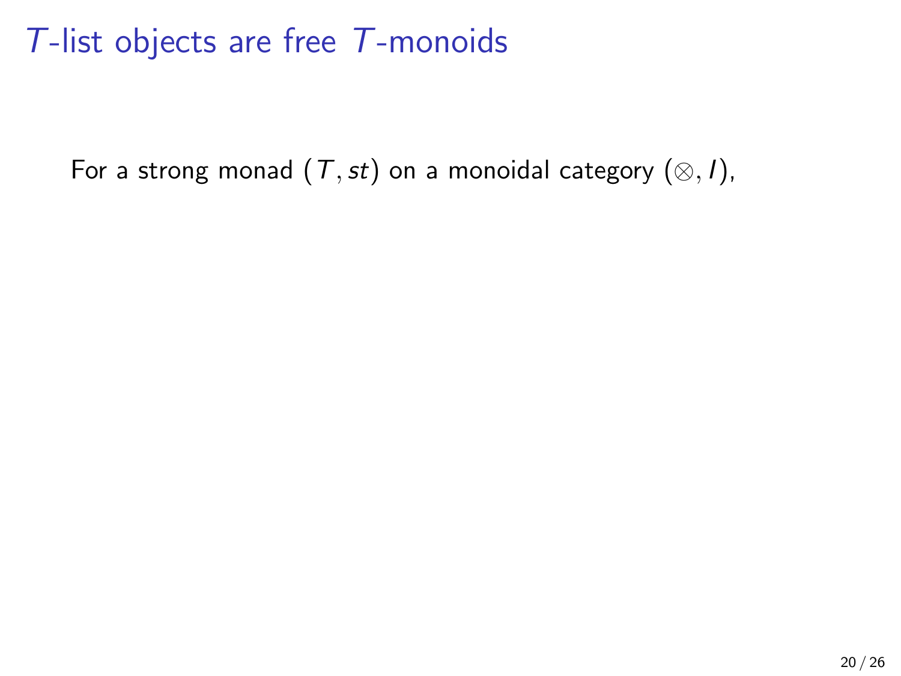# $T$-list objects are free $T$-monoids

For a strong monad $(T, st)$ on a monoidal category $(\otimes, I)$,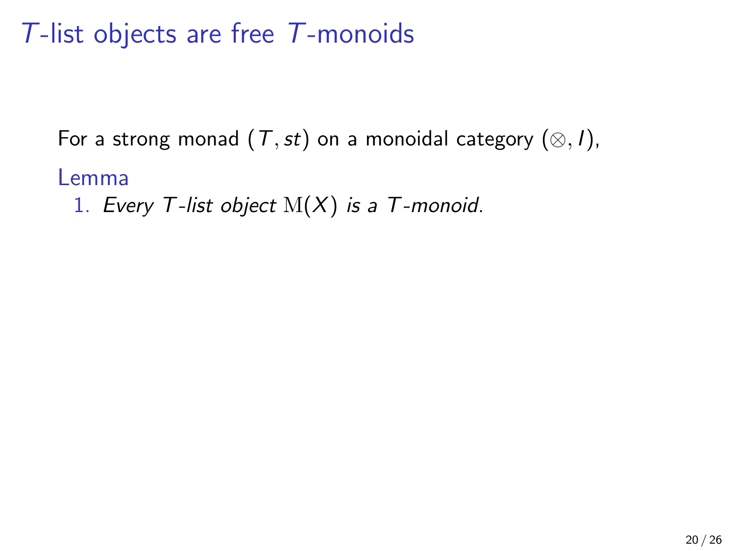# $T$-list objects are free $T$-monoids

For a strong monad $(T, st)$ on a monoidal category $(\otimes, I)$,

Lemma

1. *Every $T$-list object $\mathrm{M}(X)$ is a $T$-monoid.*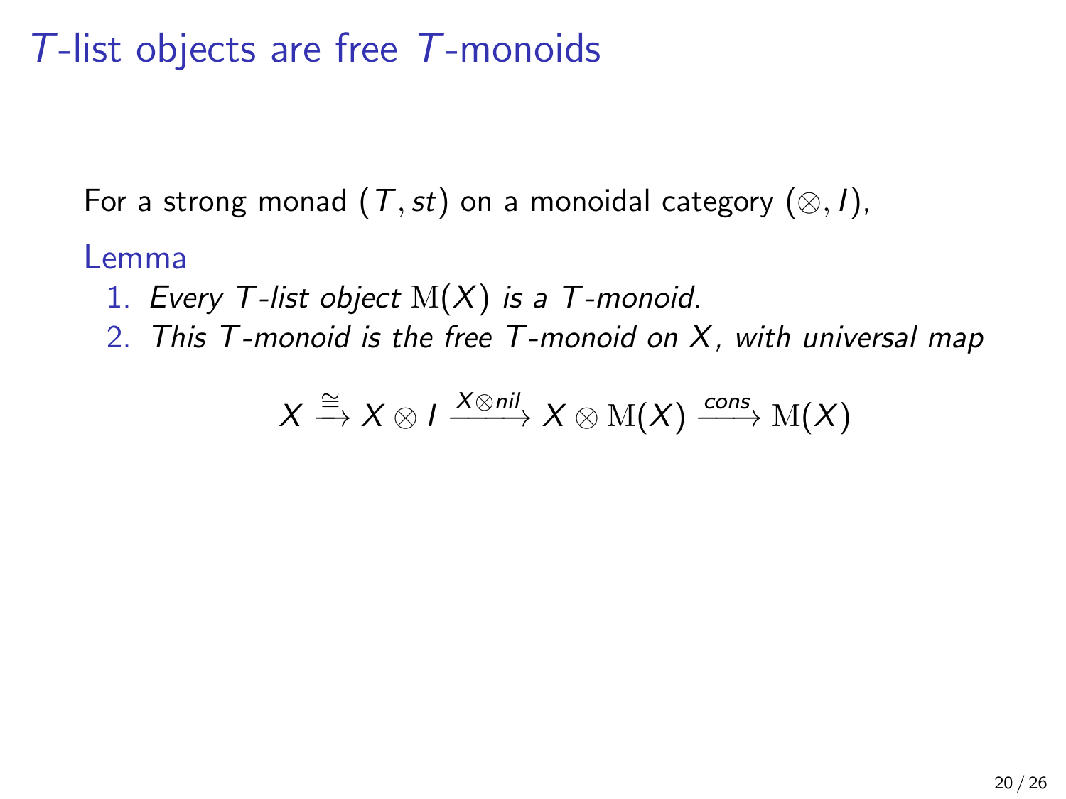# $T$-list objects are free $T$-monoids

For a strong monad $(T, st)$ on a monoidal category $(\otimes, I)$,

**Lemma**

1. *Every $T$-list object $\mathrm{M}(X)$ is a $T$-monoid.*
2. *This $T$-monoid is the free $T$-monoid on $X$, with universal map*

$$X \xrightarrow{\cong} X \otimes I \xrightarrow{X \otimes nil} X \otimes \mathrm{M}(X) \xrightarrow{cons} \mathrm{M}(X)$$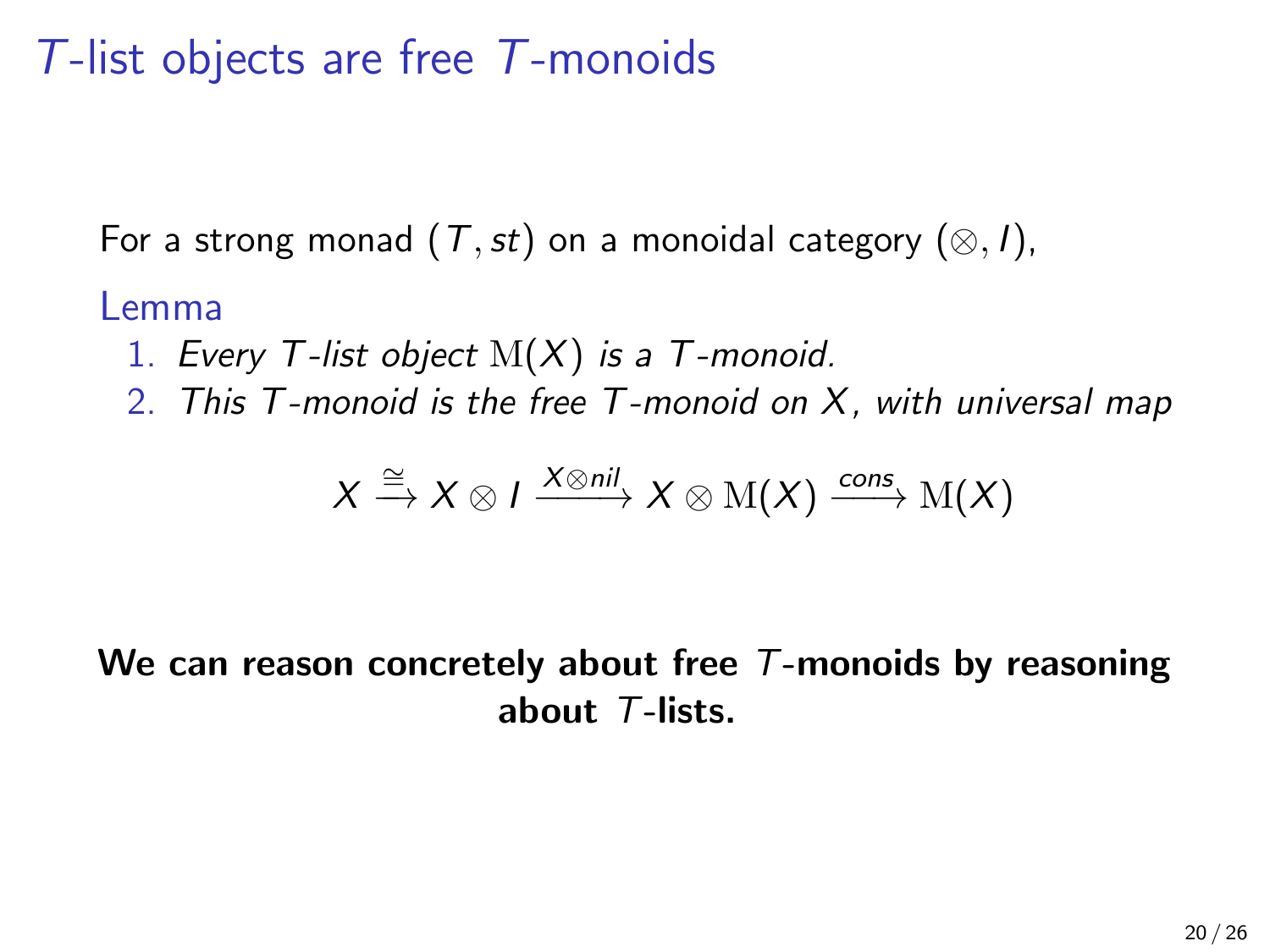# $T$-list objects are free $T$-monoids

For a strong monad $(T, st)$ on a monoidal category $(\otimes, I)$,

Lemma

1. *Every $T$-list object $\mathrm{M}(X)$ is a $T$-monoid.*
2. *This $T$-monoid is the free $T$-monoid on $X$, with universal map*

$$X \xrightarrow{\cong} X \otimes I \xrightarrow{X \otimes nil} X \otimes \mathrm{M}(X) \xrightarrow{cons} \mathrm{M}(X)$$

**We can reason concretely about free $T$-monoids by reasoning about $T$-lists.**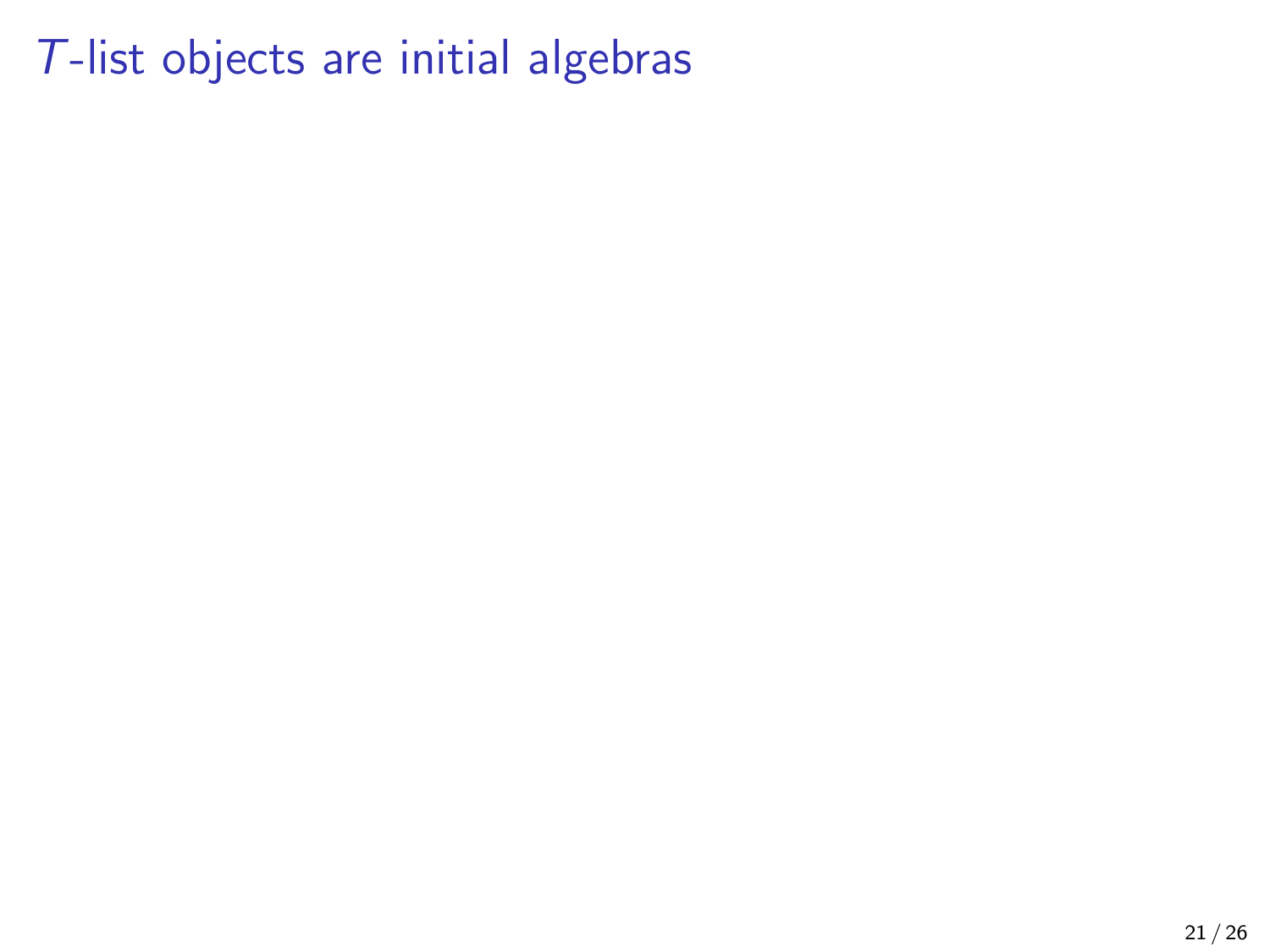# $T$-list objects are initial algebras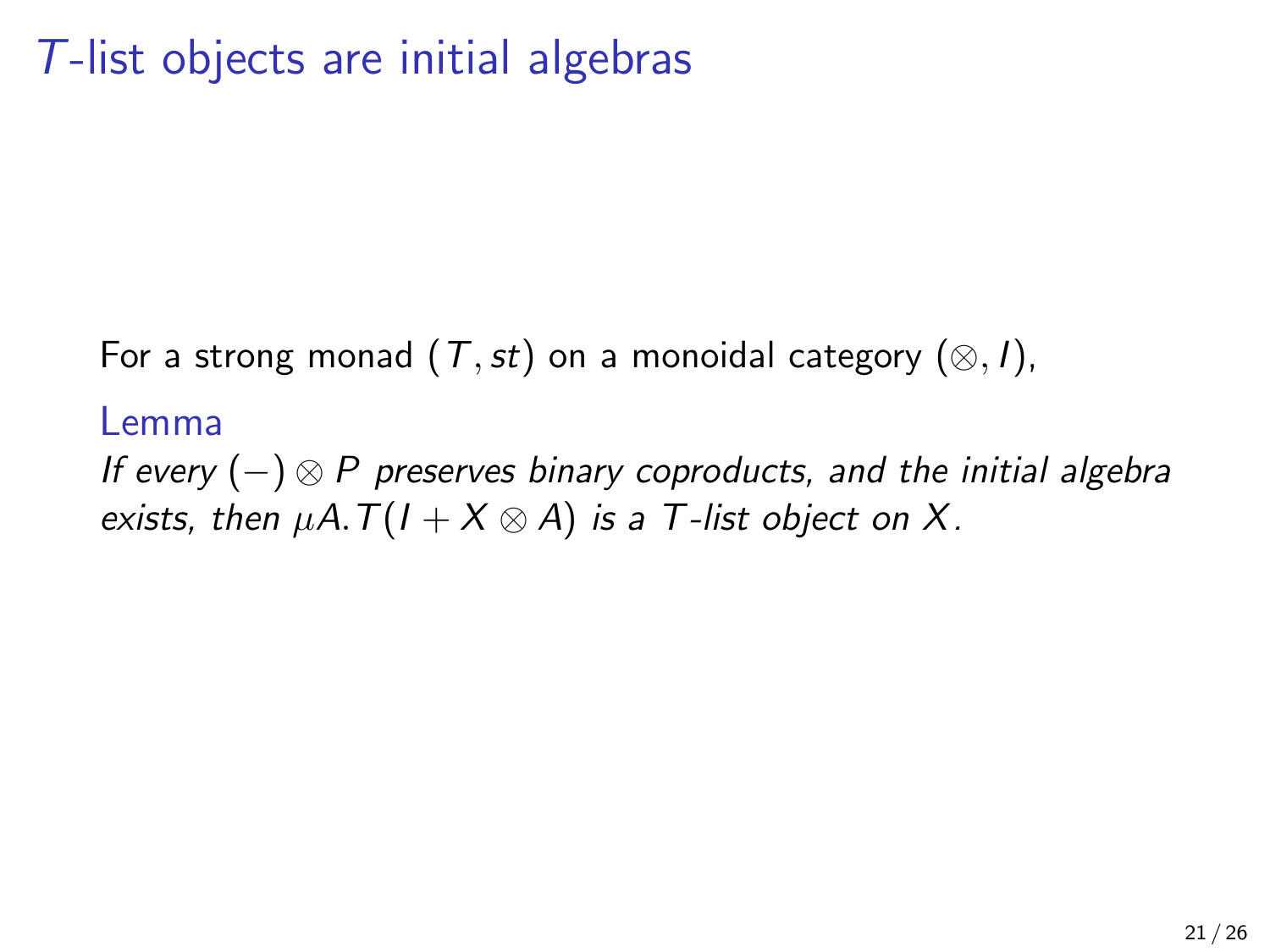# $T$-list objects are initial algebras

For a strong monad $(T, st)$ on a monoidal category $(\otimes, I)$,

**Lemma**

*If every $(-) \otimes P$ preserves binary coproducts, and the initial algebra exists, then $\mu A. T(I + X \otimes A)$ is a $T$-list object on $X$.*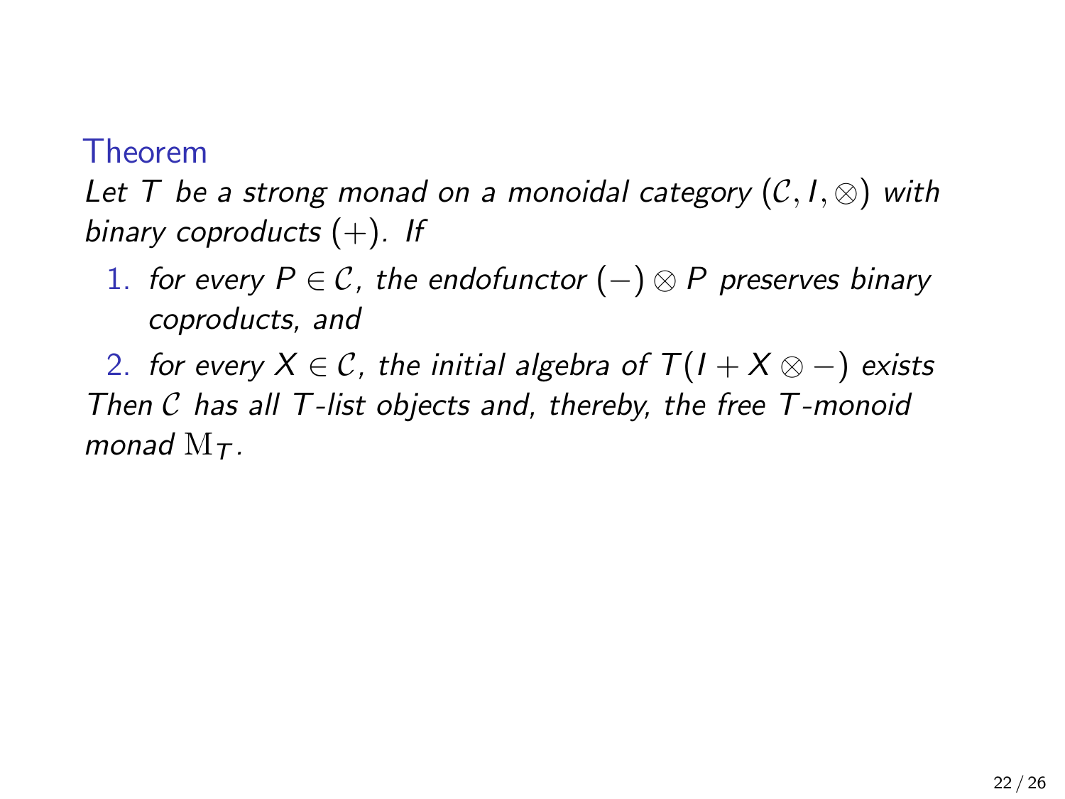**Theorem**

*Let $T$ be a strong monad on a monoidal category $(\mathcal{C}, I, \otimes)$ with binary coproducts $(+)$. If*

1. *for every $P \in \mathcal{C}$, the endofunctor $(-) \otimes P$ preserves binary coproducts, and*
2. *for every $X \in \mathcal{C}$, the initial algebra of $T(I + X \otimes -)$ exists*

*Then $\mathcal{C}$ has all $T$-list objects and, thereby, the free $T$-monoid monad $\mathrm{M}_T$.*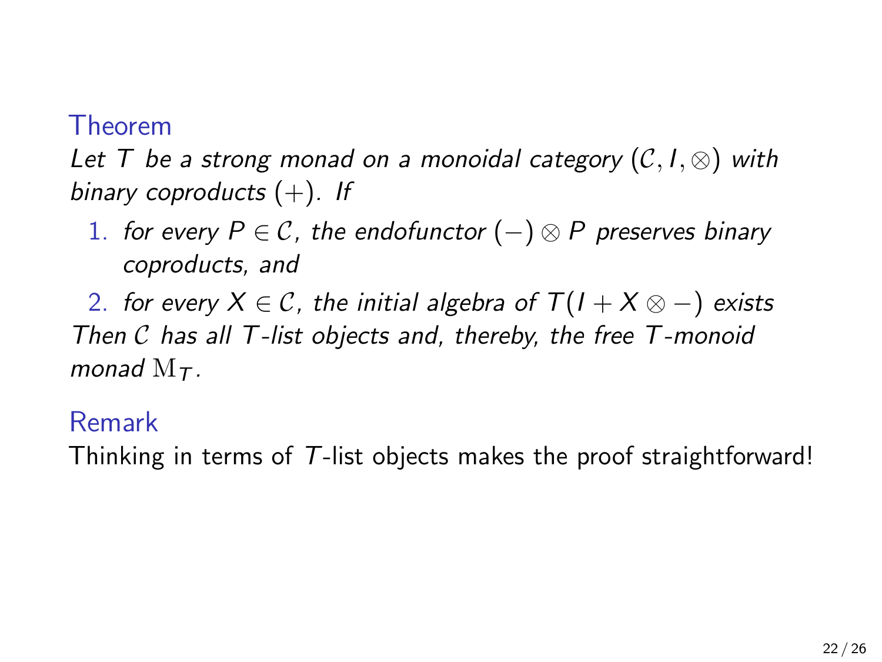**Theorem**

*Let $T$ be a strong monad on a monoidal category $(\mathcal{C}, I, \otimes)$ with binary coproducts $(+)$. If*

1. *for every $P \in \mathcal{C}$, the endofunctor $(-) \otimes P$ preserves binary coproducts, and*
2. *for every $X \in \mathcal{C}$, the initial algebra of $T(I + X \otimes -)$ exists*

*Then $\mathcal{C}$ has all $T$-list objects and, thereby, the free $T$-monoid monad $\mathrm{M}_T$.*

**Remark**

Thinking in terms of $T$-list objects makes the proof straightforward!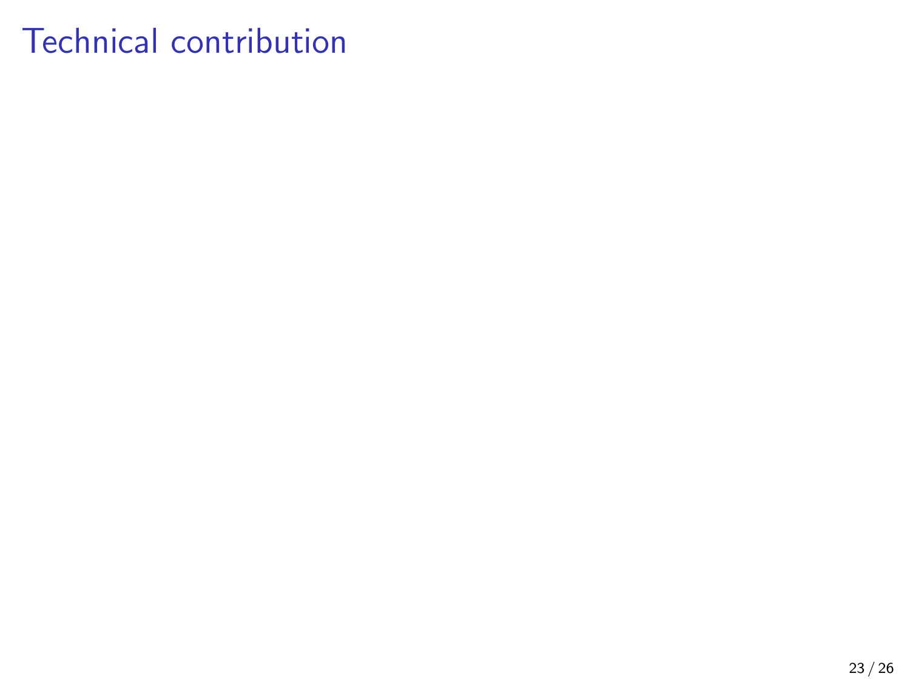# Technical contribution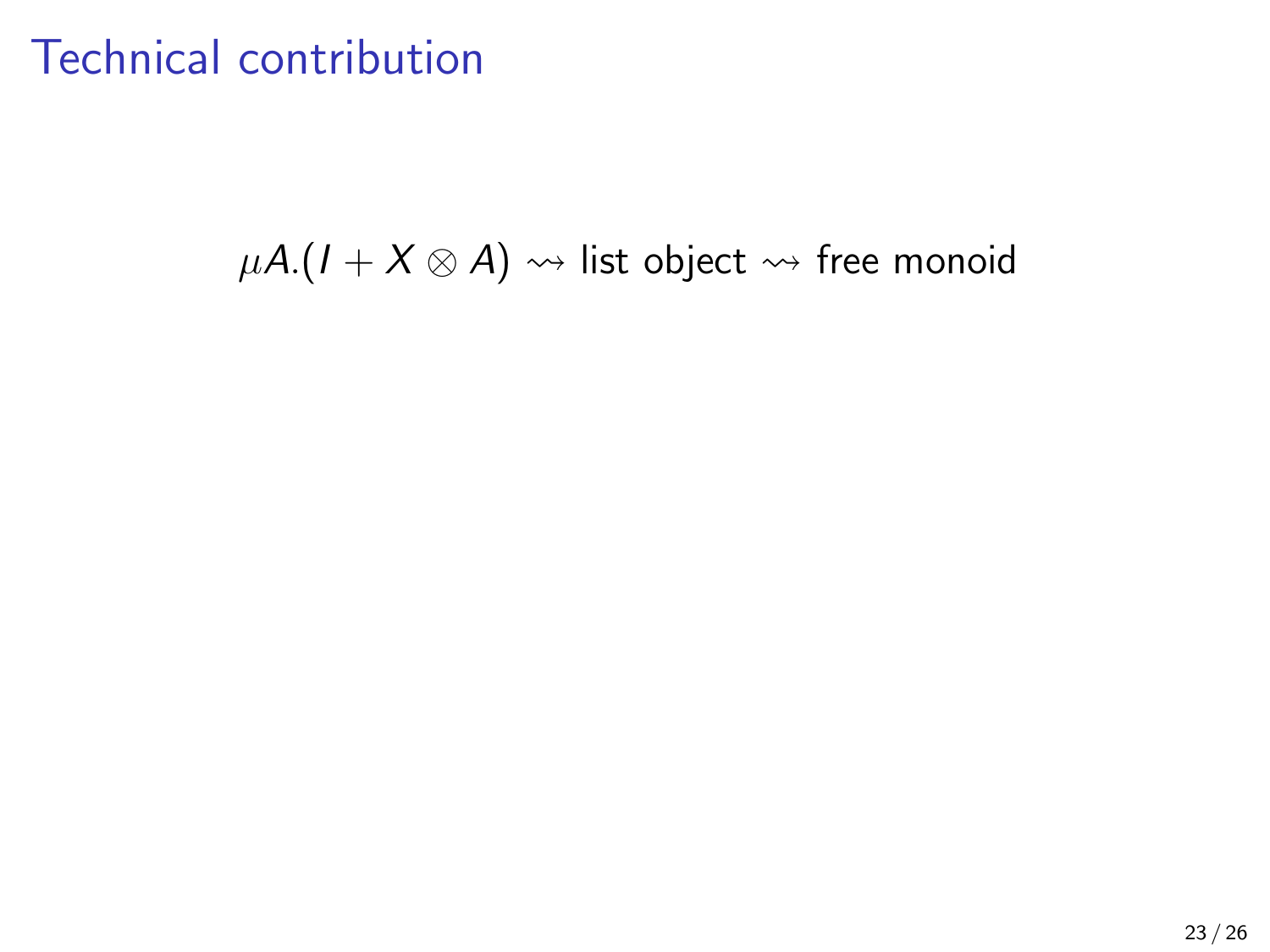# Technical contribution

$$\mu A.(I + X \otimes A) \rightsquigarrow \text{list object} \rightsquigarrow \text{free monoid}$$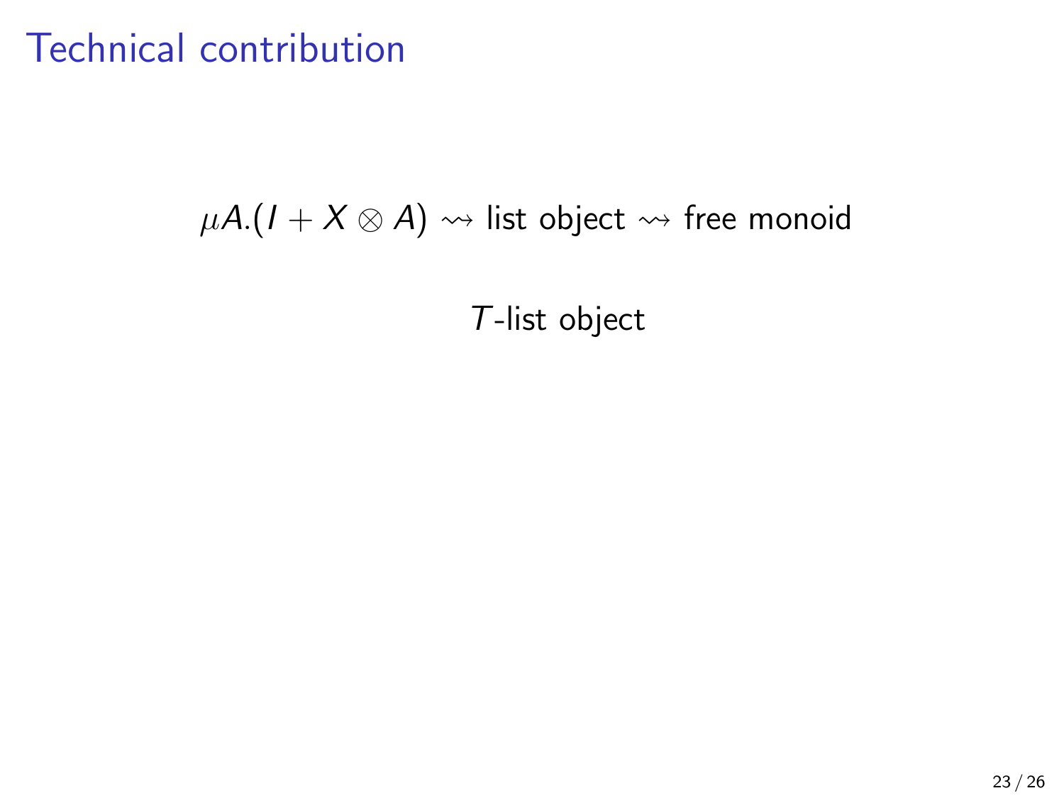# Technical contribution

$\mu A.(I + X \otimes A) \rightsquigarrow$ list object $\rightsquigarrow$ free monoid

$T$-list object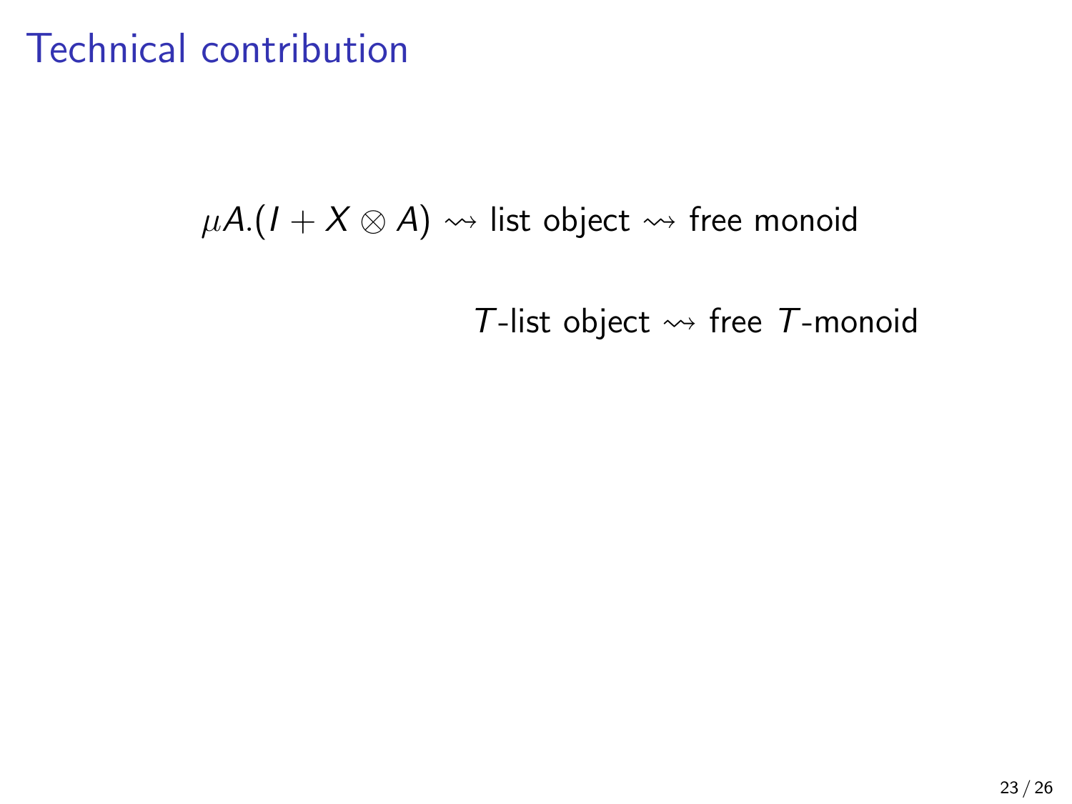# Technical contribution

$\mu A.(I + X \otimes A) \rightsquigarrow$ list object $\rightsquigarrow$ free monoid

$T$-list object $\rightsquigarrow$ free $T$-monoid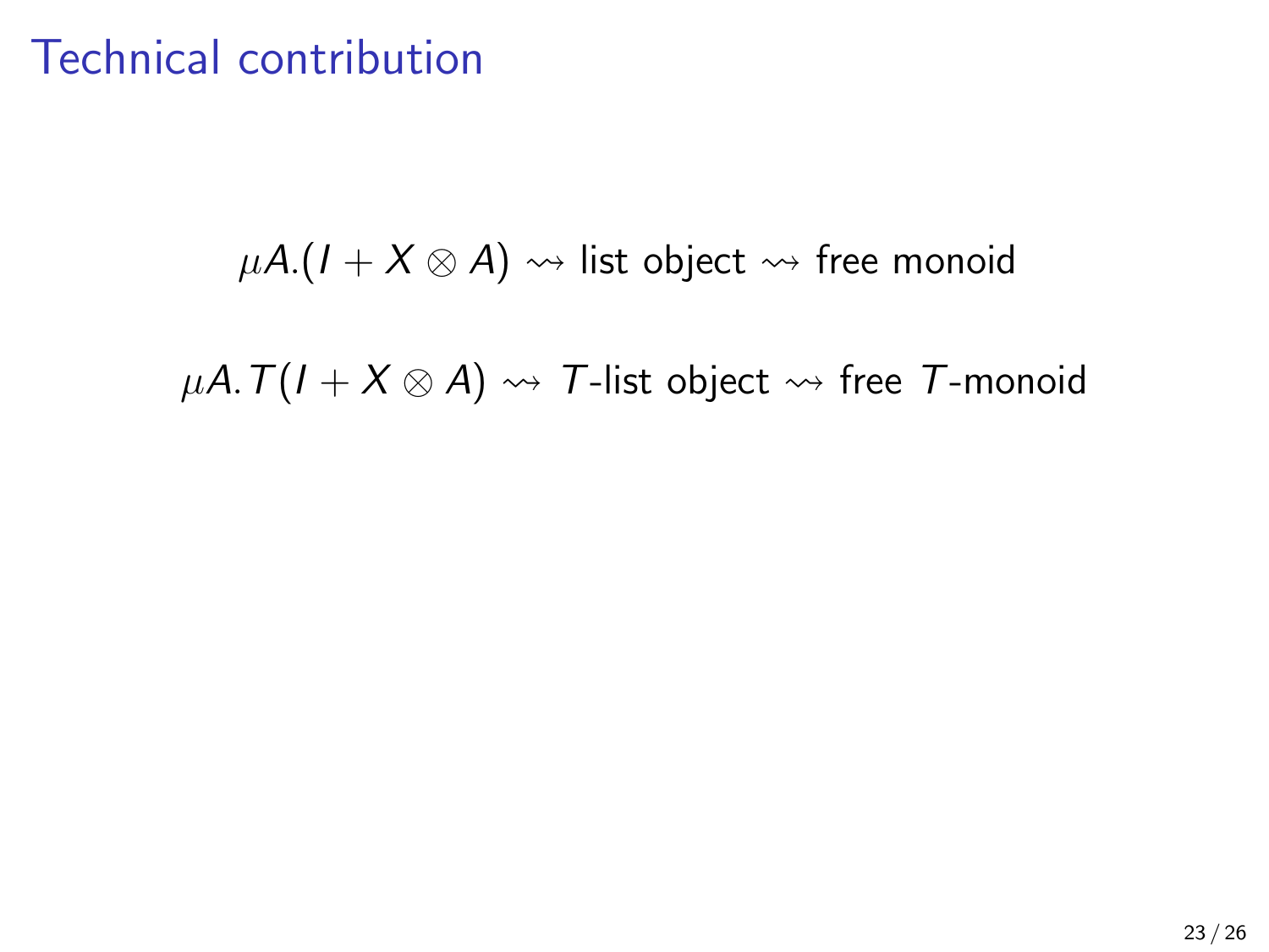# Technical contribution

$$\mu A.(I + X \otimes A) \rightsquigarrow \text{list object} \rightsquigarrow \text{free monoid}$$

$$\mu A. T(I + X \otimes A) \rightsquigarrow T\text{-list object} \rightsquigarrow \text{free } T\text{-monoid}$$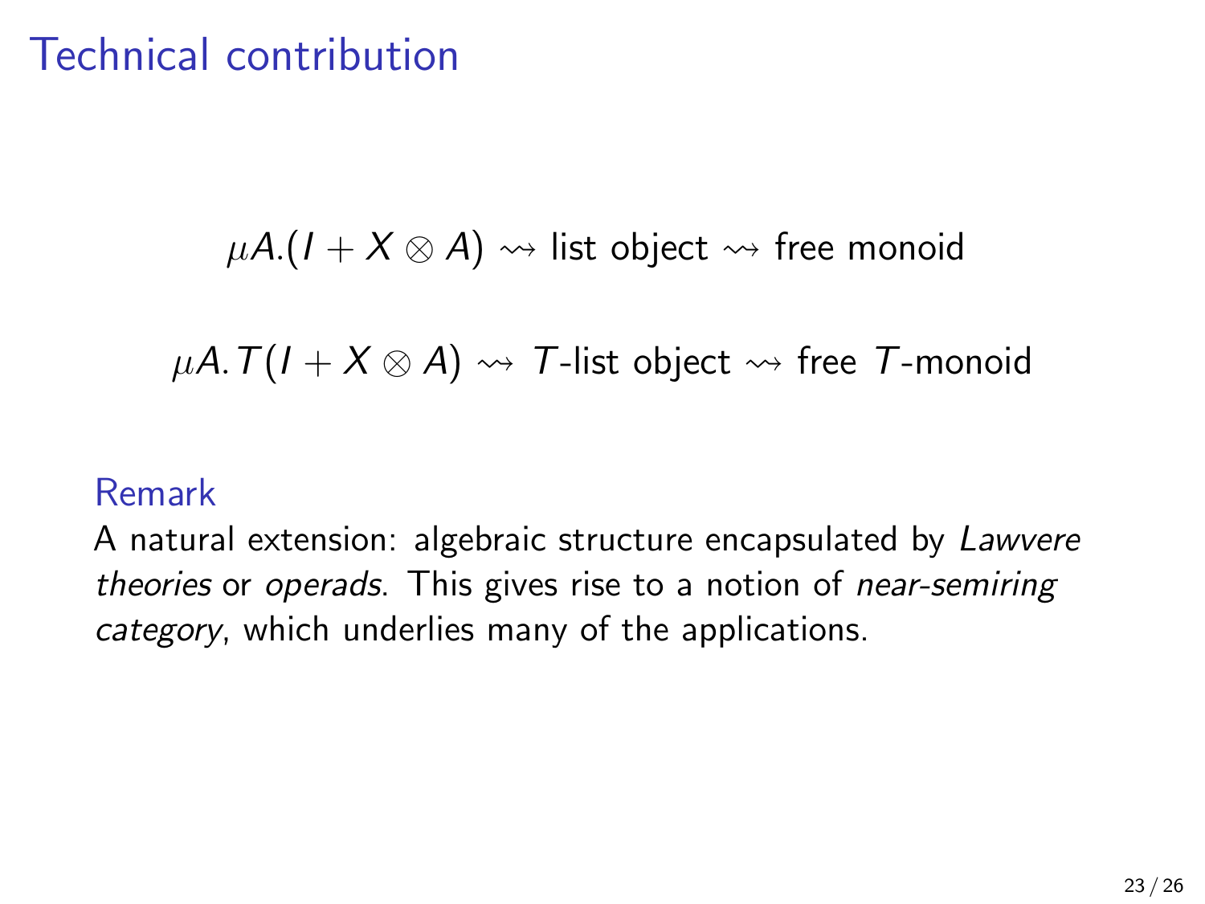# Technical contribution

$$\mu A.(I + X \otimes A) \rightsquigarrow \text{list object} \rightsquigarrow \text{free monoid}$$

$$\mu A.T(I + X \otimes A) \rightsquigarrow T\text{-list object} \rightsquigarrow \text{free } T\text{-monoid}$$

### Remark

A natural extension: algebraic structure encapsulated by *Lawvere theories* or *operads*. This gives rise to a notion of *near-semiring category*, which underlies many of the applications.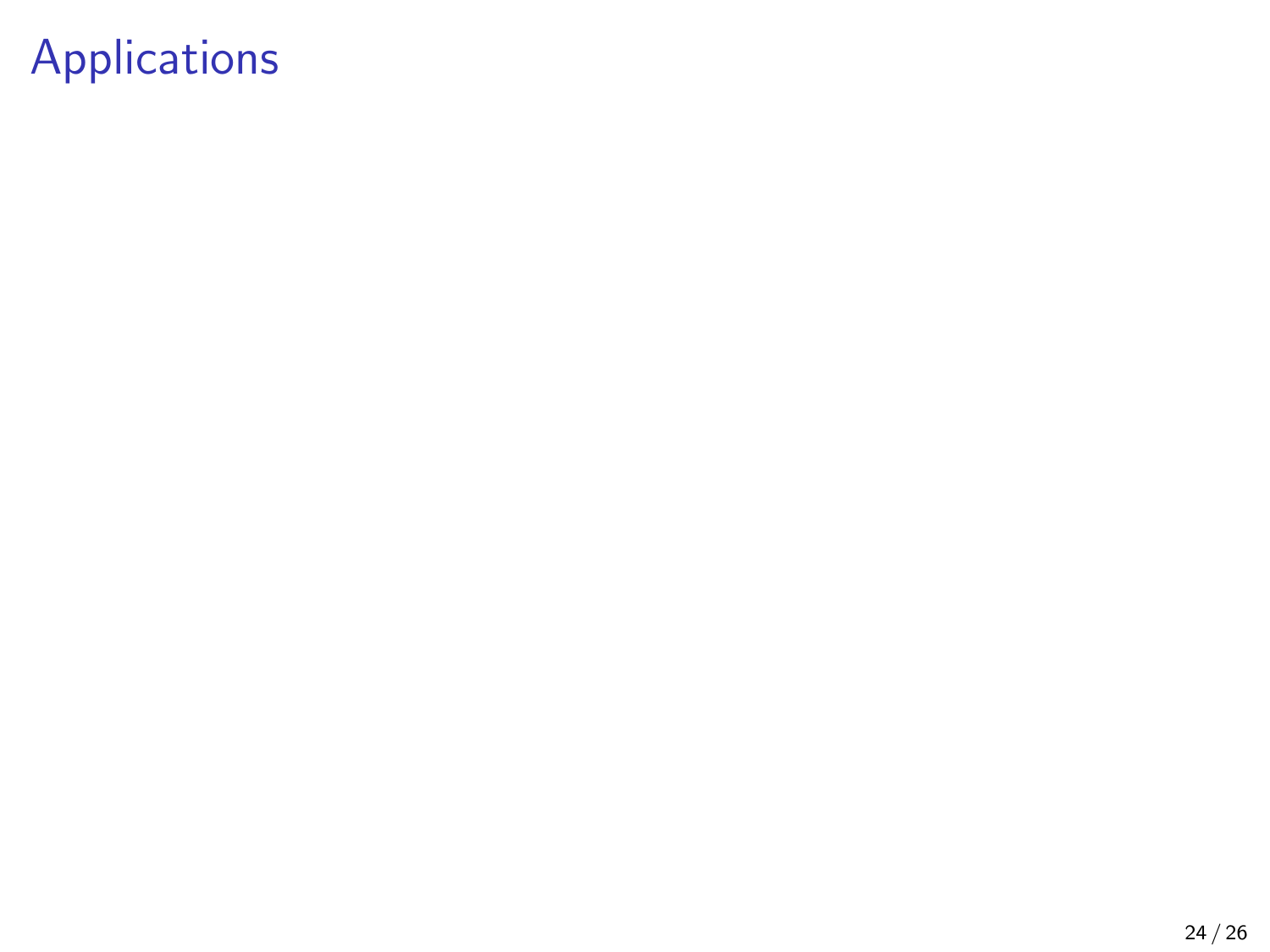# Applications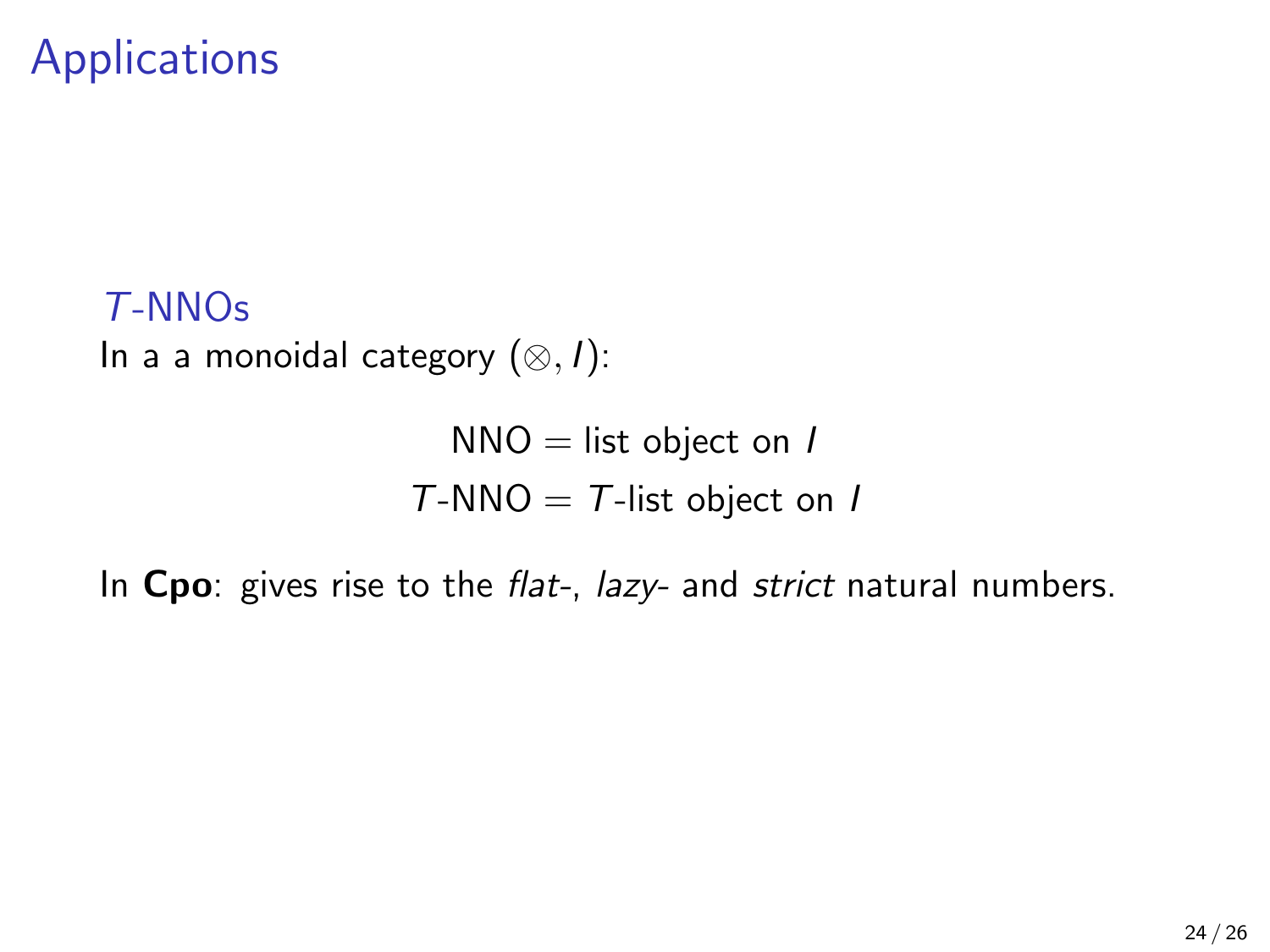# Applications

## $T$-NNOs

In a a monoidal category $(\otimes, I)$:

$$\text{NNO} = \text{list object on } I$$
$$T\text{-NNO} = T\text{-list object on } I$$

In **Cpo**: gives rise to the *flat*-, *lazy*- and *strict* natural numbers.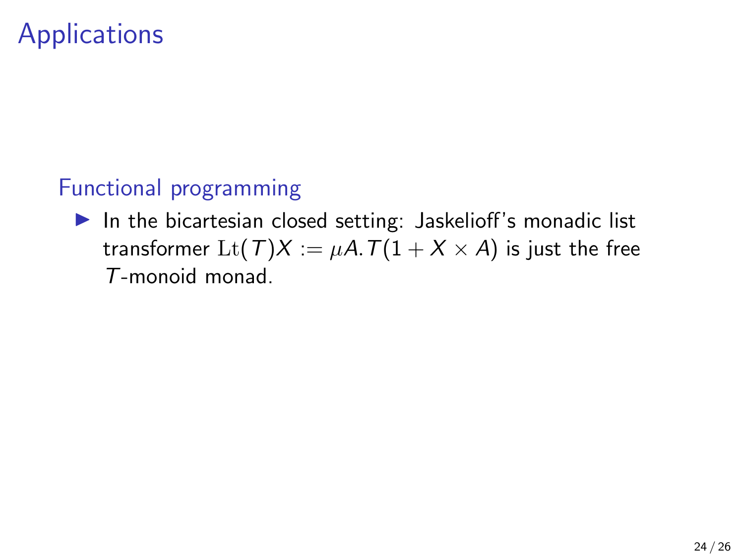# Applications

## Functional programming

- In the bicartesian closed setting: Jaskelioff's monadic list transformer $\mathrm{Lt}(T)X := \mu A. T(1 + X \times A)$ is just the free $T$-monoid monad.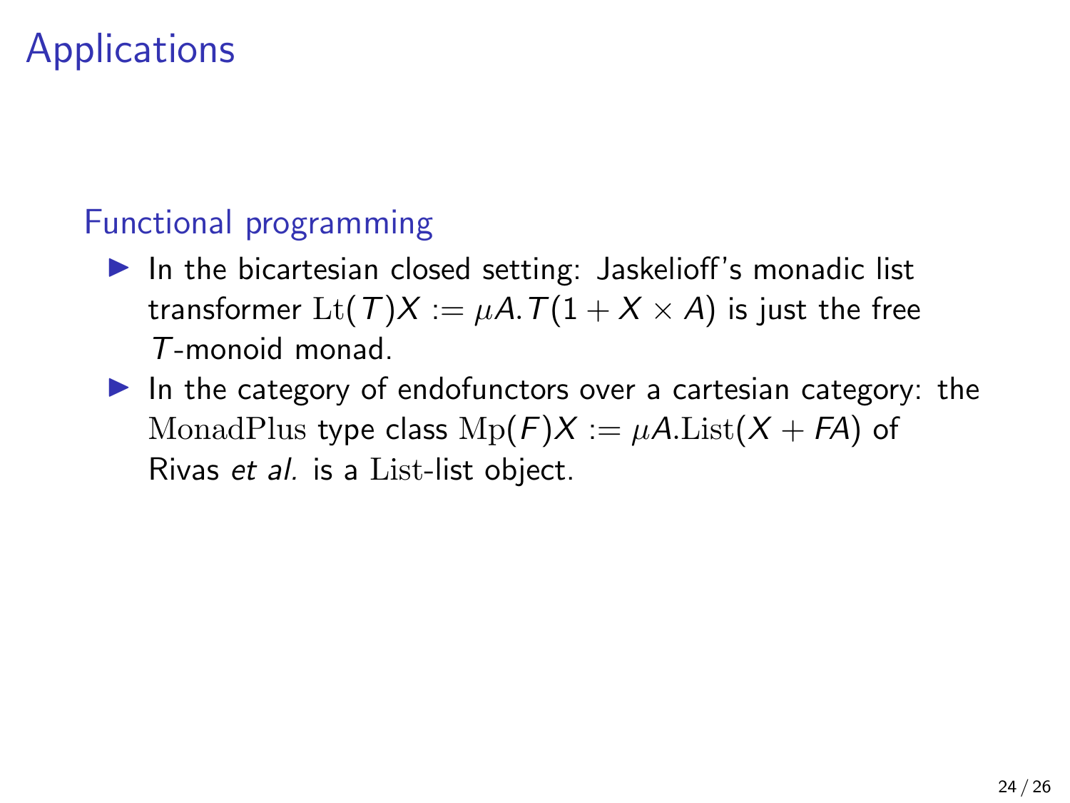# Applications

## Functional programming

- In the bicartesian closed setting: Jaskelioff's monadic list transformer $\mathrm{Lt}(T)X := \mu A. T(1 + X \times A)$ is just the free $T$-monoid monad.
- In the category of endofunctors over a cartesian category: the $\mathrm{MonadPlus}$ type class $\mathrm{Mp}(F)X := \mu A.\mathrm{List}(X + FA)$ of Rivas *et al.* is a $\mathrm{List}$-list object.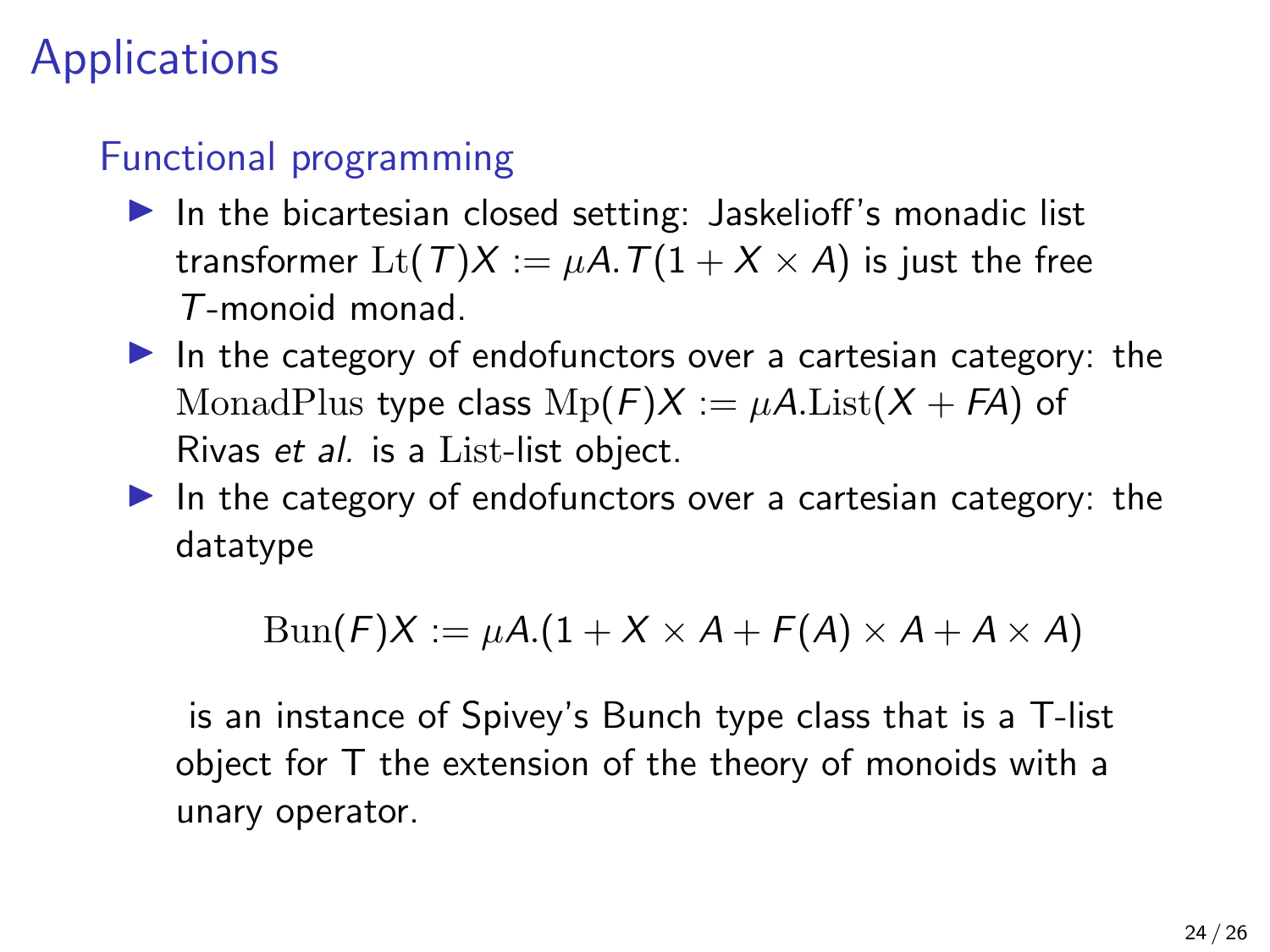# Applications

## Functional programming

- In the bicartesian closed setting: Jaskelioff's monadic list transformer $\mathrm{Lt}(T)X := \mu A. T(1 + X \times A)$ is just the free $T$-monoid monad.
- In the category of endofunctors over a cartesian category: the $\mathrm{MonadPlus}$ type class $\mathrm{Mp}(F)X := \mu A.\mathrm{List}(X + FA)$ of Rivas *et al.* is a $\mathrm{List}$-list object.
- In the category of endofunctors over a cartesian category: the datatype

$$\mathrm{Bun}(F)X := \mu A.(1 + X \times A + F(A) \times A + A \times A)$$

is an instance of Spivey's Bunch type class that is a T-list object for T the extension of the theory of monoids with a unary operator.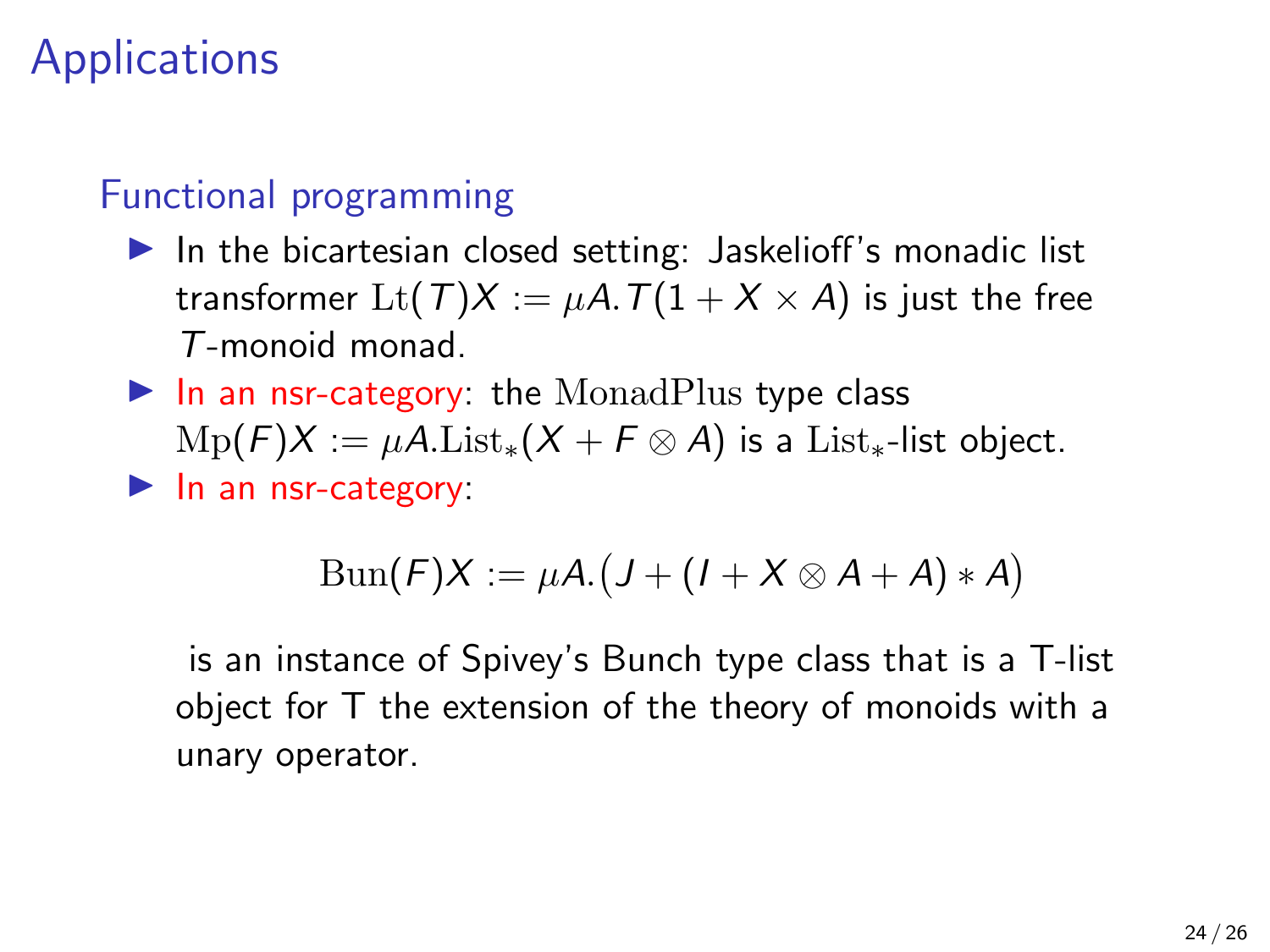# Applications

## Functional programming

- In the bicartesian closed setting: Jaskelioff's monadic list transformer $\mathrm{Lt}(T)X := \mu A. T(1 + X \times A)$ is just the free $T$-monoid monad.
- In an nsr-category: the $\mathrm{MonadPlus}$ type class $\mathrm{Mp}(F)X := \mu A.\mathrm{List}_*(X + F \otimes A)$ is a $\mathrm{List}_*$-list object.
- In an nsr-category:

$$\mathrm{Bun}(F)X := \mu A.\big(J + (I + X \otimes A + A) * A\big)$$

  is an instance of Spivey's Bunch type class that is a T-list object for T the extension of the theory of monoids with a unary operator.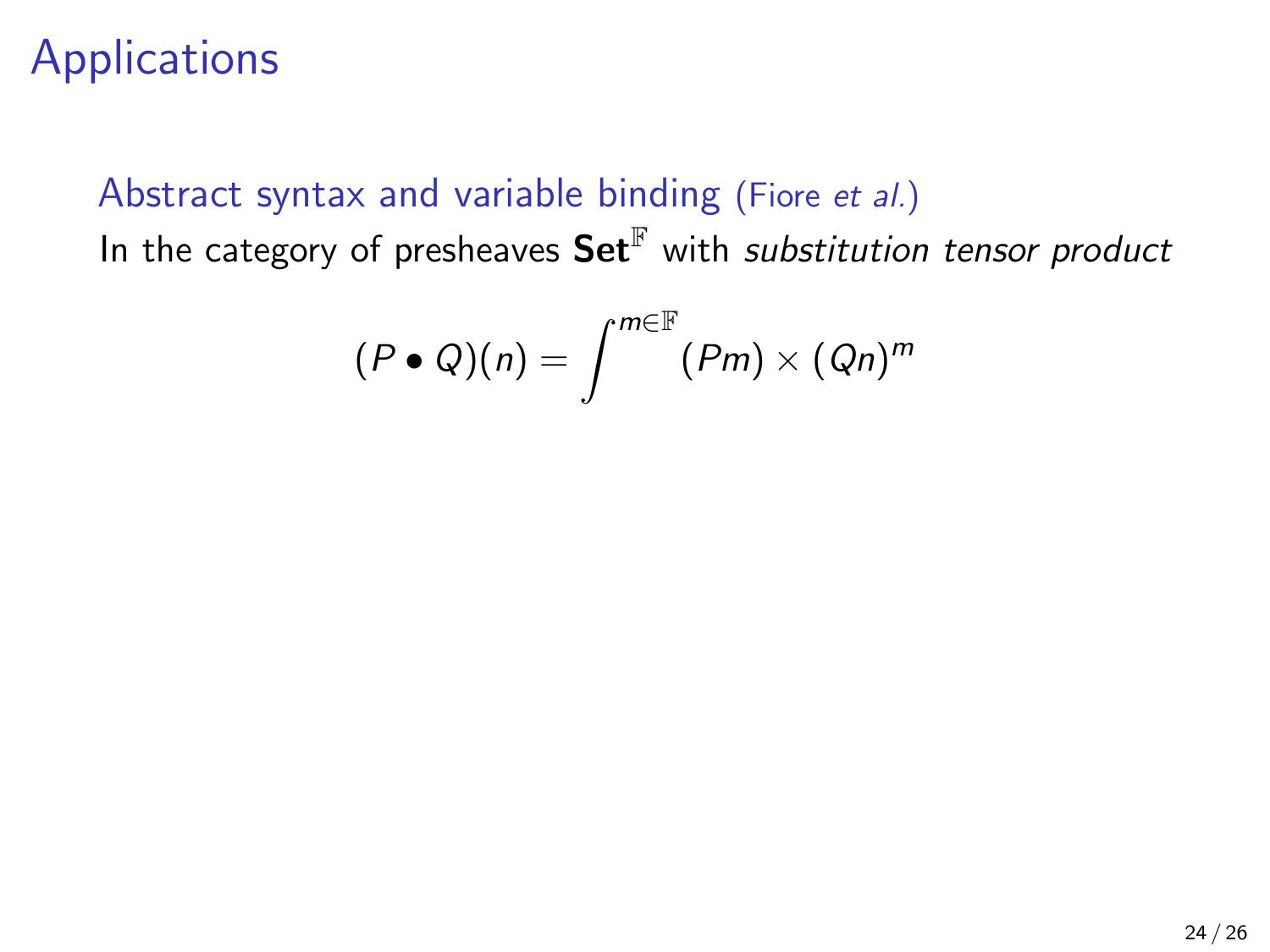# Applications

## Abstract syntax and variable binding (Fiore *et al.*)

In the category of presheaves $\mathbf{Set}^{\mathbb{F}}$ with *substitution tensor product*

$$(P \bullet Q)(n) = \int^{m \in \mathbb{F}} (Pm) \times (Qn)^m$$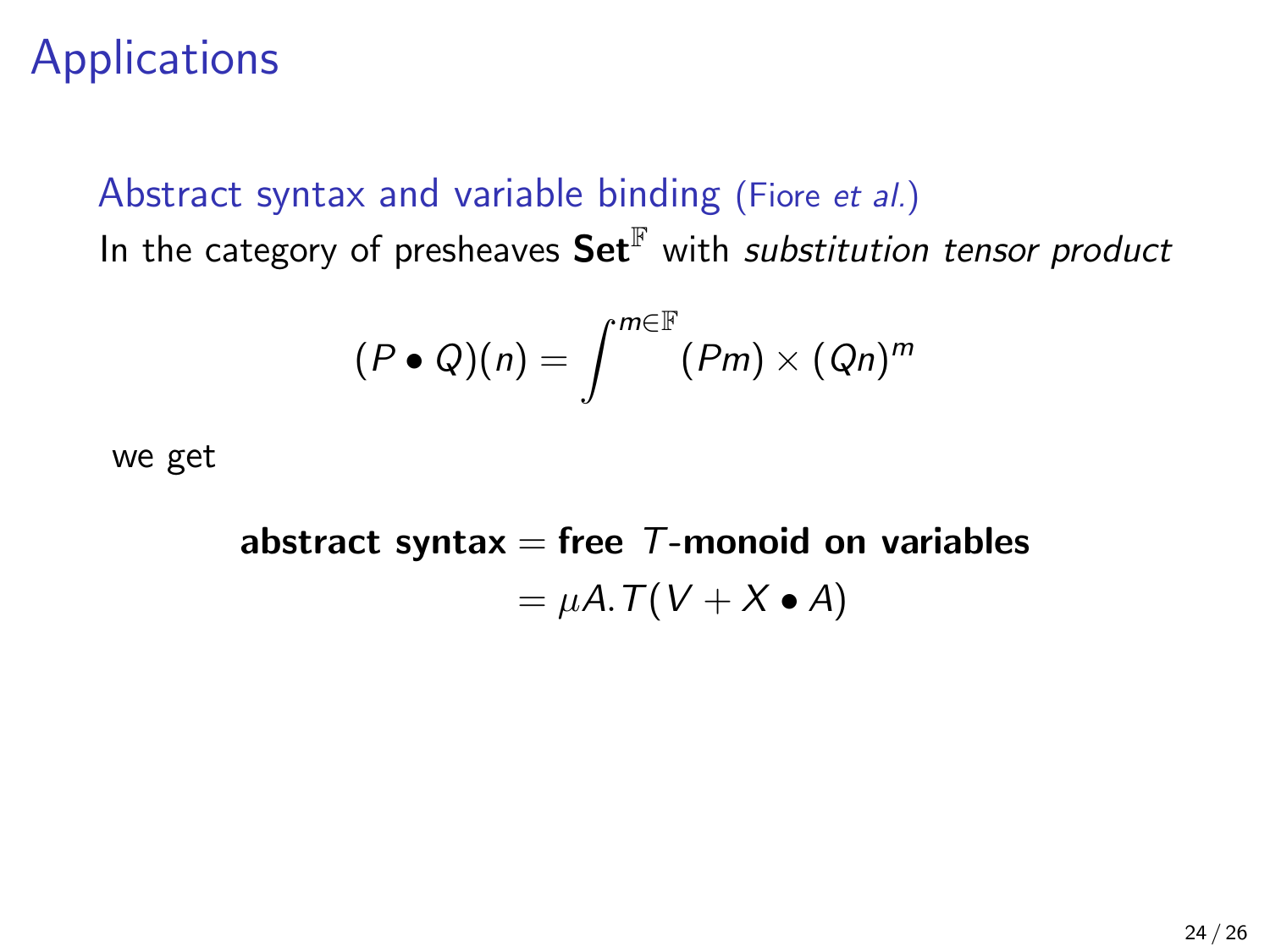# Applications

## Abstract syntax and variable binding (Fiore *et al.*)

In the category of presheaves $\mathbf{Set}^{\mathbb{F}}$ with *substitution tensor product*

$$(P \bullet Q)(n) = \int^{m \in \mathbb{F}} (Pm) \times (Qn)^m$$

we get

$$\textbf{abstract syntax} = \textbf{free } T\textbf{-monoid on variables}$$
$$= \mu A. T(V + X \bullet A)$$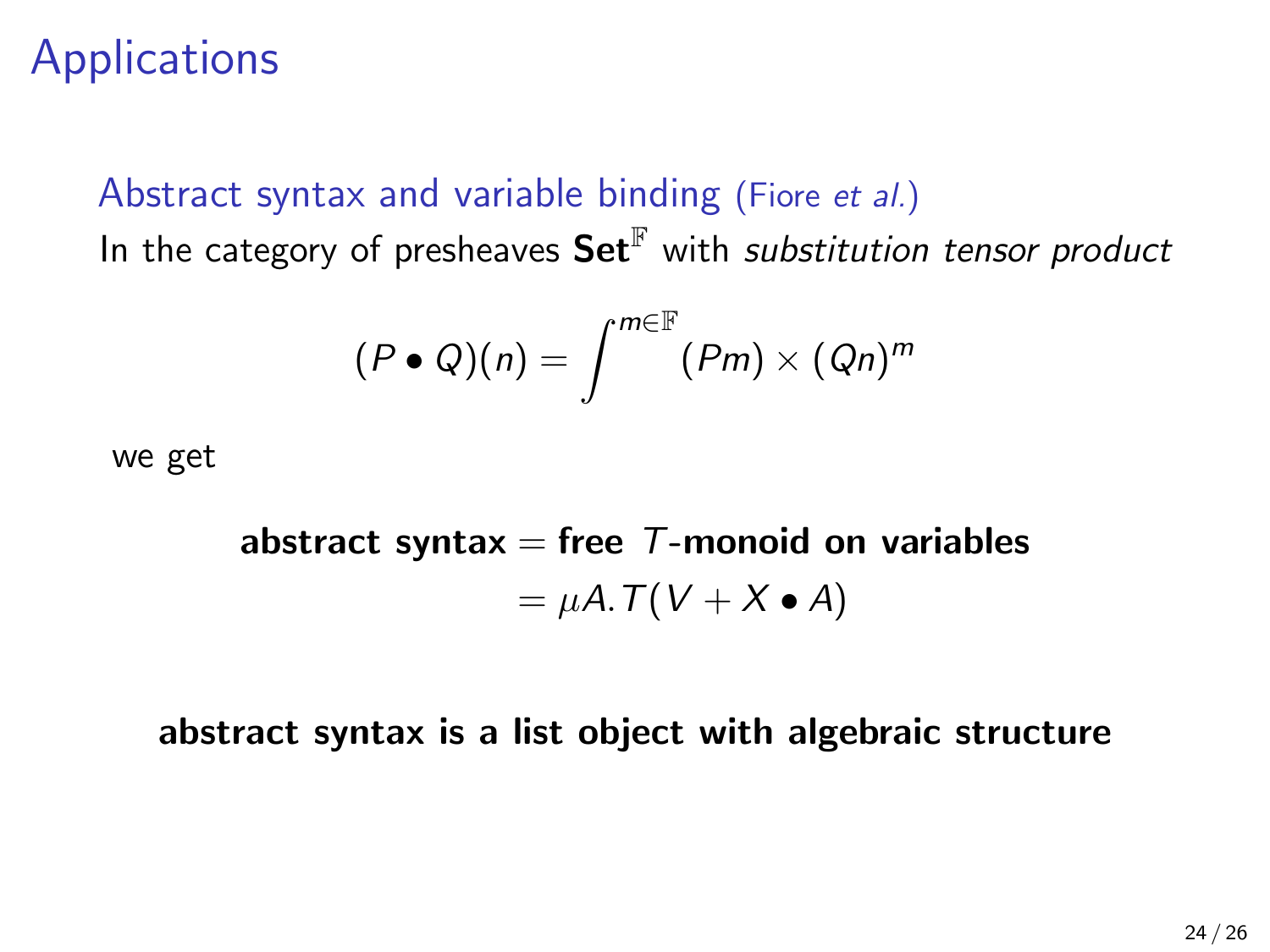# Applications

## Abstract syntax and variable binding (Fiore *et al.*)

In the category of presheaves $\mathbf{Set}^{\mathbb{F}}$ with *substitution tensor product*

$$(P \bullet Q)(n) = \int^{m \in \mathbb{F}} (Pm) \times (Qn)^m$$

we get

$$\begin{aligned} \textbf{abstract syntax} &= \textbf{free } T\textbf{-monoid on variables} \\ &= \mu A. T(V + X \bullet A) \end{aligned}$$

**abstract syntax is a list object with algebraic structure**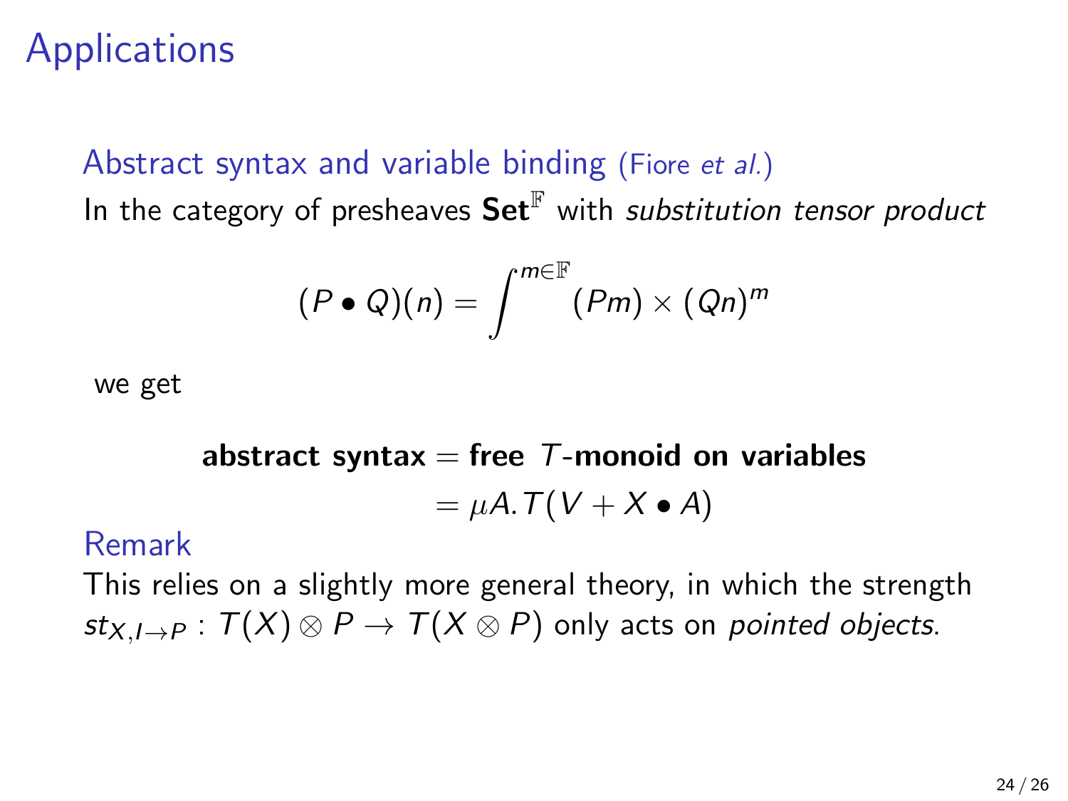# Applications

### Abstract syntax and variable binding (Fiore *et al.*)

In the category of presheaves $\mathbf{Set}^{\mathbb{F}}$ with *substitution tensor product*

$$(P \bullet Q)(n) = \int^{m \in \mathbb{F}} (Pm) \times (Qn)^m$$

we get

$$\textbf{abstract syntax} = \textbf{free } T\textbf{-monoid on variables}$$
$$= \mu A.T(V + X \bullet A)$$

### Remark

This relies on a slightly more general theory, in which the strength $st_{X,I \to P} : T(X) \otimes P \to T(X \otimes P)$ only acts on *pointed objects*.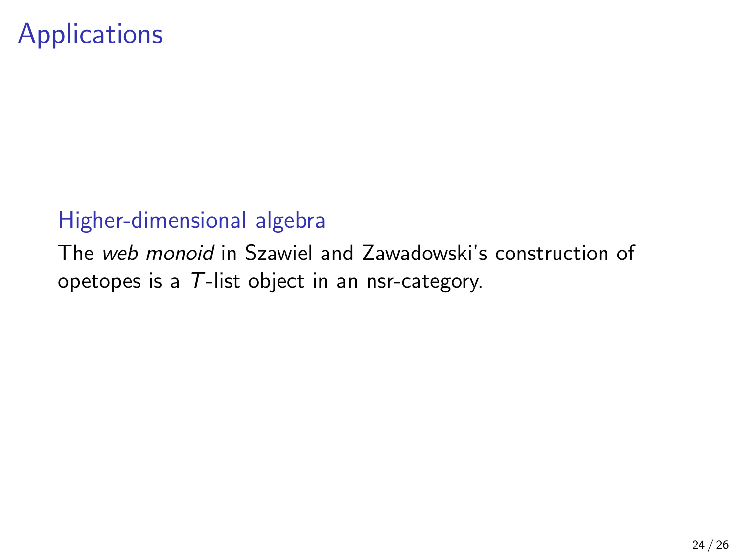# Applications

### Higher-dimensional algebra

The *web monoid* in Szawiel and Zawadowski's construction of opetopes is a $T$-list object in an nsr-category.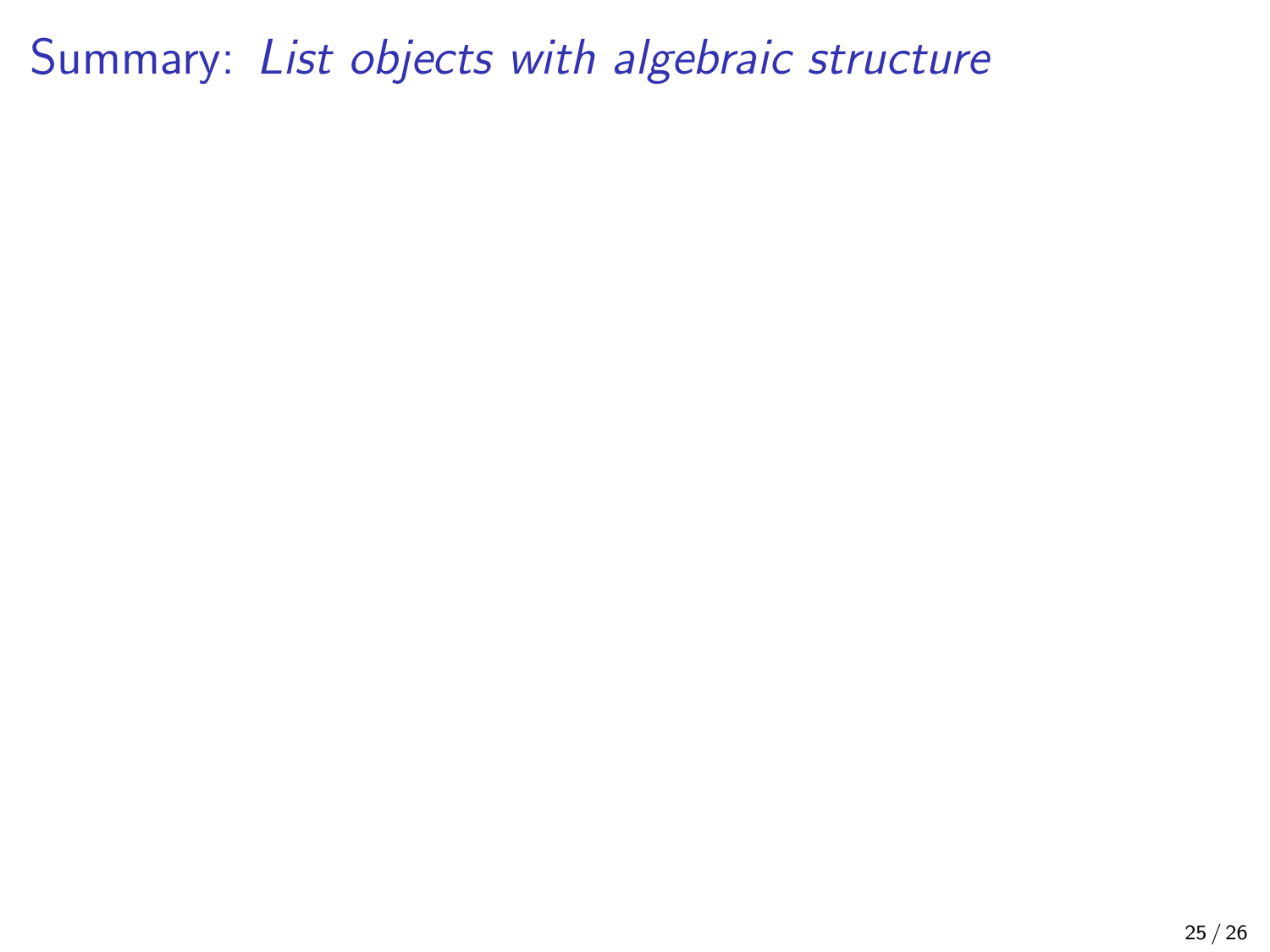# Summary: *List objects with algebraic structure*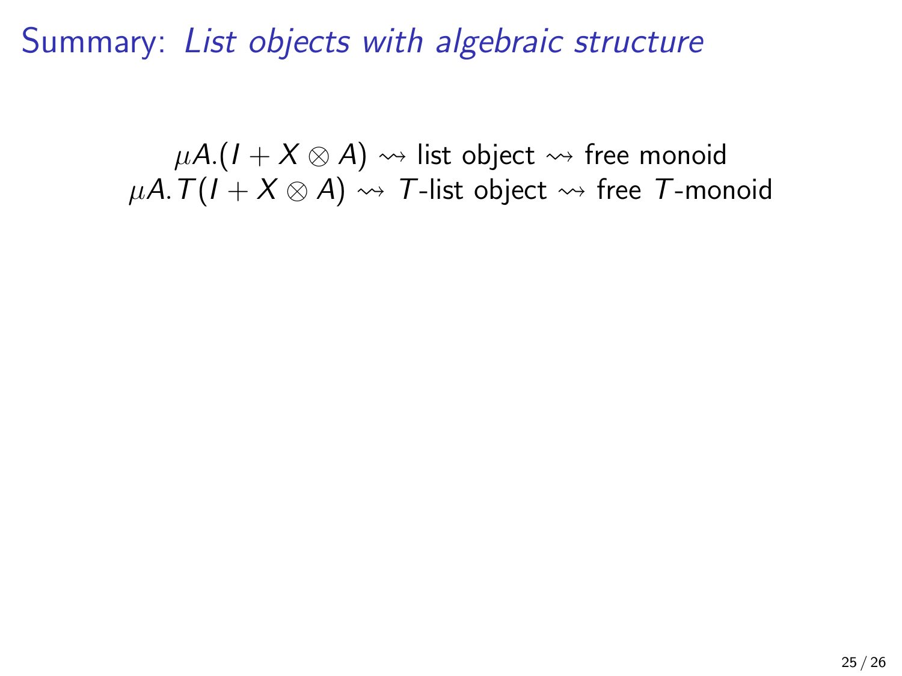# Summary: *List objects with algebraic structure*

$$\mu A.(I + X \otimes A) \rightsquigarrow \text{list object} \rightsquigarrow \text{free monoid}$$
$$\mu A.T(I + X \otimes A) \rightsquigarrow T\text{-list object} \rightsquigarrow \text{free } T\text{-monoid}$$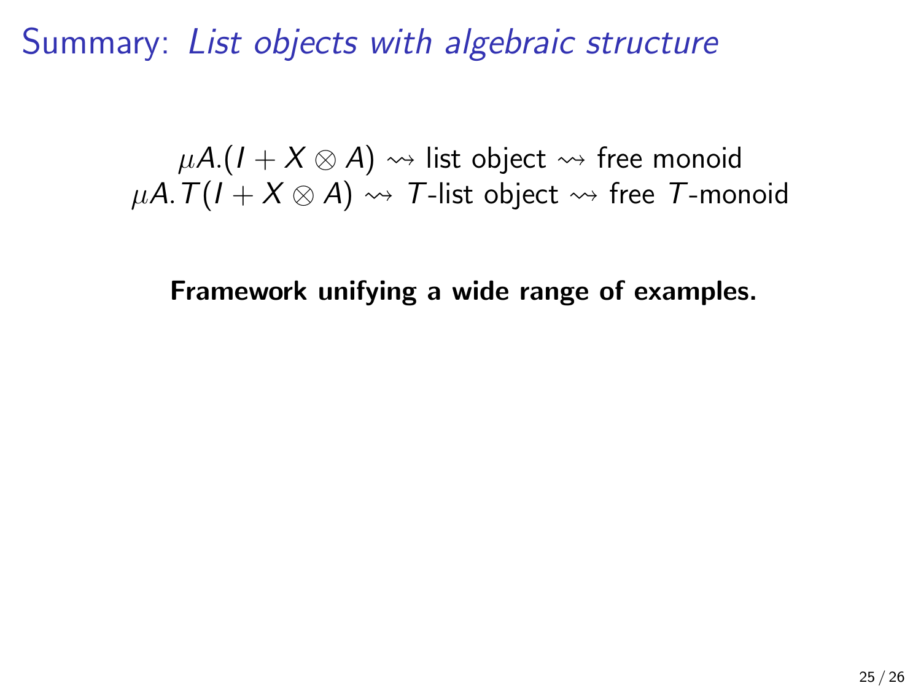# Summary: *List objects with algebraic structure*

$$\mu A.(I + X \otimes A) \rightsquigarrow \text{list object} \rightsquigarrow \text{free monoid}$$
$$\mu A.T(I + X \otimes A) \rightsquigarrow T\text{-list object} \rightsquigarrow \text{free } T\text{-monoid}$$

**Framework unifying a wide range of examples.**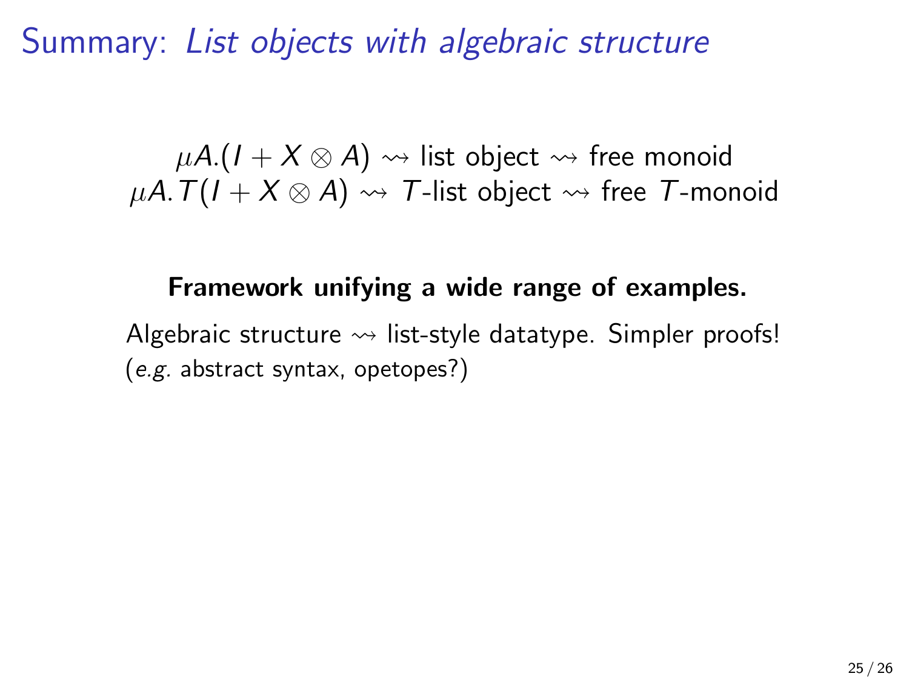# Summary: *List objects with algebraic structure*

$$\mu A.(I + X \otimes A) \rightsquigarrow \text{list object} \rightsquigarrow \text{free monoid}$$
$$\mu A.T(I + X \otimes A) \rightsquigarrow T\text{-list object} \rightsquigarrow \text{free } T\text{-monoid}$$

**Framework unifying a wide range of examples.**

Algebraic structure $\rightsquigarrow$ list-style datatype. Simpler proofs!
(*e.g.* abstract syntax, opetopes?)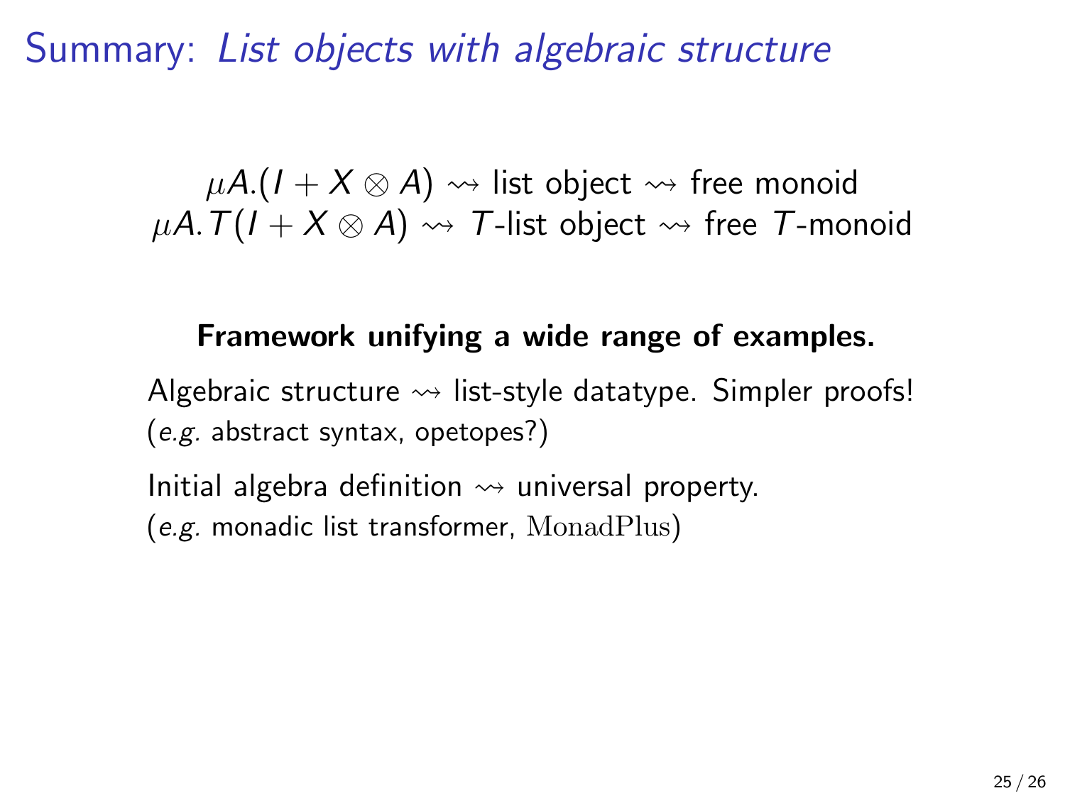# Summary: *List objects with algebraic structure*

$$\mu A.(I + X \otimes A) \rightsquigarrow \text{list object} \rightsquigarrow \text{free monoid}$$
$$\mu A.T(I + X \otimes A) \rightsquigarrow T\text{-list object} \rightsquigarrow \text{free } T\text{-monoid}$$

**Framework unifying a wide range of examples.**

Algebraic structure $\rightsquigarrow$ list-style datatype. Simpler proofs!
(*e.g.* abstract syntax, opetopes?)

Initial algebra definition $\rightsquigarrow$ universal property.
(*e.g.* monadic list transformer, $\mathrm{MonadPlus}$)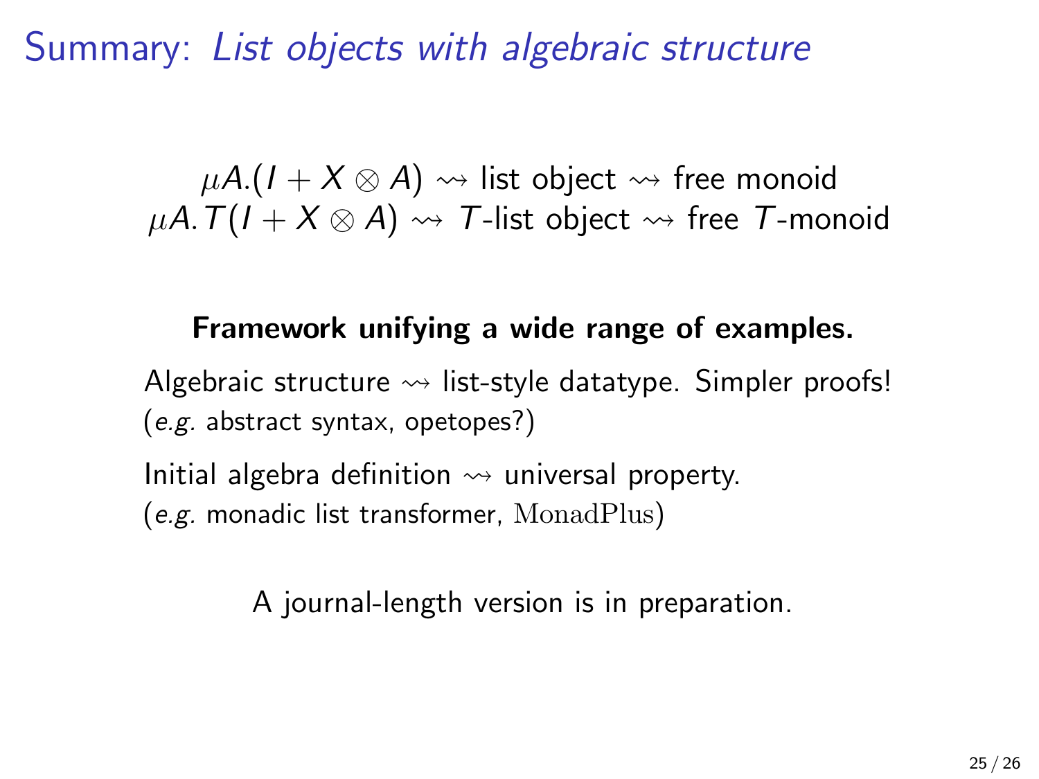# Summary: *List objects with algebraic structure*

$$\mu A.(I + X \otimes A) \rightsquigarrow \text{list object} \rightsquigarrow \text{free monoid}$$
$$\mu A.T(I + X \otimes A) \rightsquigarrow T\text{-list object} \rightsquigarrow \text{free } T\text{-monoid}$$

**Framework unifying a wide range of examples.**

Algebraic structure $\rightsquigarrow$ list-style datatype. Simpler proofs!
(*e.g.* abstract syntax, opetopes?)

Initial algebra definition $\rightsquigarrow$ universal property.
(*e.g.* monadic list transformer, $\mathrm{MonadPlus}$)

A journal-length version is in preparation.